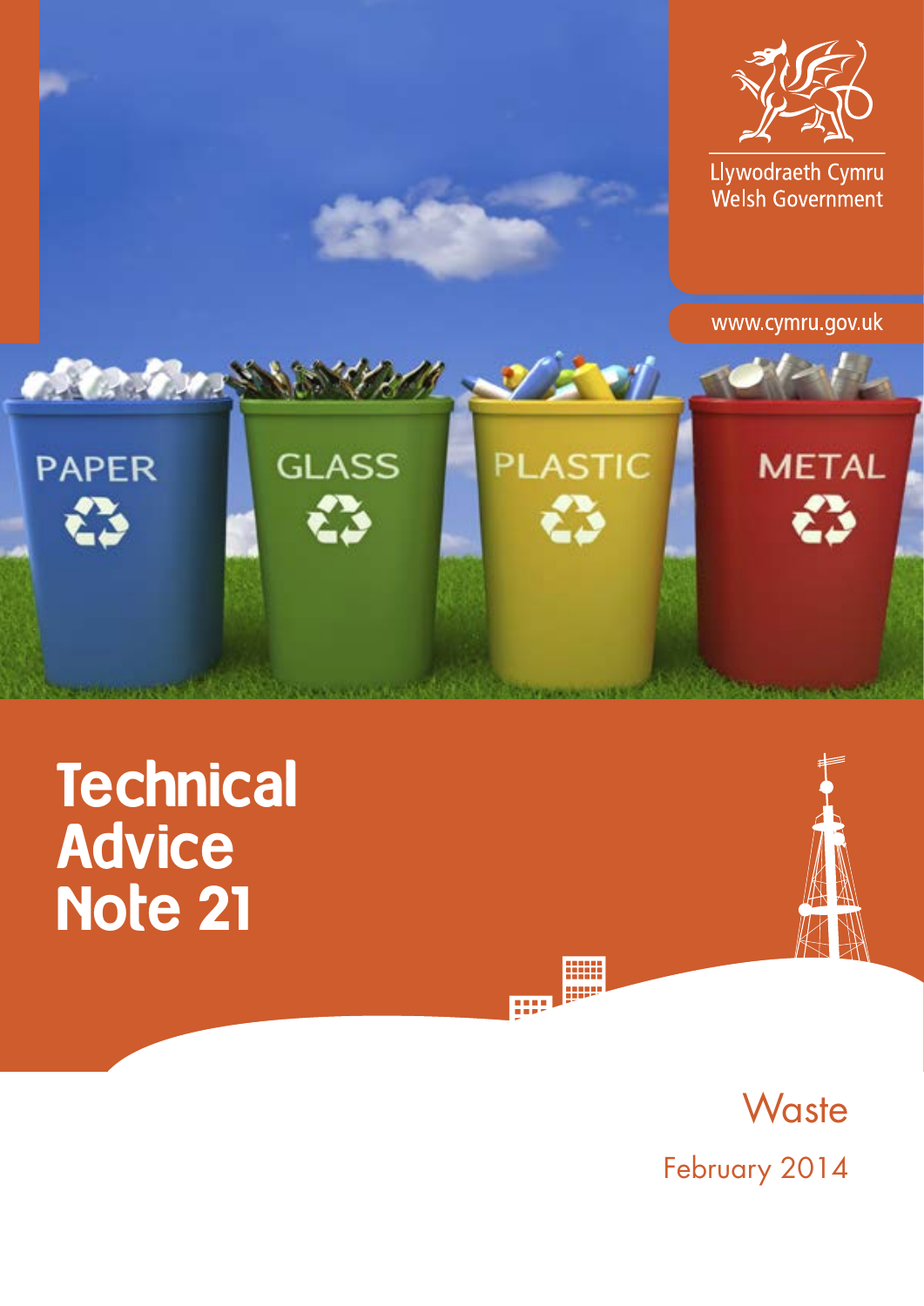Llywodraeth Cymru
Welsh Government

www.cymru.gov.uk

# Technical Advice Note 21

## Waste

February 2014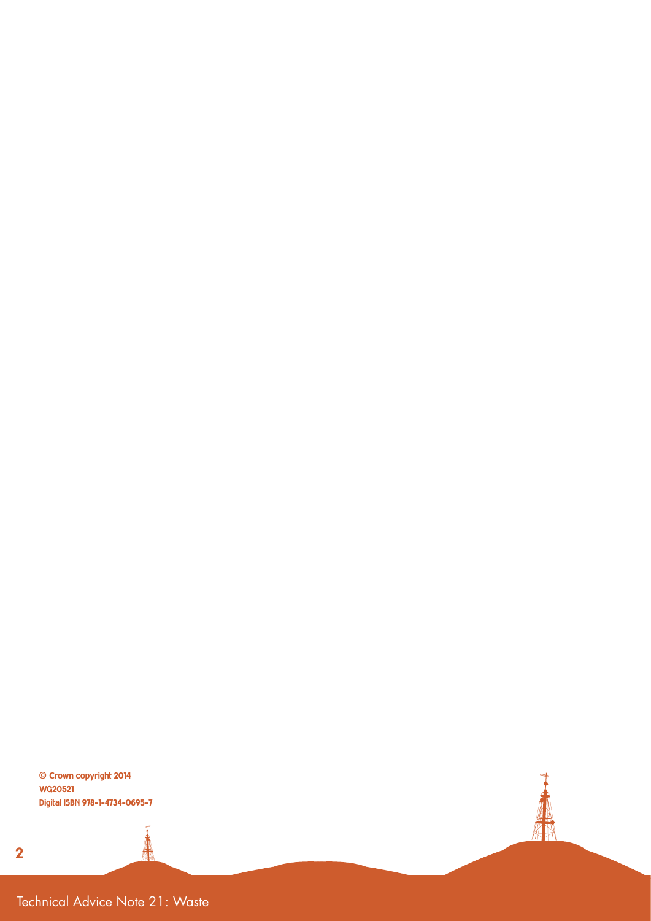© Crown copyright 2014
WG20521
Digital ISBN 978-1-4734-0695-7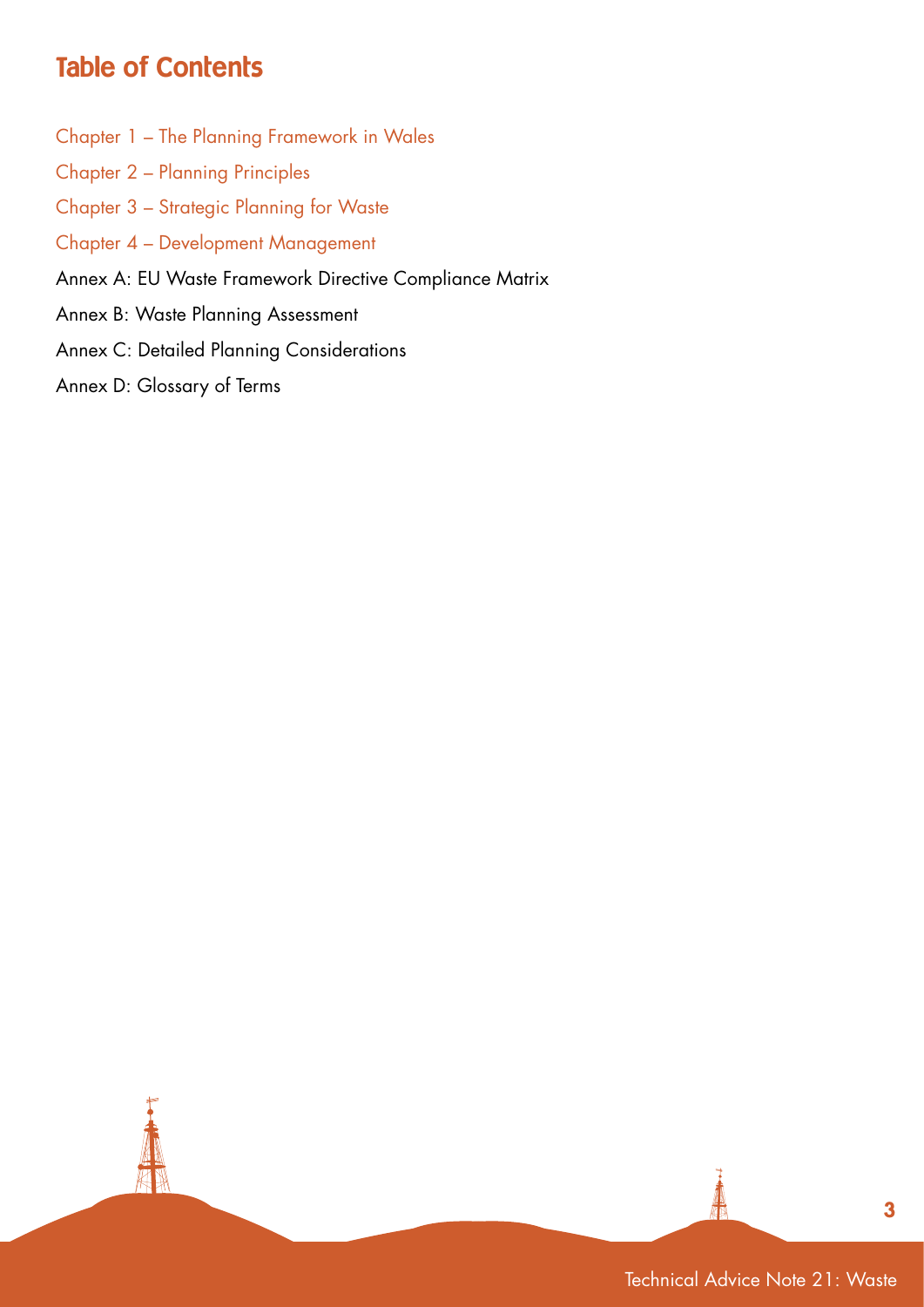# Table of Contents

Chapter 1 – The Planning Framework in Wales

Chapter 2 – Planning Principles

Chapter 3 – Strategic Planning for Waste

Chapter 4 – Development Management

Annex A: EU Waste Framework Directive Compliance Matrix

Annex B: Waste Planning Assessment

Annex C: Detailed Planning Considerations

Annex D: Glossary of Terms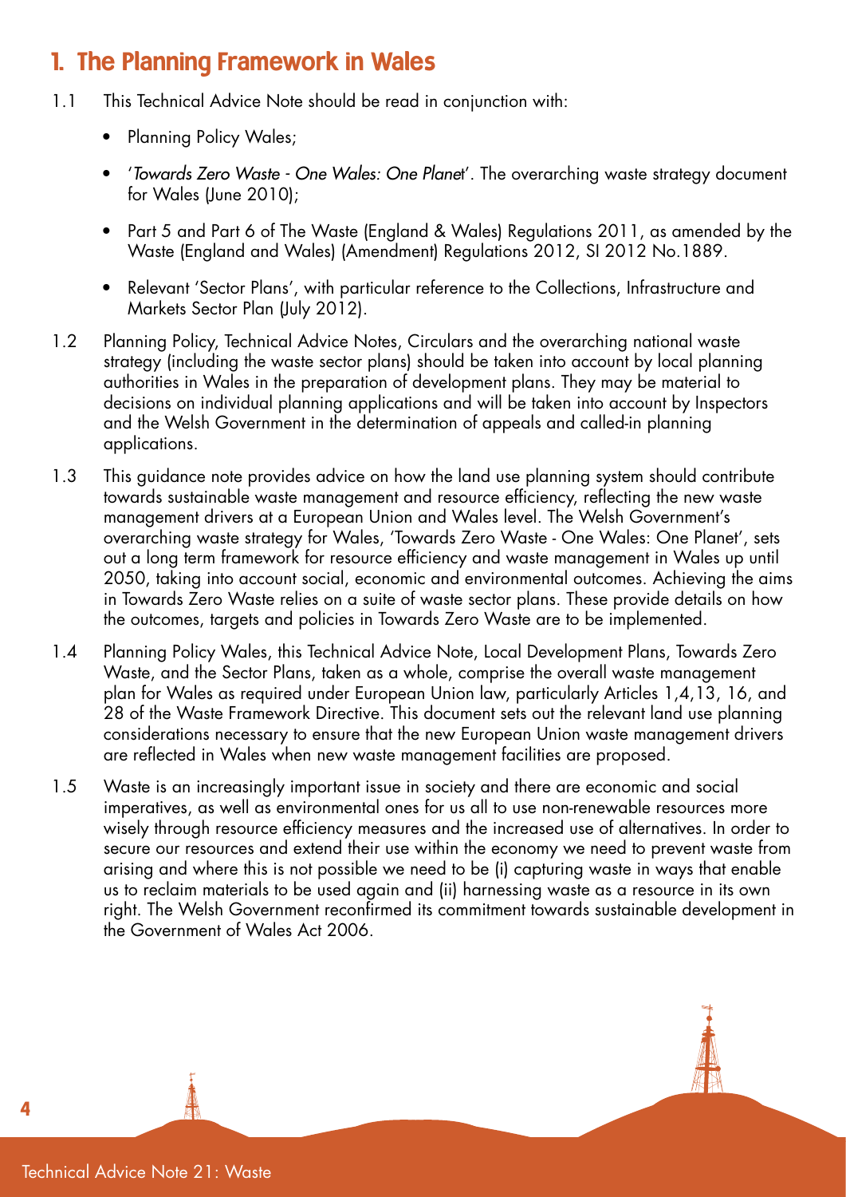# 1. The Planning Framework in Wales

1.1 This Technical Advice Note should be read in conjunction with:

- Planning Policy Wales;
- '*Towards Zero Waste - One Wales: One Planet*'. The overarching waste strategy document for Wales (June 2010);
- Part 5 and Part 6 of The Waste (England & Wales) Regulations 2011, as amended by the Waste (England and Wales) (Amendment) Regulations 2012, SI 2012 No.1889.
- Relevant 'Sector Plans', with particular reference to the Collections, Infrastructure and Markets Sector Plan (July 2012).

1.2 Planning Policy, Technical Advice Notes, Circulars and the overarching national waste strategy (including the waste sector plans) should be taken into account by local planning authorities in Wales in the preparation of development plans. They may be material to decisions on individual planning applications and will be taken into account by Inspectors and the Welsh Government in the determination of appeals and called-in planning applications.

1.3 This guidance note provides advice on how the land use planning system should contribute towards sustainable waste management and resource efficiency, reflecting the new waste management drivers at a European Union and Wales level. The Welsh Government's overarching waste strategy for Wales, 'Towards Zero Waste - One Wales: One Planet', sets out a long term framework for resource efficiency and waste management in Wales up until 2050, taking into account social, economic and environmental outcomes. Achieving the aims in Towards Zero Waste relies on a suite of waste sector plans. These provide details on how the outcomes, targets and policies in Towards Zero Waste are to be implemented.

1.4 Planning Policy Wales, this Technical Advice Note, Local Development Plans, Towards Zero Waste, and the Sector Plans, taken as a whole, comprise the overall waste management plan for Wales as required under European Union law, particularly Articles 1,4,13, 16, and 28 of the Waste Framework Directive. This document sets out the relevant land use planning considerations necessary to ensure that the new European Union waste management drivers are reflected in Wales when new waste management facilities are proposed.

1.5 Waste is an increasingly important issue in society and there are economic and social imperatives, as well as environmental ones for us all to use non-renewable resources more wisely through resource efficiency measures and the increased use of alternatives. In order to secure our resources and extend their use within the economy we need to prevent waste from arising and where this is not possible we need to be (i) capturing waste in ways that enable us to reclaim materials to be used again and (ii) harnessing waste as a resource in its own right. The Welsh Government reconfirmed its commitment towards sustainable development in the Government of Wales Act 2006.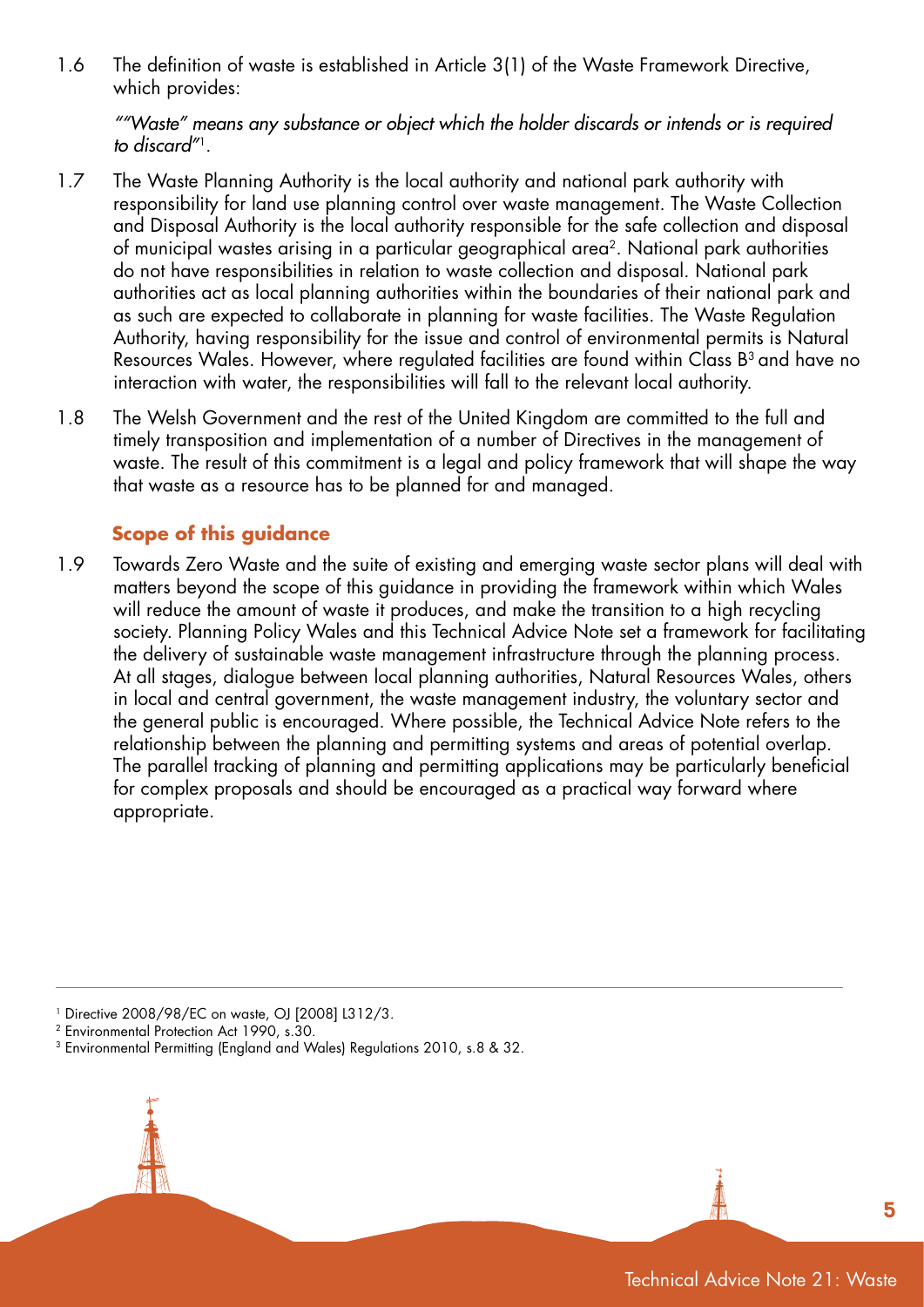1.6 The definition of waste is established in Article 3(1) of the Waste Framework Directive, which provides:

*""Waste" means any substance or object which the holder discards or intends or is required to discard"*[1].

1.7 The Waste Planning Authority is the local authority and national park authority with responsibility for land use planning control over waste management. The Waste Collection and Disposal Authority is the local authority responsible for the safe collection and disposal of municipal wastes arising in a particular geographical area[2]. National park authorities do not have responsibilities in relation to waste collection and disposal. National park authorities act as local planning authorities within the boundaries of their national park and as such are expected to collaborate in planning for waste facilities. The Waste Regulation Authority, having responsibility for the issue and control of environmental permits is Natural Resources Wales. However, where regulated facilities are found within Class B[3] and have no interaction with water, the responsibilities will fall to the relevant local authority.

1.8 The Welsh Government and the rest of the United Kingdom are committed to the full and timely transposition and implementation of a number of Directives in the management of waste. The result of this commitment is a legal and policy framework that will shape the way that waste as a resource has to be planned for and managed.

## Scope of this guidance

1.9 Towards Zero Waste and the suite of existing and emerging waste sector plans will deal with matters beyond the scope of this guidance in providing the framework within which Wales will reduce the amount of waste it produces, and make the transition to a high recycling society. Planning Policy Wales and this Technical Advice Note set a framework for facilitating the delivery of sustainable waste management infrastructure through the planning process. At all stages, dialogue between local planning authorities, Natural Resources Wales, others in local and central government, the waste management industry, the voluntary sector and the general public is encouraged. Where possible, the Technical Advice Note refers to the relationship between the planning and permitting systems and areas of potential overlap. The parallel tracking of planning and permitting applications may be particularly beneficial for complex proposals and should be encouraged as a practical way forward where appropriate.

---

[1] Directive 2008/98/EC on waste, OJ [2008] L312/3.

[2] Environmental Protection Act 1990, s.30.

[3] Environmental Permitting (England and Wales) Regulations 2010, s.8 & 32.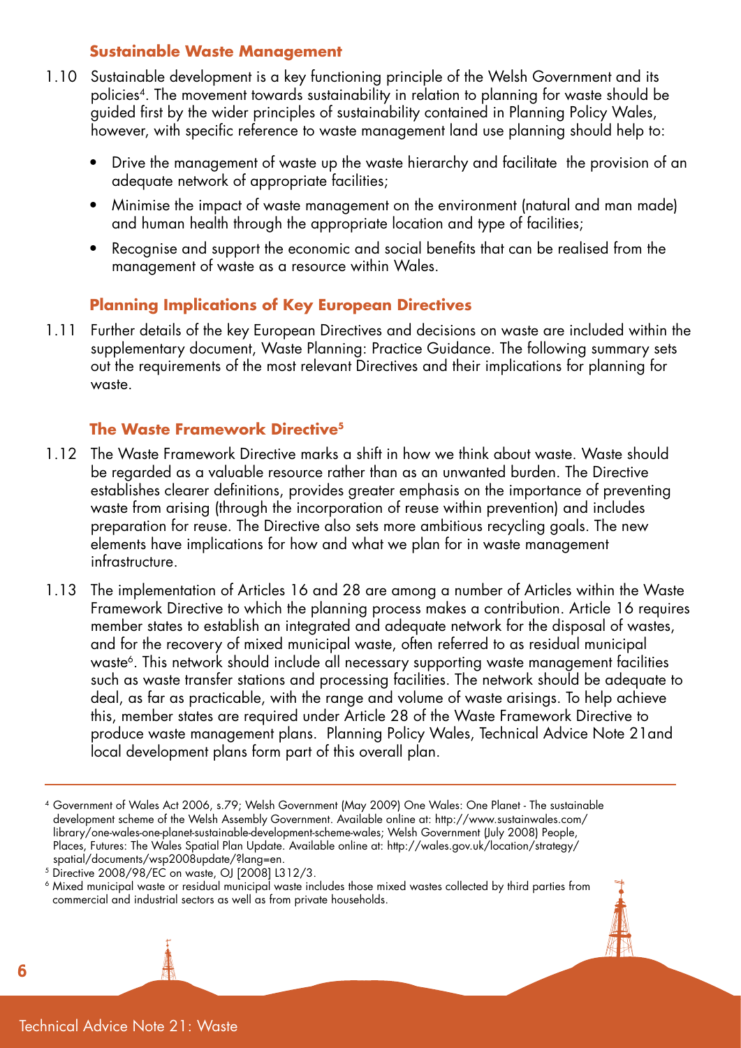### Sustainable Waste Management

1.10 Sustainable development is a key functioning principle of the Welsh Government and its policies[4]. The movement towards sustainability in relation to planning for waste should be guided first by the wider principles of sustainability contained in Planning Policy Wales, however, with specific reference to waste management land use planning should help to:

- Drive the management of waste up the waste hierarchy and facilitate the provision of an adequate network of appropriate facilities;
- Minimise the impact of waste management on the environment (natural and man made) and human health through the appropriate location and type of facilities;
- Recognise and support the economic and social benefits that can be realised from the management of waste as a resource within Wales.

### Planning Implications of Key European Directives

1.11 Further details of the key European Directives and decisions on waste are included within the supplementary document, Waste Planning: Practice Guidance. The following summary sets out the requirements of the most relevant Directives and their implications for planning for waste.

### The Waste Framework Directive[5]

1.12 The Waste Framework Directive marks a shift in how we think about waste. Waste should be regarded as a valuable resource rather than as an unwanted burden. The Directive establishes clearer definitions, provides greater emphasis on the importance of preventing waste from arising (through the incorporation of reuse within prevention) and includes preparation for reuse. The Directive also sets more ambitious recycling goals. The new elements have implications for how and what we plan for in waste management infrastructure.

1.13 The implementation of Articles 16 and 28 are among a number of Articles within the Waste Framework Directive to which the planning process makes a contribution. Article 16 requires member states to establish an integrated and adequate network for the disposal of wastes, and for the recovery of mixed municipal waste, often referred to as residual municipal waste[6]. This network should include all necessary supporting waste management facilities such as waste transfer stations and processing facilities. The network should be adequate to deal, as far as practicable, with the range and volume of waste arisings. To help achieve this, member states are required under Article 28 of the Waste Framework Directive to produce waste management plans. Planning Policy Wales, Technical Advice Note 21and local development plans form part of this overall plan.

---

[4] Government of Wales Act 2006, s.79; Welsh Government (May 2009) One Wales: One Planet - The sustainable development scheme of the Welsh Assembly Government. Available online at: http://www.sustainwales.com/library/one-wales-one-planet-sustainable-development-scheme-wales; Welsh Government (July 2008) People, Places, Futures: The Wales Spatial Plan Update. Available online at: http://wales.gov.uk/location/strategy/spatial/documents/wsp2008update/?lang=en.

[5] Directive 2008/98/EC on waste, OJ [2008] L312/3.

[6] Mixed municipal waste or residual municipal waste includes those mixed wastes collected by third parties from commercial and industrial sectors as well as from private households.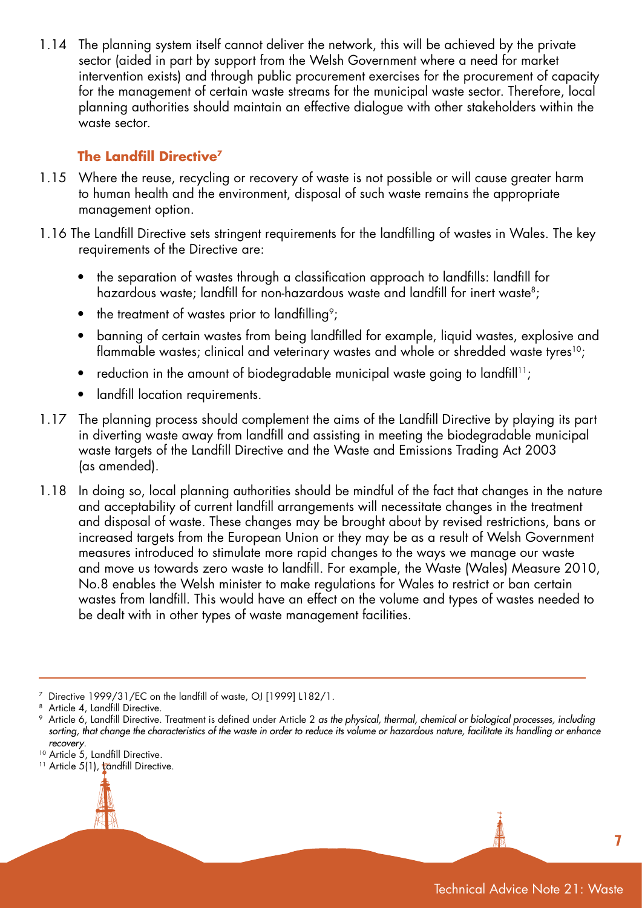1.14 The planning system itself cannot deliver the network, this will be achieved by the private sector (aided in part by support from the Welsh Government where a need for market intervention exists) and through public procurement exercises for the procurement of capacity for the management of certain waste streams for the municipal waste sector. Therefore, local planning authorities should maintain an effective dialogue with other stakeholders within the waste sector.

### The Landfill Directive[7]

1.15 Where the reuse, recycling or recovery of waste is not possible or will cause greater harm to human health and the environment, disposal of such waste remains the appropriate management option.

1.16 The Landfill Directive sets stringent requirements for the landfilling of wastes in Wales. The key requirements of the Directive are:

- the separation of wastes through a classification approach to landfills: landfill for hazardous waste; landfill for non-hazardous waste and landfill for inert waste[8];
- the treatment of wastes prior to landfilling[9];
- banning of certain wastes from being landfilled for example, liquid wastes, explosive and flammable wastes; clinical and veterinary wastes and whole or shredded waste tyres[10];
- reduction in the amount of biodegradable municipal waste going to landfill[11];
- landfill location requirements.

1.17 The planning process should complement the aims of the Landfill Directive by playing its part in diverting waste away from landfill and assisting in meeting the biodegradable municipal waste targets of the Landfill Directive and the Waste and Emissions Trading Act 2003 (as amended).

1.18 In doing so, local planning authorities should be mindful of the fact that changes in the nature and acceptability of current landfill arrangements will necessitate changes in the treatment and disposal of waste. These changes may be brought about by revised restrictions, bans or increased targets from the European Union or they may be as a result of Welsh Government measures introduced to stimulate more rapid changes to the ways we manage our waste and move us towards zero waste to landfill. For example, the Waste (Wales) Measure 2010, No.8 enables the Welsh minister to make regulations for Wales to restrict or ban certain wastes from landfill. This would have an effect on the volume and types of wastes needed to be dealt with in other types of waste management facilities.

---

[7] Directive 1999/31/EC on the landfill of waste, OJ [1999] L182/1.

[8] Article 4, Landfill Directive.

[9] Article 6, Landfill Directive. Treatment is defined under Article 2 *as the physical, thermal, chemical or biological processes, including sorting, that change the characteristics of the waste in order to reduce its volume or hazardous nature, facilitate its handling or enhance recovery.*

[10] Article 5, Landfill Directive.

[11] Article 5(1), Landfill Directive.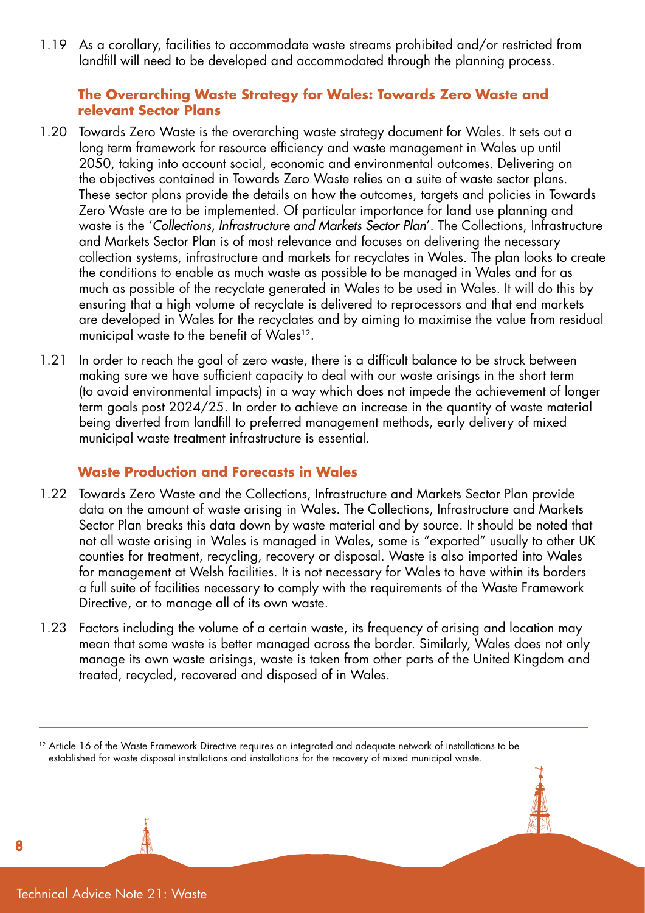1.19 As a corollary, facilities to accommodate waste streams prohibited and/or restricted from landfill will need to be developed and accommodated through the planning process.

### The Overarching Waste Strategy for Wales: Towards Zero Waste and relevant Sector Plans

1.20 Towards Zero Waste is the overarching waste strategy document for Wales. It sets out a long term framework for resource efficiency and waste management in Wales up until 2050, taking into account social, economic and environmental outcomes. Delivering on the objectives contained in Towards Zero Waste relies on a suite of waste sector plans. These sector plans provide the details on how the outcomes, targets and policies in Towards Zero Waste are to be implemented. Of particular importance for land use planning and waste is the '*Collections, Infrastructure and Markets Sector Plan*'. The Collections, Infrastructure and Markets Sector Plan is of most relevance and focuses on delivering the necessary collection systems, infrastructure and markets for recyclates in Wales. The plan looks to create the conditions to enable as much waste as possible to be managed in Wales and for as much as possible of the recyclate generated in Wales to be used in Wales. It will do this by ensuring that a high volume of recyclate is delivered to reprocessors and that end markets are developed in Wales for the recyclates and by aiming to maximise the value from residual municipal waste to the benefit of Wales[12].

1.21 In order to reach the goal of zero waste, there is a difficult balance to be struck between making sure we have sufficient capacity to deal with our waste arisings in the short term (to avoid environmental impacts) in a way which does not impede the achievement of longer term goals post 2024/25. In order to achieve an increase in the quantity of waste material being diverted from landfill to preferred management methods, early delivery of mixed municipal waste treatment infrastructure is essential.

### Waste Production and Forecasts in Wales

1.22 Towards Zero Waste and the Collections, Infrastructure and Markets Sector Plan provide data on the amount of waste arising in Wales. The Collections, Infrastructure and Markets Sector Plan breaks this data down by waste material and by source. It should be noted that not all waste arising in Wales is managed in Wales, some is "exported" usually to other UK counties for treatment, recycling, recovery or disposal. Waste is also imported into Wales for management at Welsh facilities. It is not necessary for Wales to have within its borders a full suite of facilities necessary to comply with the requirements of the Waste Framework Directive, or to manage all of its own waste.

1.23 Factors including the volume of a certain waste, its frequency of arising and location may mean that some waste is better managed across the border. Similarly, Wales does not only manage its own waste arisings, waste is taken from other parts of the United Kingdom and treated, recycled, recovered and disposed of in Wales.

---

[12] Article 16 of the Waste Framework Directive requires an integrated and adequate network of installations to be established for waste disposal installations and installations for the recovery of mixed municipal waste.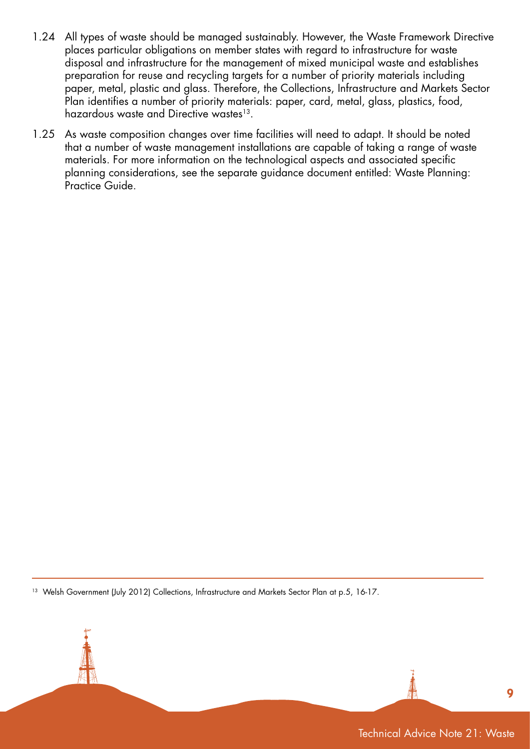1.24 All types of waste should be managed sustainably. However, the Waste Framework Directive places particular obligations on member states with regard to infrastructure for waste disposal and infrastructure for the management of mixed municipal waste and establishes preparation for reuse and recycling targets for a number of priority materials including paper, metal, plastic and glass. Therefore, the Collections, Infrastructure and Markets Sector Plan identifies a number of priority materials: paper, card, metal, glass, plastics, food, hazardous waste and Directive wastes[13].

1.25 As waste composition changes over time facilities will need to adapt. It should be noted that a number of waste management installations are capable of taking a range of waste materials. For more information on the technological aspects and associated specific planning considerations, see the separate guidance document entitled: Waste Planning: Practice Guide.

---

[13] Welsh Government (July 2012) Collections, Infrastructure and Markets Sector Plan at p.5, 16-17.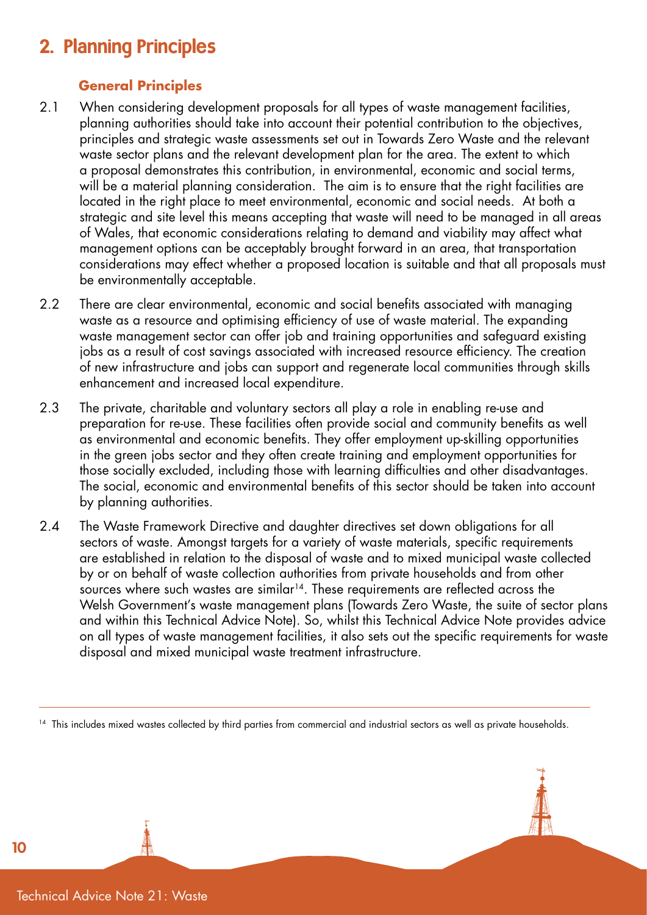# 2. Planning Principles

### General Principles

2.1 When considering development proposals for all types of waste management facilities, planning authorities should take into account their potential contribution to the objectives, principles and strategic waste assessments set out in Towards Zero Waste and the relevant waste sector plans and the relevant development plan for the area. The extent to which a proposal demonstrates this contribution, in environmental, economic and social terms, will be a material planning consideration. The aim is to ensure that the right facilities are located in the right place to meet environmental, economic and social needs. At both a strategic and site level this means accepting that waste will need to be managed in all areas of Wales, that economic considerations relating to demand and viability may affect what management options can be acceptably brought forward in an area, that transportation considerations may effect whether a proposed location is suitable and that all proposals must be environmentally acceptable.

2.2 There are clear environmental, economic and social benefits associated with managing waste as a resource and optimising efficiency of use of waste material. The expanding waste management sector can offer job and training opportunities and safeguard existing jobs as a result of cost savings associated with increased resource efficiency. The creation of new infrastructure and jobs can support and regenerate local communities through skills enhancement and increased local expenditure.

2.3 The private, charitable and voluntary sectors all play a role in enabling re-use and preparation for re-use. These facilities often provide social and community benefits as well as environmental and economic benefits. They offer employment up-skilling opportunities in the green jobs sector and they often create training and employment opportunities for those socially excluded, including those with learning difficulties and other disadvantages. The social, economic and environmental benefits of this sector should be taken into account by planning authorities.

2.4 The Waste Framework Directive and daughter directives set down obligations for all sectors of waste. Amongst targets for a variety of waste materials, specific requirements are established in relation to the disposal of waste and to mixed municipal waste collected by or on behalf of waste collection authorities from private households and from other sources where such wastes are similar[14]. These requirements are reflected across the Welsh Government's waste management plans (Towards Zero Waste, the suite of sector plans and within this Technical Advice Note). So, whilst this Technical Advice Note provides advice on all types of waste management facilities, it also sets out the specific requirements for waste disposal and mixed municipal waste treatment infrastructure.

---

[14] This includes mixed wastes collected by third parties from commercial and industrial sectors as well as private households.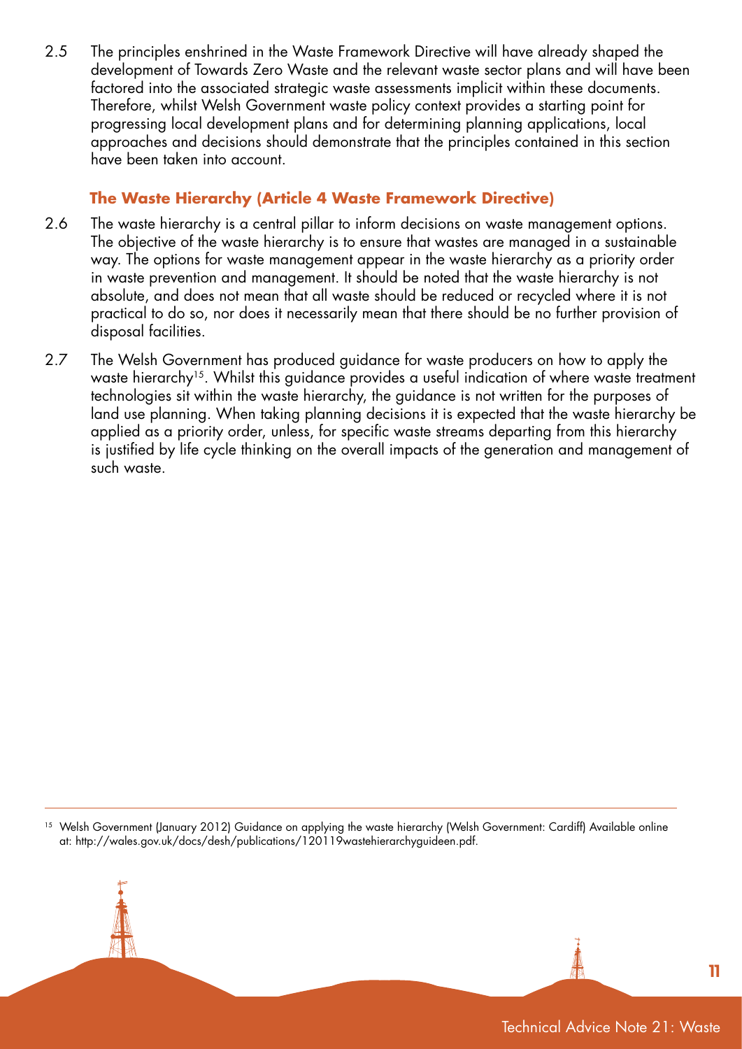2.5 The principles enshrined in the Waste Framework Directive will have already shaped the development of Towards Zero Waste and the relevant waste sector plans and will have been factored into the associated strategic waste assessments implicit within these documents. Therefore, whilst Welsh Government waste policy context provides a starting point for progressing local development plans and for determining planning applications, local approaches and decisions should demonstrate that the principles contained in this section have been taken into account.

### The Waste Hierarchy (Article 4 Waste Framework Directive)

2.6 The waste hierarchy is a central pillar to inform decisions on waste management options. The objective of the waste hierarchy is to ensure that wastes are managed in a sustainable way. The options for waste management appear in the waste hierarchy as a priority order in waste prevention and management. It should be noted that the waste hierarchy is not absolute, and does not mean that all waste should be reduced or recycled where it is not practical to do so, nor does it necessarily mean that there should be no further provision of disposal facilities.

2.7 The Welsh Government has produced guidance for waste producers on how to apply the waste hierarchy[15]. Whilst this guidance provides a useful indication of where waste treatment technologies sit within the waste hierarchy, the guidance is not written for the purposes of land use planning. When taking planning decisions it is expected that the waste hierarchy be applied as a priority order, unless, for specific waste streams departing from this hierarchy is justified by life cycle thinking on the overall impacts of the generation and management of such waste.

---

[15] Welsh Government (January 2012) Guidance on applying the waste hierarchy (Welsh Government: Cardiff) Available online at: http://wales.gov.uk/docs/desh/publications/120119wastehierarchyguideen.pdf.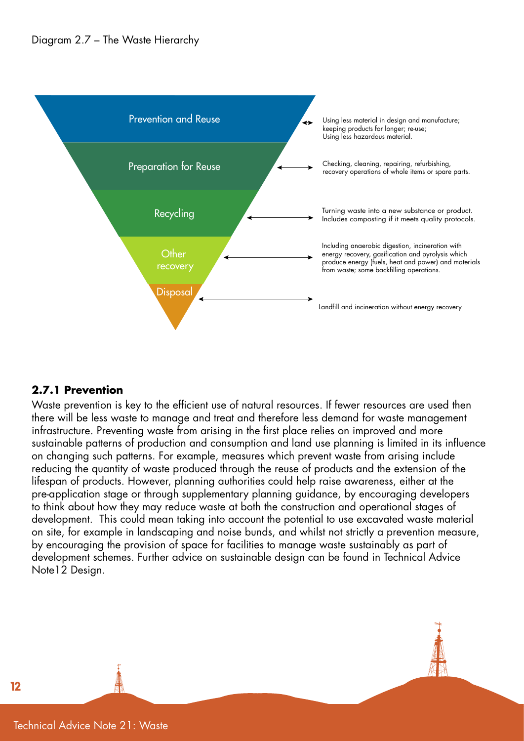Diagram 2.7 – The Waste Hierarchy

| Level | Description |
| --- | --- |
| Prevention and Reuse | Using less material in design and manufacture; keeping products for longer; re-use; Using less hazardous material. |
| Preparation for Reuse | Checking, cleaning, repairing, refurbishing, recovery operations of whole items or spare parts. |
| Recycling | Turning waste into a new substance or product. Includes composting if it meets quality protocols. |
| Other recovery | Including anaerobic digestion, incineration with energy recovery, gasification and pyrolysis which produce energy (fuels, heat and power) and materials from waste; some backfilling operations. |
| Disposal | Landfill and incineration without energy recovery |

### 2.7.1 Prevention

Waste prevention is key to the efficient use of natural resources. If fewer resources are used then there will be less waste to manage and treat and therefore less demand for waste management infrastructure. Preventing waste from arising in the first place relies on improved and more sustainable patterns of production and consumption and land use planning is limited in its influence on changing such patterns. For example, measures which prevent waste from arising include reducing the quantity of waste produced through the reuse of products and the extension of the lifespan of products. However, planning authorities could help raise awareness, either at the pre-application stage or through supplementary planning guidance, by encouraging developers to think about how they may reduce waste at both the construction and operational stages of development. This could mean taking into account the potential to use excavated waste material on site, for example in landscaping and noise bunds, and whilst not strictly a prevention measure, by encouraging the provision of space for facilities to manage waste sustainably as part of development schemes. Further advice on sustainable design can be found in Technical Advice Note12 Design.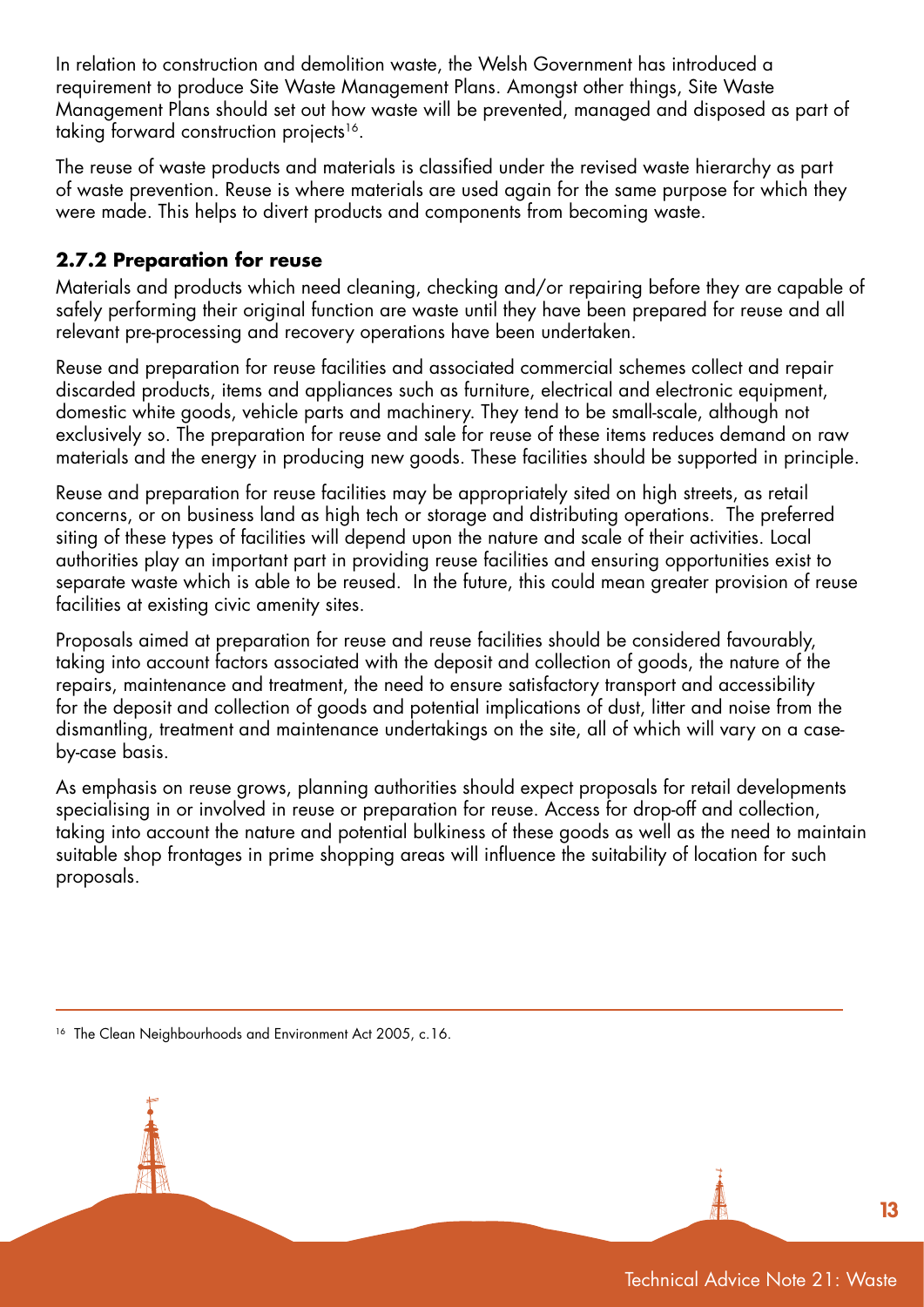In relation to construction and demolition waste, the Welsh Government has introduced a requirement to produce Site Waste Management Plans. Amongst other things, Site Waste Management Plans should set out how waste will be prevented, managed and disposed as part of taking forward construction projects[16].

The reuse of waste products and materials is classified under the revised waste hierarchy as part of waste prevention. Reuse is where materials are used again for the same purpose for which they were made. This helps to divert products and components from becoming waste.

### 2.7.2 Preparation for reuse

Materials and products which need cleaning, checking and/or repairing before they are capable of safely performing their original function are waste until they have been prepared for reuse and all relevant pre-processing and recovery operations have been undertaken.

Reuse and preparation for reuse facilities and associated commercial schemes collect and repair discarded products, items and appliances such as furniture, electrical and electronic equipment, domestic white goods, vehicle parts and machinery. They tend to be small-scale, although not exclusively so. The preparation for reuse and sale for reuse of these items reduces demand on raw materials and the energy in producing new goods. These facilities should be supported in principle.

Reuse and preparation for reuse facilities may be appropriately sited on high streets, as retail concerns, or on business land as high tech or storage and distributing operations. The preferred siting of these types of facilities will depend upon the nature and scale of their activities. Local authorities play an important part in providing reuse facilities and ensuring opportunities exist to separate waste which is able to be reused. In the future, this could mean greater provision of reuse facilities at existing civic amenity sites.

Proposals aimed at preparation for reuse and reuse facilities should be considered favourably, taking into account factors associated with the deposit and collection of goods, the nature of the repairs, maintenance and treatment, the need to ensure satisfactory transport and accessibility for the deposit and collection of goods and potential implications of dust, litter and noise from the dismantling, treatment and maintenance undertakings on the site, all of which will vary on a case-by-case basis.

As emphasis on reuse grows, planning authorities should expect proposals for retail developments specialising in or involved in reuse or preparation for reuse. Access for drop-off and collection, taking into account the nature and potential bulkiness of these goods as well as the need to maintain suitable shop frontages in prime shopping areas will influence the suitability of location for such proposals.

---

[16] The Clean Neighbourhoods and Environment Act 2005, c.16.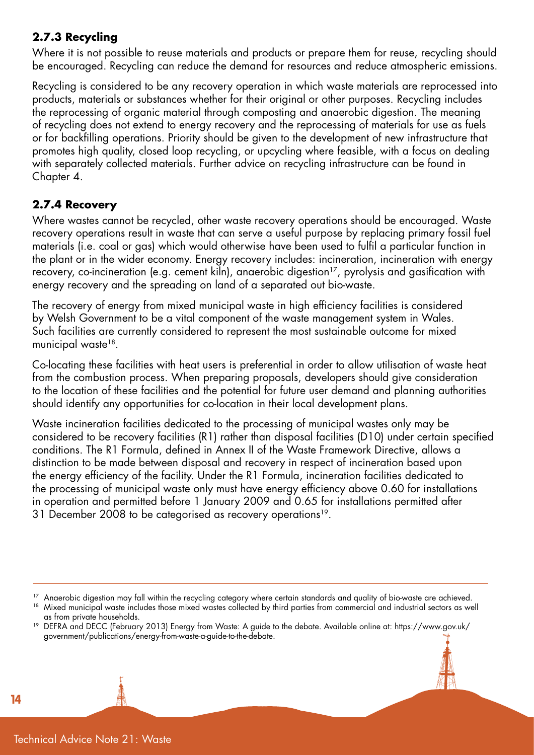### 2.7.3 Recycling

Where it is not possible to reuse materials and products or prepare them for reuse, recycling should be encouraged. Recycling can reduce the demand for resources and reduce atmospheric emissions.

Recycling is considered to be any recovery operation in which waste materials are reprocessed into products, materials or substances whether for their original or other purposes. Recycling includes the reprocessing of organic material through composting and anaerobic digestion. The meaning of recycling does not extend to energy recovery and the reprocessing of materials for use as fuels or for backfilling operations. Priority should be given to the development of new infrastructure that promotes high quality, closed loop recycling, or upcycling where feasible, with a focus on dealing with separately collected materials. Further advice on recycling infrastructure can be found in Chapter 4.

### 2.7.4 Recovery

Where wastes cannot be recycled, other waste recovery operations should be encouraged. Waste recovery operations result in waste that can serve a useful purpose by replacing primary fossil fuel materials (i.e. coal or gas) which would otherwise have been used to fulfil a particular function in the plant or in the wider economy. Energy recovery includes: incineration, incineration with energy recovery, co-incineration (e.g. cement kiln), anaerobic digestion[17], pyrolysis and gasification with energy recovery and the spreading on land of a separated out bio-waste.

The recovery of energy from mixed municipal waste in high efficiency facilities is considered by Welsh Government to be a vital component of the waste management system in Wales. Such facilities are currently considered to represent the most sustainable outcome for mixed municipal waste[18].

Co-locating these facilities with heat users is preferential in order to allow utilisation of waste heat from the combustion process. When preparing proposals, developers should give consideration to the location of these facilities and the potential for future user demand and planning authorities should identify any opportunities for co-location in their local development plans.

Waste incineration facilities dedicated to the processing of municipal wastes only may be considered to be recovery facilities (R1) rather than disposal facilities (D10) under certain specified conditions. The R1 Formula, defined in Annex II of the Waste Framework Directive, allows a distinction to be made between disposal and recovery in respect of incineration based upon the energy efficiency of the facility. Under the R1 Formula, incineration facilities dedicated to the processing of municipal waste only must have energy efficiency above 0.60 for installations in operation and permitted before 1 January 2009 and 0.65 for installations permitted after 31 December 2008 to be categorised as recovery operations[19].

---

[17] Anaerobic digestion may fall within the recycling category where certain standards and quality of bio-waste are achieved.

[18] Mixed municipal waste includes those mixed wastes collected by third parties from commercial and industrial sectors as well as from private households.

[19] DEFRA and DECC (February 2013) Energy from Waste: A guide to the debate. Available online at: https://www.gov.uk/government/publications/energy-from-waste-a-guide-to-the-debate.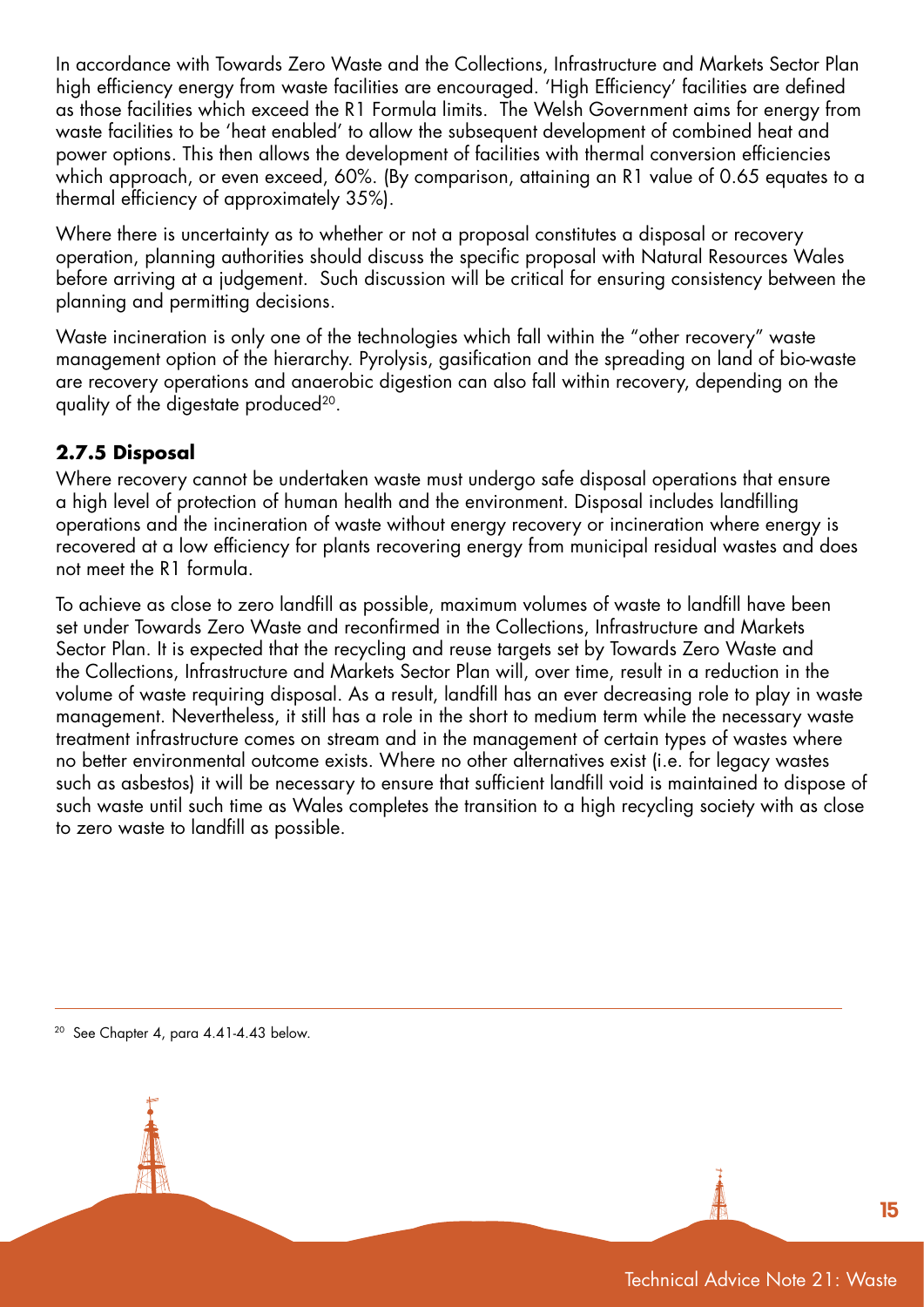In accordance with Towards Zero Waste and the Collections, Infrastructure and Markets Sector Plan high efficiency energy from waste facilities are encouraged. 'High Efficiency' facilities are defined as those facilities which exceed the R1 Formula limits. The Welsh Government aims for energy from waste facilities to be 'heat enabled' to allow the subsequent development of combined heat and power options. This then allows the development of facilities with thermal conversion efficiencies which approach, or even exceed, 60%. (By comparison, attaining an R1 value of 0.65 equates to a thermal efficiency of approximately 35%).

Where there is uncertainty as to whether or not a proposal constitutes a disposal or recovery operation, planning authorities should discuss the specific proposal with Natural Resources Wales before arriving at a judgement. Such discussion will be critical for ensuring consistency between the planning and permitting decisions.

Waste incineration is only one of the technologies which fall within the "other recovery" waste management option of the hierarchy. Pyrolysis, gasification and the spreading on land of bio-waste are recovery operations and anaerobic digestion can also fall within recovery, depending on the quality of the digestate produced[20].

### 2.7.5 Disposal

Where recovery cannot be undertaken waste must undergo safe disposal operations that ensure a high level of protection of human health and the environment. Disposal includes landfilling operations and the incineration of waste without energy recovery or incineration where energy is recovered at a low efficiency for plants recovering energy from municipal residual wastes and does not meet the R1 formula.

To achieve as close to zero landfill as possible, maximum volumes of waste to landfill have been set under Towards Zero Waste and reconfirmed in the Collections, Infrastructure and Markets Sector Plan. It is expected that the recycling and reuse targets set by Towards Zero Waste and the Collections, Infrastructure and Markets Sector Plan will, over time, result in a reduction in the volume of waste requiring disposal. As a result, landfill has an ever decreasing role to play in waste management. Nevertheless, it still has a role in the short to medium term while the necessary waste treatment infrastructure comes on stream and in the management of certain types of wastes where no better environmental outcome exists. Where no other alternatives exist (i.e. for legacy wastes such as asbestos) it will be necessary to ensure that sufficient landfill void is maintained to dispose of such waste until such time as Wales completes the transition to a high recycling society with as close to zero waste to landfill as possible.

---

[20] See Chapter 4, para 4.41-4.43 below.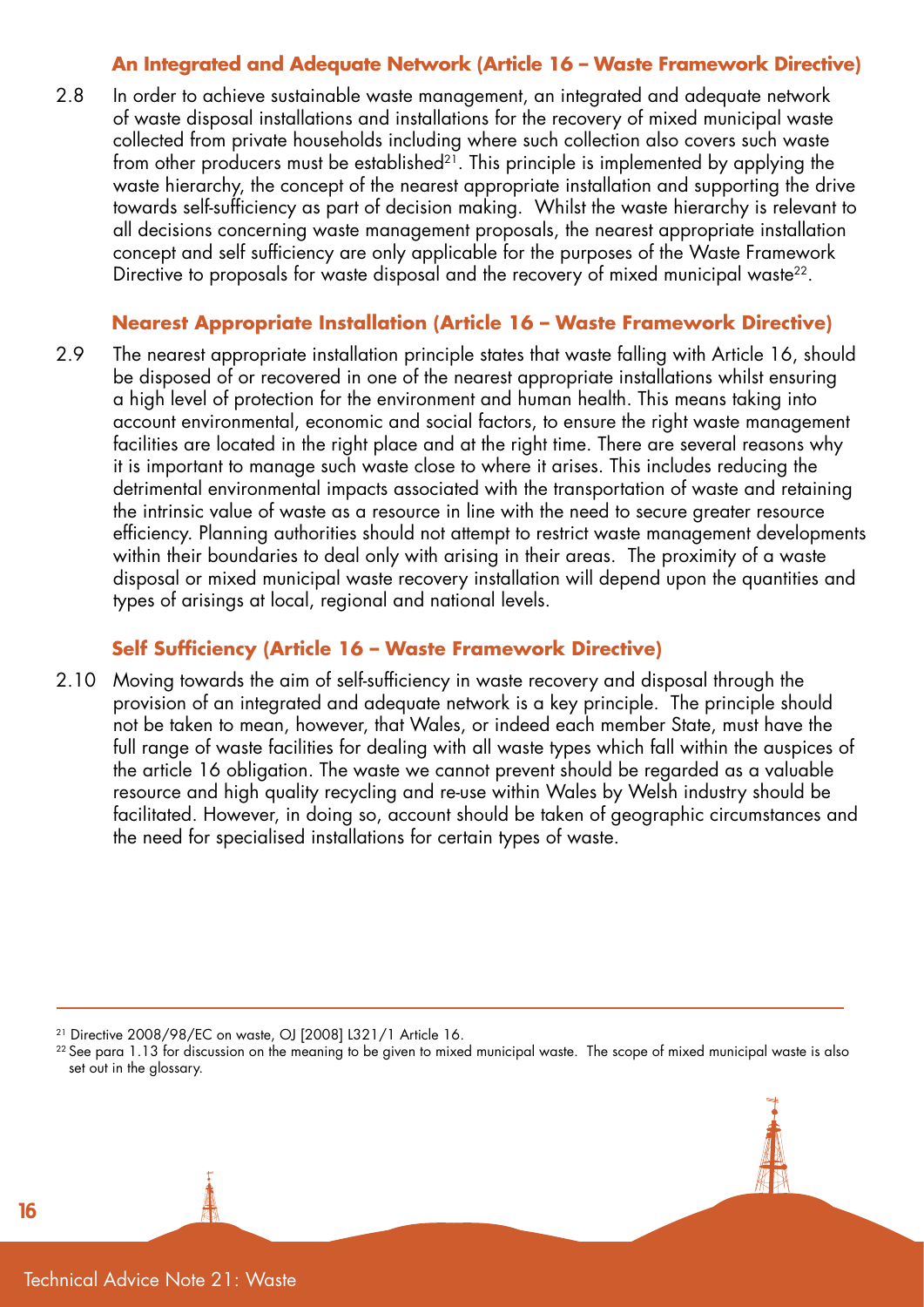### An Integrated and Adequate Network (Article 16 – Waste Framework Directive)

2.8 In order to achieve sustainable waste management, an integrated and adequate network of waste disposal installations and installations for the recovery of mixed municipal waste collected from private households including where such collection also covers such waste from other producers must be established[21]. This principle is implemented by applying the waste hierarchy, the concept of the nearest appropriate installation and supporting the drive towards self-sufficiency as part of decision making. Whilst the waste hierarchy is relevant to all decisions concerning waste management proposals, the nearest appropriate installation concept and self sufficiency are only applicable for the purposes of the Waste Framework Directive to proposals for waste disposal and the recovery of mixed municipal waste[22].

### Nearest Appropriate Installation (Article 16 – Waste Framework Directive)

2.9 The nearest appropriate installation principle states that waste falling with Article 16, should be disposed of or recovered in one of the nearest appropriate installations whilst ensuring a high level of protection for the environment and human health. This means taking into account environmental, economic and social factors, to ensure the right waste management facilities are located in the right place and at the right time. There are several reasons why it is important to manage such waste close to where it arises. This includes reducing the detrimental environmental impacts associated with the transportation of waste and retaining the intrinsic value of waste as a resource in line with the need to secure greater resource efficiency. Planning authorities should not attempt to restrict waste management developments within their boundaries to deal only with arising in their areas. The proximity of a waste disposal or mixed municipal waste recovery installation will depend upon the quantities and types of arisings at local, regional and national levels.

### Self Sufficiency (Article 16 – Waste Framework Directive)

2.10 Moving towards the aim of self-sufficiency in waste recovery and disposal through the provision of an integrated and adequate network is a key principle. The principle should not be taken to mean, however, that Wales, or indeed each member State, must have the full range of waste facilities for dealing with all waste types which fall within the auspices of the article 16 obligation. The waste we cannot prevent should be regarded as a valuable resource and high quality recycling and re-use within Wales by Welsh industry should be facilitated. However, in doing so, account should be taken of geographic circumstances and the need for specialised installations for certain types of waste.

---

[21] Directive 2008/98/EC on waste, OJ [2008] L321/1 Article 16.

[22] See para 1.13 for discussion on the meaning to be given to mixed municipal waste. The scope of mixed municipal waste is also set out in the glossary.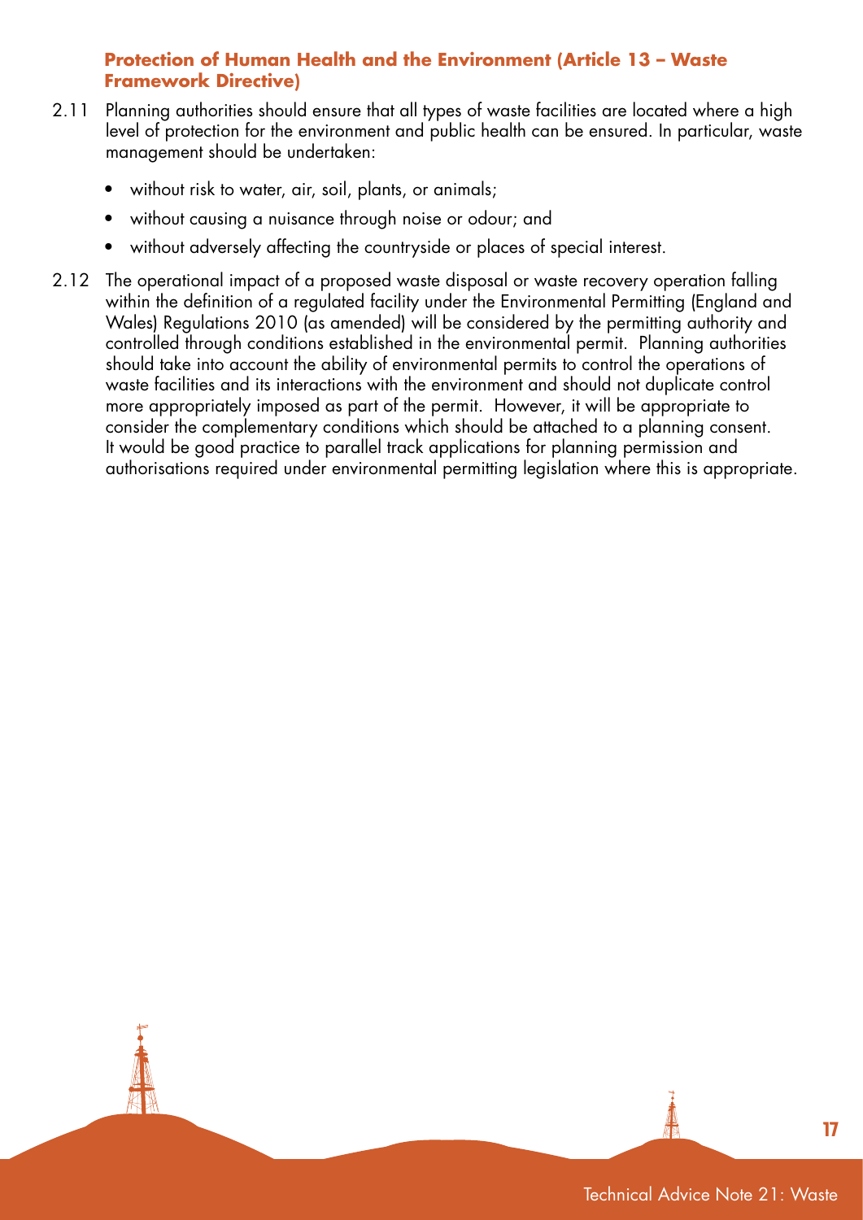### Protection of Human Health and the Environment (Article 13 – Waste Framework Directive)

2.11 Planning authorities should ensure that all types of waste facilities are located where a high level of protection for the environment and public health can be ensured. In particular, waste management should be undertaken:

- without risk to water, air, soil, plants, or animals;
- without causing a nuisance through noise or odour; and
- without adversely affecting the countryside or places of special interest.

2.12 The operational impact of a proposed waste disposal or waste recovery operation falling within the definition of a regulated facility under the Environmental Permitting (England and Wales) Regulations 2010 (as amended) will be considered by the permitting authority and controlled through conditions established in the environmental permit. Planning authorities should take into account the ability of environmental permits to control the operations of waste facilities and its interactions with the environment and should not duplicate control more appropriately imposed as part of the permit. However, it will be appropriate to consider the complementary conditions which should be attached to a planning consent. It would be good practice to parallel track applications for planning permission and authorisations required under environmental permitting legislation where this is appropriate.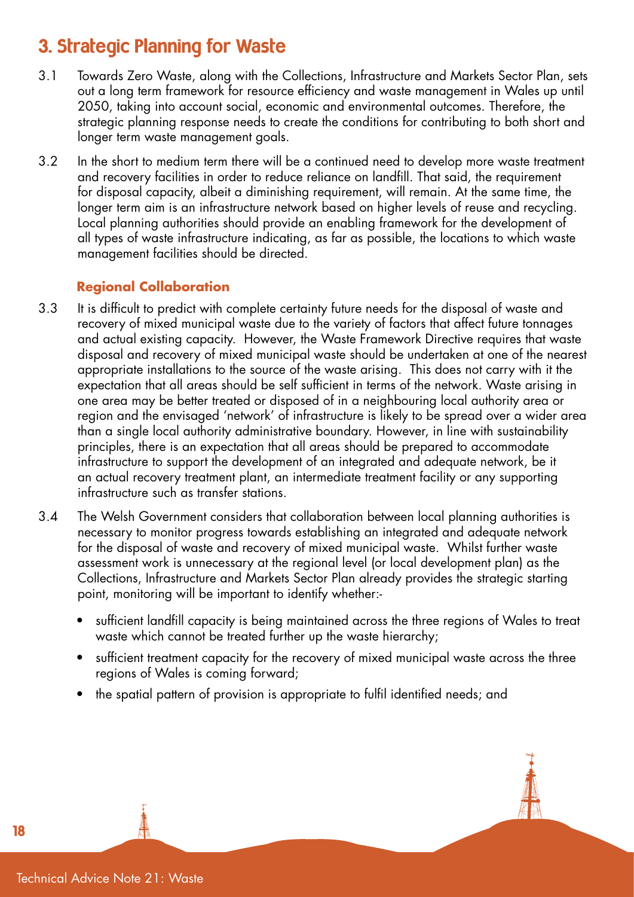# 3. Strategic Planning for Waste

3.1 Towards Zero Waste, along with the Collections, Infrastructure and Markets Sector Plan, sets out a long term framework for resource efficiency and waste management in Wales up until 2050, taking into account social, economic and environmental outcomes. Therefore, the strategic planning response needs to create the conditions for contributing to both short and longer term waste management goals.

3.2 In the short to medium term there will be a continued need to develop more waste treatment and recovery facilities in order to reduce reliance on landfill. That said, the requirement for disposal capacity, albeit a diminishing requirement, will remain. At the same time, the longer term aim is an infrastructure network based on higher levels of reuse and recycling. Local planning authorities should provide an enabling framework for the development of all types of waste infrastructure indicating, as far as possible, the locations to which waste management facilities should be directed.

### Regional Collaboration

3.3 It is difficult to predict with complete certainty future needs for the disposal of waste and recovery of mixed municipal waste due to the variety of factors that affect future tonnages and actual existing capacity. However, the Waste Framework Directive requires that waste disposal and recovery of mixed municipal waste should be undertaken at one of the nearest appropriate installations to the source of the waste arising. This does not carry with it the expectation that all areas should be self sufficient in terms of the network. Waste arising in one area may be better treated or disposed of in a neighbouring local authority area or region and the envisaged 'network' of infrastructure is likely to be spread over a wider area than a single local authority administrative boundary. However, in line with sustainability principles, there is an expectation that all areas should be prepared to accommodate infrastructure to support the development of an integrated and adequate network, be it an actual recovery treatment plant, an intermediate treatment facility or any supporting infrastructure such as transfer stations.

3.4 The Welsh Government considers that collaboration between local planning authorities is necessary to monitor progress towards establishing an integrated and adequate network for the disposal of waste and recovery of mixed municipal waste. Whilst further waste assessment work is unnecessary at the regional level (or local development plan) as the Collections, Infrastructure and Markets Sector Plan already provides the strategic starting point, monitoring will be important to identify whether:-

- sufficient landfill capacity is being maintained across the three regions of Wales to treat waste which cannot be treated further up the waste hierarchy;
- sufficient treatment capacity for the recovery of mixed municipal waste across the three regions of Wales is coming forward;
- the spatial pattern of provision is appropriate to fulfil identified needs; and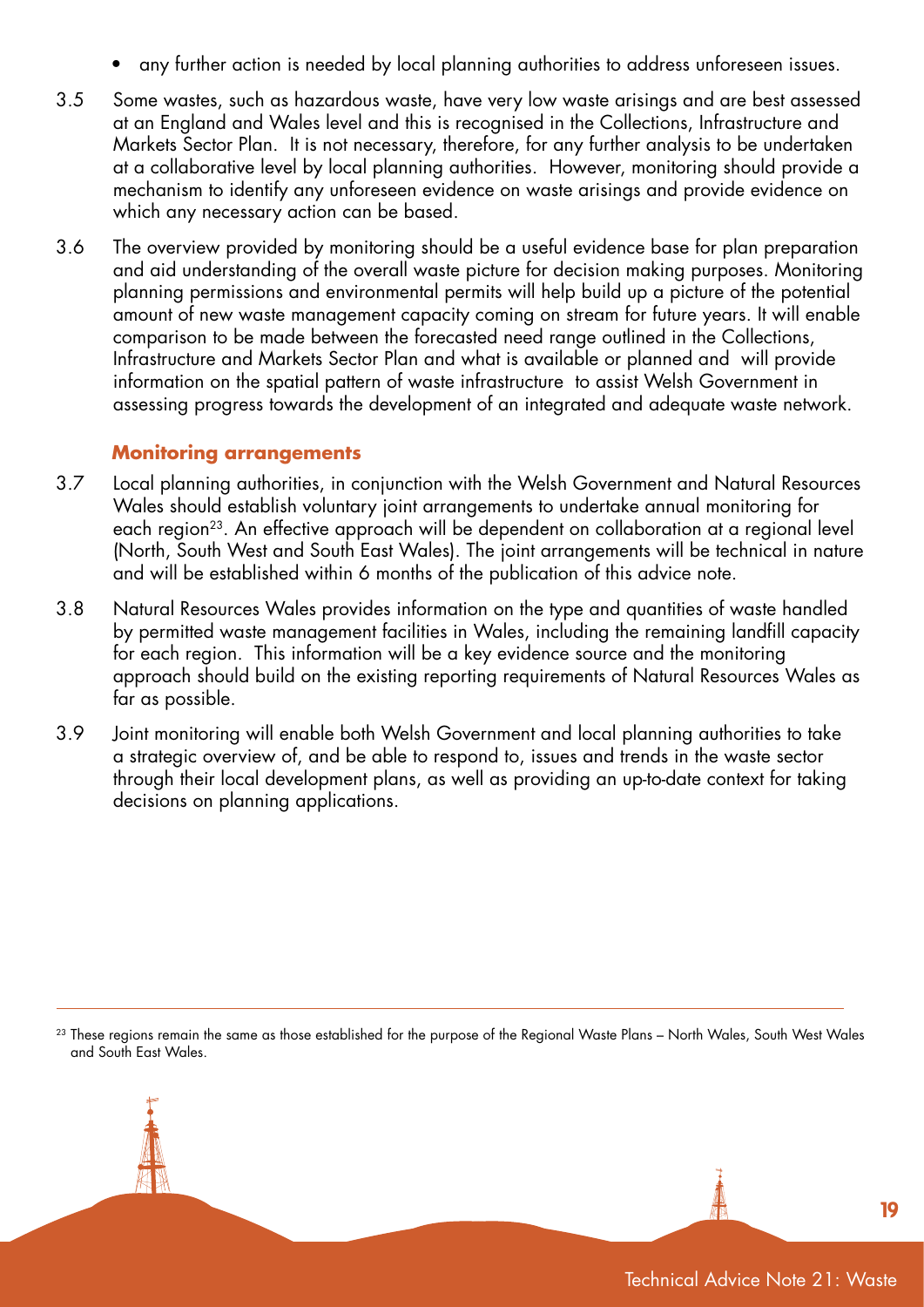- any further action is needed by local planning authorities to address unforeseen issues.

3.5 Some wastes, such as hazardous waste, have very low waste arisings and are best assessed at an England and Wales level and this is recognised in the Collections, Infrastructure and Markets Sector Plan. It is not necessary, therefore, for any further analysis to be undertaken at a collaborative level by local planning authorities. However, monitoring should provide a mechanism to identify any unforeseen evidence on waste arisings and provide evidence on which any necessary action can be based.

3.6 The overview provided by monitoring should be a useful evidence base for plan preparation and aid understanding of the overall waste picture for decision making purposes. Monitoring planning permissions and environmental permits will help build up a picture of the potential amount of new waste management capacity coming on stream for future years. It will enable comparison to be made between the forecasted need range outlined in the Collections, Infrastructure and Markets Sector Plan and what is available or planned and will provide information on the spatial pattern of waste infrastructure to assist Welsh Government in assessing progress towards the development of an integrated and adequate waste network.

### Monitoring arrangements

3.7 Local planning authorities, in conjunction with the Welsh Government and Natural Resources Wales should establish voluntary joint arrangements to undertake annual monitoring for each region[23]. An effective approach will be dependent on collaboration at a regional level (North, South West and South East Wales). The joint arrangements will be technical in nature and will be established within 6 months of the publication of this advice note.

3.8 Natural Resources Wales provides information on the type and quantities of waste handled by permitted waste management facilities in Wales, including the remaining landfill capacity for each region. This information will be a key evidence source and the monitoring approach should build on the existing reporting requirements of Natural Resources Wales as far as possible.

3.9 Joint monitoring will enable both Welsh Government and local planning authorities to take a strategic overview of, and be able to respond to, issues and trends in the waste sector through their local development plans, as well as providing an up-to-date context for taking decisions on planning applications.

---

[23] These regions remain the same as those established for the purpose of the Regional Waste Plans – North Wales, South West Wales and South East Wales.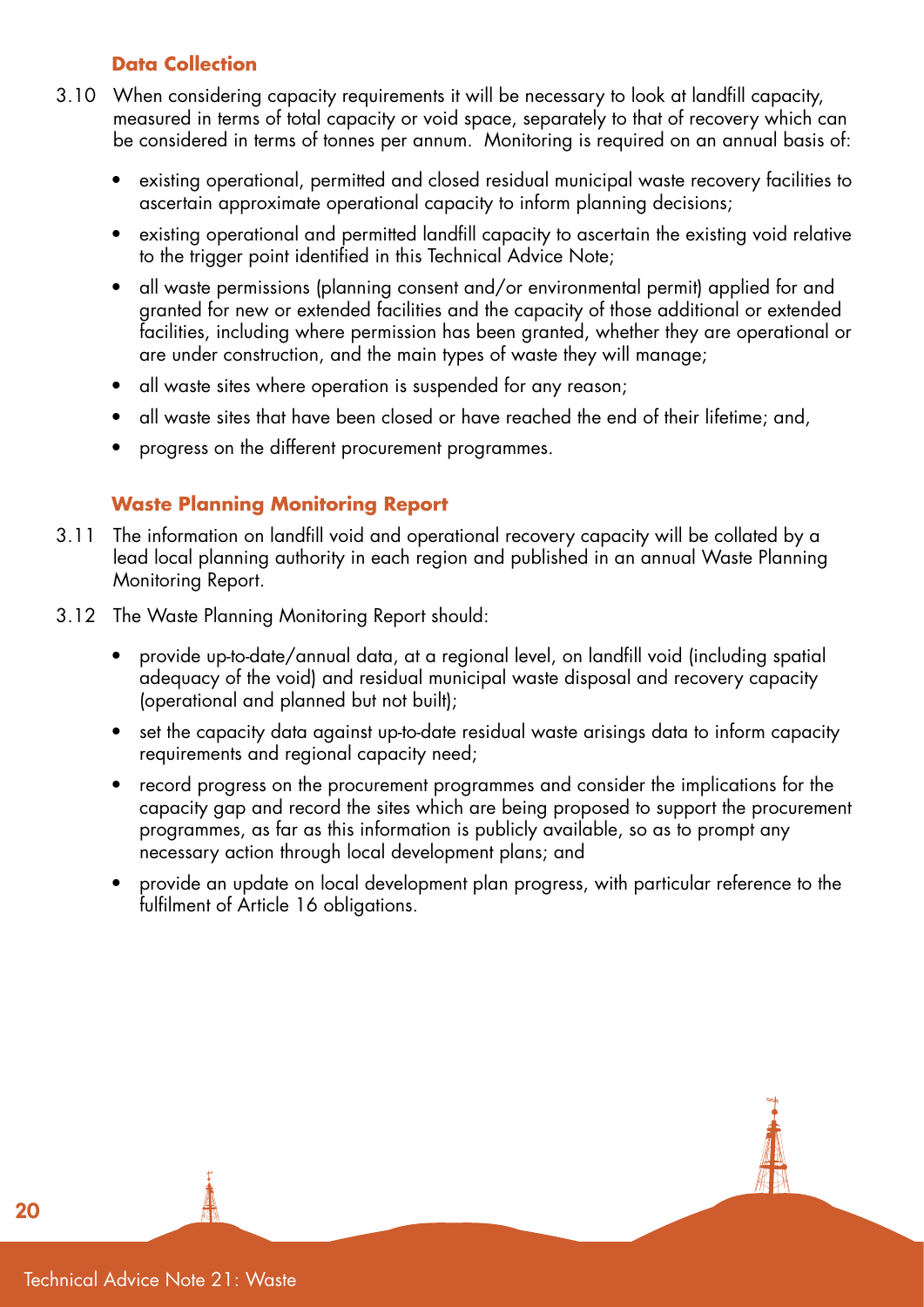### Data Collection

3.10 When considering capacity requirements it will be necessary to look at landfill capacity, measured in terms of total capacity or void space, separately to that of recovery which can be considered in terms of tonnes per annum. Monitoring is required on an annual basis of:

- existing operational, permitted and closed residual municipal waste recovery facilities to ascertain approximate operational capacity to inform planning decisions;
- existing operational and permitted landfill capacity to ascertain the existing void relative to the trigger point identified in this Technical Advice Note;
- all waste permissions (planning consent and/or environmental permit) applied for and granted for new or extended facilities and the capacity of those additional or extended facilities, including where permission has been granted, whether they are operational or are under construction, and the main types of waste they will manage;
- all waste sites where operation is suspended for any reason;
- all waste sites that have been closed or have reached the end of their lifetime; and,
- progress on the different procurement programmes.

### Waste Planning Monitoring Report

3.11 The information on landfill void and operational recovery capacity will be collated by a lead local planning authority in each region and published in an annual Waste Planning Monitoring Report.

3.12 The Waste Planning Monitoring Report should:

- provide up-to-date/annual data, at a regional level, on landfill void (including spatial adequacy of the void) and residual municipal waste disposal and recovery capacity (operational and planned but not built);
- set the capacity data against up-to-date residual waste arisings data to inform capacity requirements and regional capacity need;
- record progress on the procurement programmes and consider the implications for the capacity gap and record the sites which are being proposed to support the procurement programmes, as far as this information is publicly available, so as to prompt any necessary action through local development plans; and
- provide an update on local development plan progress, with particular reference to the fulfilment of Article 16 obligations.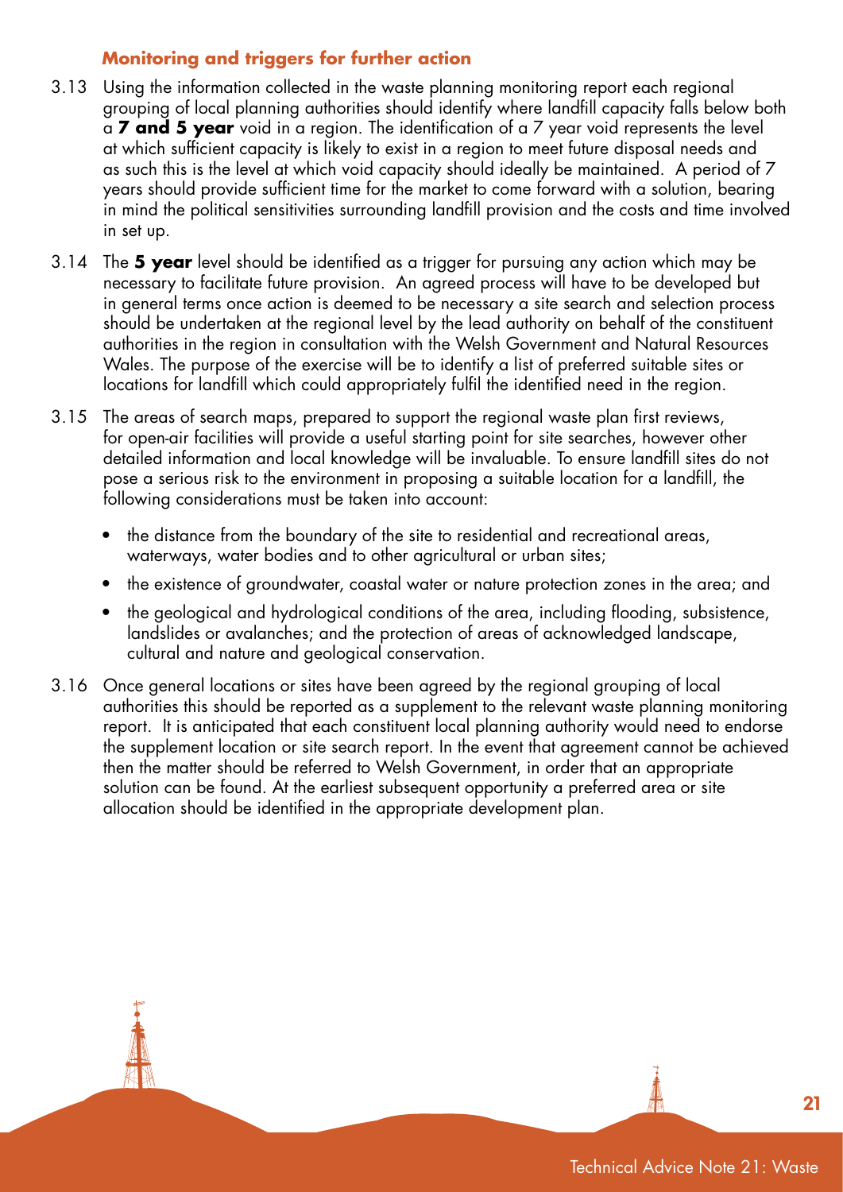### Monitoring and triggers for further action

3.13 Using the information collected in the waste planning monitoring report each regional grouping of local planning authorities should identify where landfill capacity falls below both a **7 and 5 year** void in a region. The identification of a 7 year void represents the level at which sufficient capacity is likely to exist in a region to meet future disposal needs and as such this is the level at which void capacity should ideally be maintained. A period of 7 years should provide sufficient time for the market to come forward with a solution, bearing in mind the political sensitivities surrounding landfill provision and the costs and time involved in set up.

3.14 The **5 year** level should be identified as a trigger for pursuing any action which may be necessary to facilitate future provision. An agreed process will have to be developed but in general terms once action is deemed to be necessary a site search and selection process should be undertaken at the regional level by the lead authority on behalf of the constituent authorities in the region in consultation with the Welsh Government and Natural Resources Wales. The purpose of the exercise will be to identify a list of preferred suitable sites or locations for landfill which could appropriately fulfil the identified need in the region.

3.15 The areas of search maps, prepared to support the regional waste plan first reviews, for open-air facilities will provide a useful starting point for site searches, however other detailed information and local knowledge will be invaluable. To ensure landfill sites do not pose a serious risk to the environment in proposing a suitable location for a landfill, the following considerations must be taken into account:

- the distance from the boundary of the site to residential and recreational areas, waterways, water bodies and to other agricultural or urban sites;
- the existence of groundwater, coastal water or nature protection zones in the area; and
- the geological and hydrological conditions of the area, including flooding, subsistence, landslides or avalanches; and the protection of areas of acknowledged landscape, cultural and nature and geological conservation.

3.16 Once general locations or sites have been agreed by the regional grouping of local authorities this should be reported as a supplement to the relevant waste planning monitoring report. It is anticipated that each constituent local planning authority would need to endorse the supplement location or site search report. In the event that agreement cannot be achieved then the matter should be referred to Welsh Government, in order that an appropriate solution can be found. At the earliest subsequent opportunity a preferred area or site allocation should be identified in the appropriate development plan.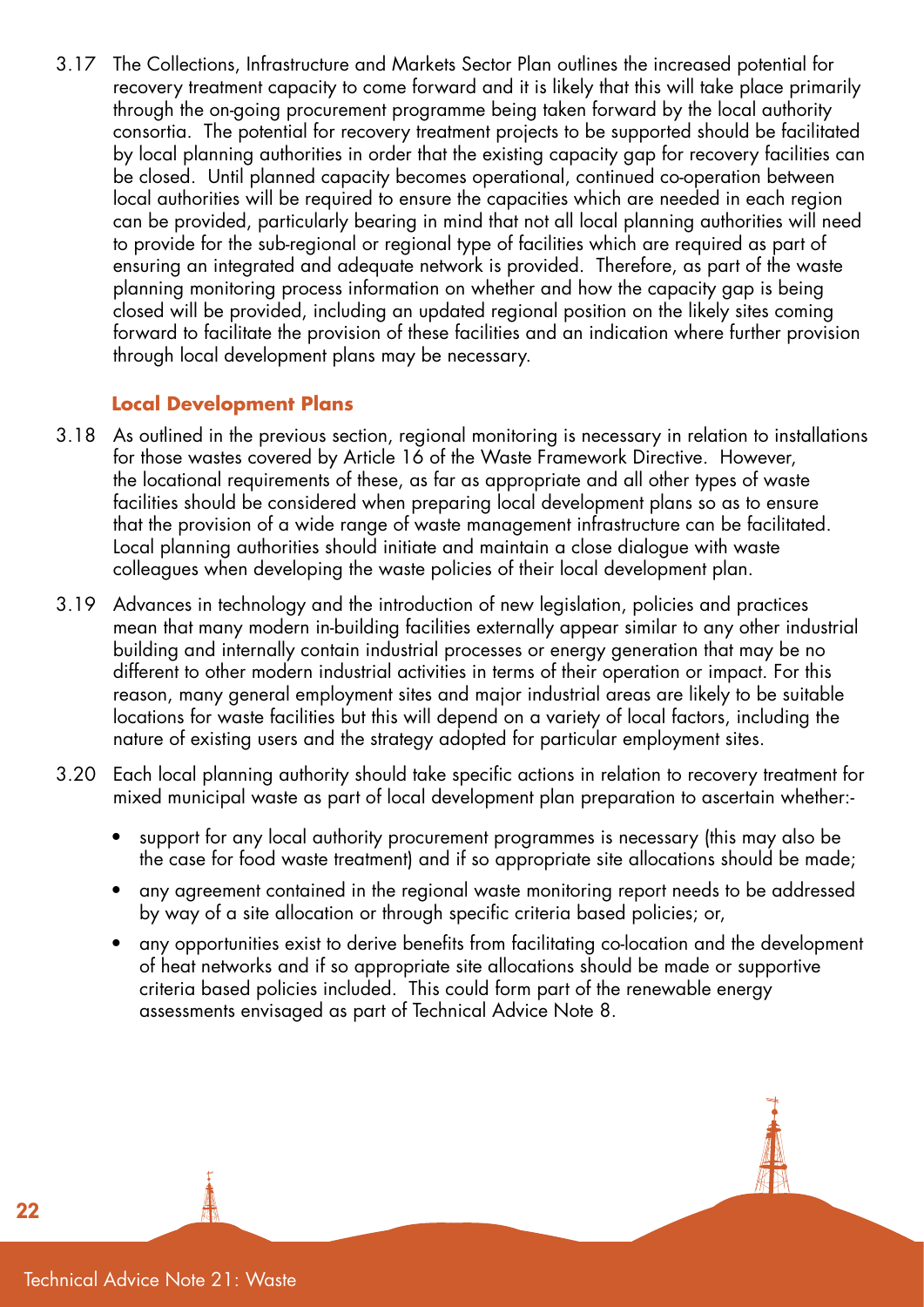3.17 The Collections, Infrastructure and Markets Sector Plan outlines the increased potential for recovery treatment capacity to come forward and it is likely that this will take place primarily through the on-going procurement programme being taken forward by the local authority consortia. The potential for recovery treatment projects to be supported should be facilitated by local planning authorities in order that the existing capacity gap for recovery facilities can be closed. Until planned capacity becomes operational, continued co-operation between local authorities will be required to ensure the capacities which are needed in each region can be provided, particularly bearing in mind that not all local planning authorities will need to provide for the sub-regional or regional type of facilities which are required as part of ensuring an integrated and adequate network is provided. Therefore, as part of the waste planning monitoring process information on whether and how the capacity gap is being closed will be provided, including an updated regional position on the likely sites coming forward to facilitate the provision of these facilities and an indication where further provision through local development plans may be necessary.

**Local Development Plans**

3.18 As outlined in the previous section, regional monitoring is necessary in relation to installations for those wastes covered by Article 16 of the Waste Framework Directive. However, the locational requirements of these, as far as appropriate and all other types of waste facilities should be considered when preparing local development plans so as to ensure that the provision of a wide range of waste management infrastructure can be facilitated. Local planning authorities should initiate and maintain a close dialogue with waste colleagues when developing the waste policies of their local development plan.

3.19 Advances in technology and the introduction of new legislation, policies and practices mean that many modern in-building facilities externally appear similar to any other industrial building and internally contain industrial processes or energy generation that may be no different to other modern industrial activities in terms of their operation or impact. For this reason, many general employment sites and major industrial areas are likely to be suitable locations for waste facilities but this will depend on a variety of local factors, including the nature of existing users and the strategy adopted for particular employment sites.

3.20 Each local planning authority should take specific actions in relation to recovery treatment for mixed municipal waste as part of local development plan preparation to ascertain whether:-

- support for any local authority procurement programmes is necessary (this may also be the case for food waste treatment) and if so appropriate site allocations should be made;
- any agreement contained in the regional waste monitoring report needs to be addressed by way of a site allocation or through specific criteria based policies; or,
- any opportunities exist to derive benefits from facilitating co-location and the development of heat networks and if so appropriate site allocations should be made or supportive criteria based policies included. This could form part of the renewable energy assessments envisaged as part of Technical Advice Note 8.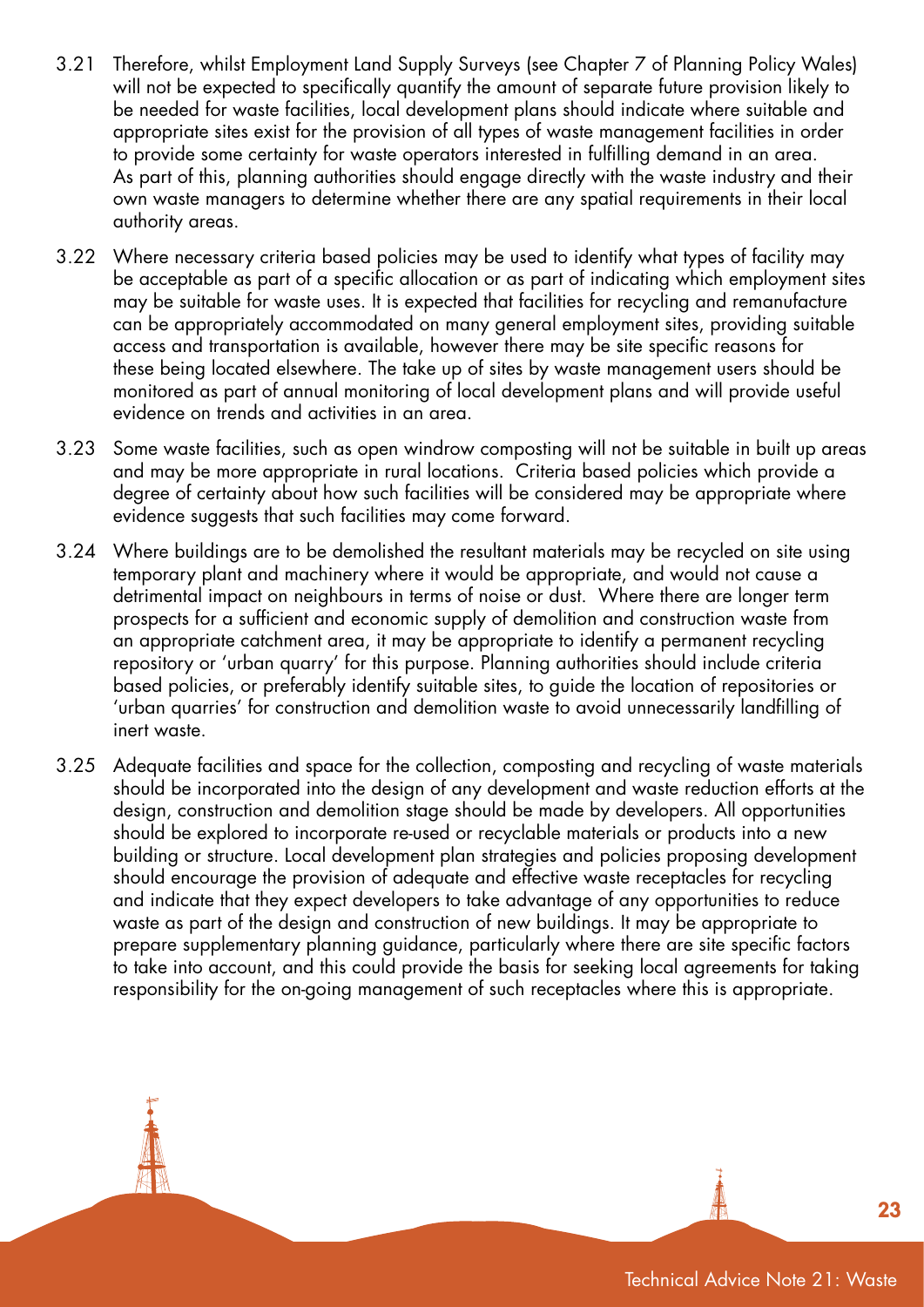3.21 Therefore, whilst Employment Land Supply Surveys (see Chapter 7 of Planning Policy Wales) will not be expected to specifically quantify the amount of separate future provision likely to be needed for waste facilities, local development plans should indicate where suitable and appropriate sites exist for the provision of all types of waste management facilities in order to provide some certainty for waste operators interested in fulfilling demand in an area. As part of this, planning authorities should engage directly with the waste industry and their own waste managers to determine whether there are any spatial requirements in their local authority areas.

3.22 Where necessary criteria based policies may be used to identify what types of facility may be acceptable as part of a specific allocation or as part of indicating which employment sites may be suitable for waste uses. It is expected that facilities for recycling and remanufacture can be appropriately accommodated on many general employment sites, providing suitable access and transportation is available, however there may be site specific reasons for these being located elsewhere. The take up of sites by waste management users should be monitored as part of annual monitoring of local development plans and will provide useful evidence on trends and activities in an area.

3.23 Some waste facilities, such as open windrow composting will not be suitable in built up areas and may be more appropriate in rural locations. Criteria based policies which provide a degree of certainty about how such facilities will be considered may be appropriate where evidence suggests that such facilities may come forward.

3.24 Where buildings are to be demolished the resultant materials may be recycled on site using temporary plant and machinery where it would be appropriate, and would not cause a detrimental impact on neighbours in terms of noise or dust. Where there are longer term prospects for a sufficient and economic supply of demolition and construction waste from an appropriate catchment area, it may be appropriate to identify a permanent recycling repository or 'urban quarry' for this purpose. Planning authorities should include criteria based policies, or preferably identify suitable sites, to guide the location of repositories or 'urban quarries' for construction and demolition waste to avoid unnecessarily landfilling of inert waste.

3.25 Adequate facilities and space for the collection, composting and recycling of waste materials should be incorporated into the design of any development and waste reduction efforts at the design, construction and demolition stage should be made by developers. All opportunities should be explored to incorporate re-used or recyclable materials or products into a new building or structure. Local development plan strategies and policies proposing development should encourage the provision of adequate and effective waste receptacles for recycling and indicate that they expect developers to take advantage of any opportunities to reduce waste as part of the design and construction of new buildings. It may be appropriate to prepare supplementary planning guidance, particularly where there are site specific factors to take into account, and this could provide the basis for seeking local agreements for taking responsibility for the on-going management of such receptacles where this is appropriate.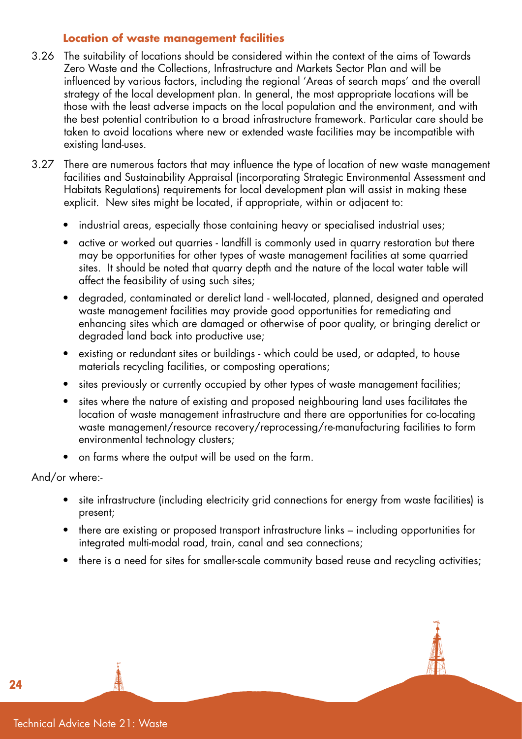### Location of waste management facilities

3.26 The suitability of locations should be considered within the context of the aims of Towards Zero Waste and the Collections, Infrastructure and Markets Sector Plan and will be influenced by various factors, including the regional 'Areas of search maps' and the overall strategy of the local development plan. In general, the most appropriate locations will be those with the least adverse impacts on the local population and the environment, and with the best potential contribution to a broad infrastructure framework. Particular care should be taken to avoid locations where new or extended waste facilities may be incompatible with existing land-uses.

3.27 There are numerous factors that may influence the type of location of new waste management facilities and Sustainability Appraisal (incorporating Strategic Environmental Assessment and Habitats Regulations) requirements for local development plan will assist in making these explicit. New sites might be located, if appropriate, within or adjacent to:

- industrial areas, especially those containing heavy or specialised industrial uses;
- active or worked out quarries - landfill is commonly used in quarry restoration but there may be opportunities for other types of waste management facilities at some quarried sites. It should be noted that quarry depth and the nature of the local water table will affect the feasibility of using such sites;
- degraded, contaminated or derelict land - well-located, planned, designed and operated waste management facilities may provide good opportunities for remediating and enhancing sites which are damaged or otherwise of poor quality, or bringing derelict or degraded land back into productive use;
- existing or redundant sites or buildings - which could be used, or adapted, to house materials recycling facilities, or composting operations;
- sites previously or currently occupied by other types of waste management facilities;
- sites where the nature of existing and proposed neighbouring land uses facilitates the location of waste management infrastructure and there are opportunities for co-locating waste management/resource recovery/reprocessing/re-manufacturing facilities to form environmental technology clusters;
- on farms where the output will be used on the farm.

And/or where:-

- site infrastructure (including electricity grid connections for energy from waste facilities) is present;
- there are existing or proposed transport infrastructure links – including opportunities for integrated multi-modal road, train, canal and sea connections;
- there is a need for sites for smaller-scale community based reuse and recycling activities;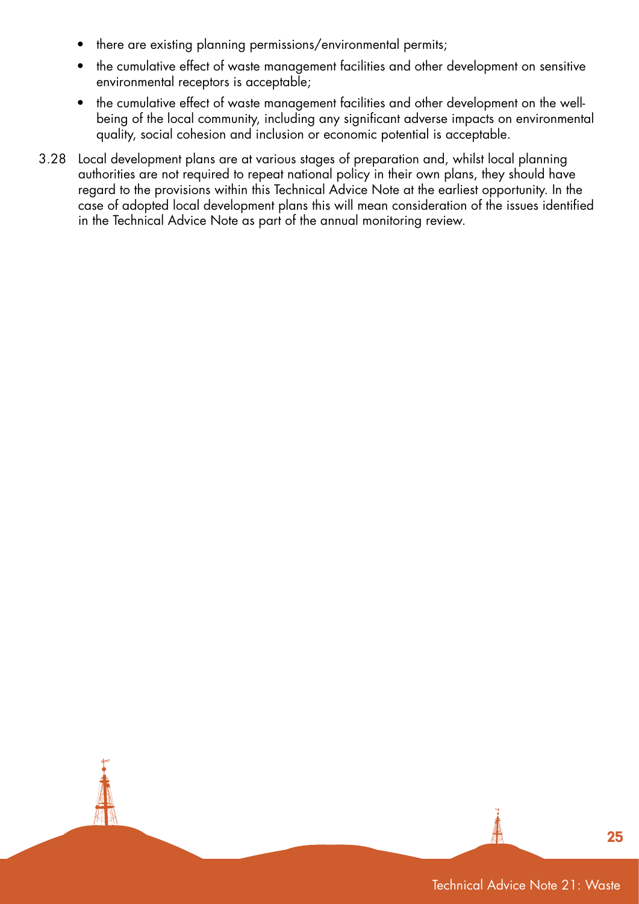- there are existing planning permissions/environmental permits;
- the cumulative effect of waste management facilities and other development on sensitive environmental receptors is acceptable;
- the cumulative effect of waste management facilities and other development on the well-being of the local community, including any significant adverse impacts on environmental quality, social cohesion and inclusion or economic potential is acceptable.

3.28 Local development plans are at various stages of preparation and, whilst local planning authorities are not required to repeat national policy in their own plans, they should have regard to the provisions within this Technical Advice Note at the earliest opportunity. In the case of adopted local development plans this will mean consideration of the issues identified in the Technical Advice Note as part of the annual monitoring review.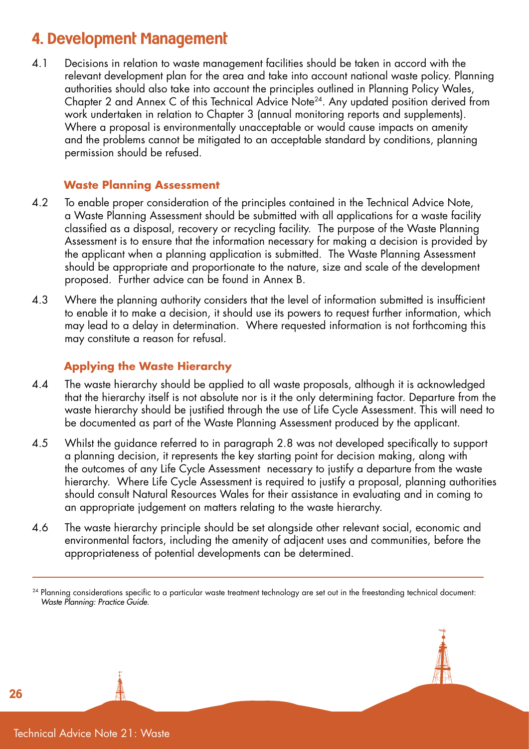# 4. Development Management

4.1 Decisions in relation to waste management facilities should be taken in accord with the relevant development plan for the area and take into account national waste policy. Planning authorities should also take into account the principles outlined in Planning Policy Wales, Chapter 2 and Annex C of this Technical Advice Note[24]. Any updated position derived from work undertaken in relation to Chapter 3 (annual monitoring reports and supplements). Where a proposal is environmentally unacceptable or would cause impacts on amenity and the problems cannot be mitigated to an acceptable standard by conditions, planning permission should be refused.

### Waste Planning Assessment

4.2 To enable proper consideration of the principles contained in the Technical Advice Note, a Waste Planning Assessment should be submitted with all applications for a waste facility classified as a disposal, recovery or recycling facility. The purpose of the Waste Planning Assessment is to ensure that the information necessary for making a decision is provided by the applicant when a planning application is submitted. The Waste Planning Assessment should be appropriate and proportionate to the nature, size and scale of the development proposed. Further advice can be found in Annex B.

4.3 Where the planning authority considers that the level of information submitted is insufficient to enable it to make a decision, it should use its powers to request further information, which may lead to a delay in determination. Where requested information is not forthcoming this may constitute a reason for refusal.

### Applying the Waste Hierarchy

4.4 The waste hierarchy should be applied to all waste proposals, although it is acknowledged that the hierarchy itself is not absolute nor is it the only determining factor. Departure from the waste hierarchy should be justified through the use of Life Cycle Assessment. This will need to be documented as part of the Waste Planning Assessment produced by the applicant.

4.5 Whilst the guidance referred to in paragraph 2.8 was not developed specifically to support a planning decision, it represents the key starting point for decision making, along with the outcomes of any Life Cycle Assessment necessary to justify a departure from the waste hierarchy. Where Life Cycle Assessment is required to justify a proposal, planning authorities should consult Natural Resources Wales for their assistance in evaluating and in coming to an appropriate judgement on matters relating to the waste hierarchy.

4.6 The waste hierarchy principle should be set alongside other relevant social, economic and environmental factors, including the amenity of adjacent uses and communities, before the appropriateness of potential developments can be determined.

---

[24] Planning considerations specific to a particular waste treatment technology are set out in the freestanding technical document: *Waste Planning: Practice Guide.*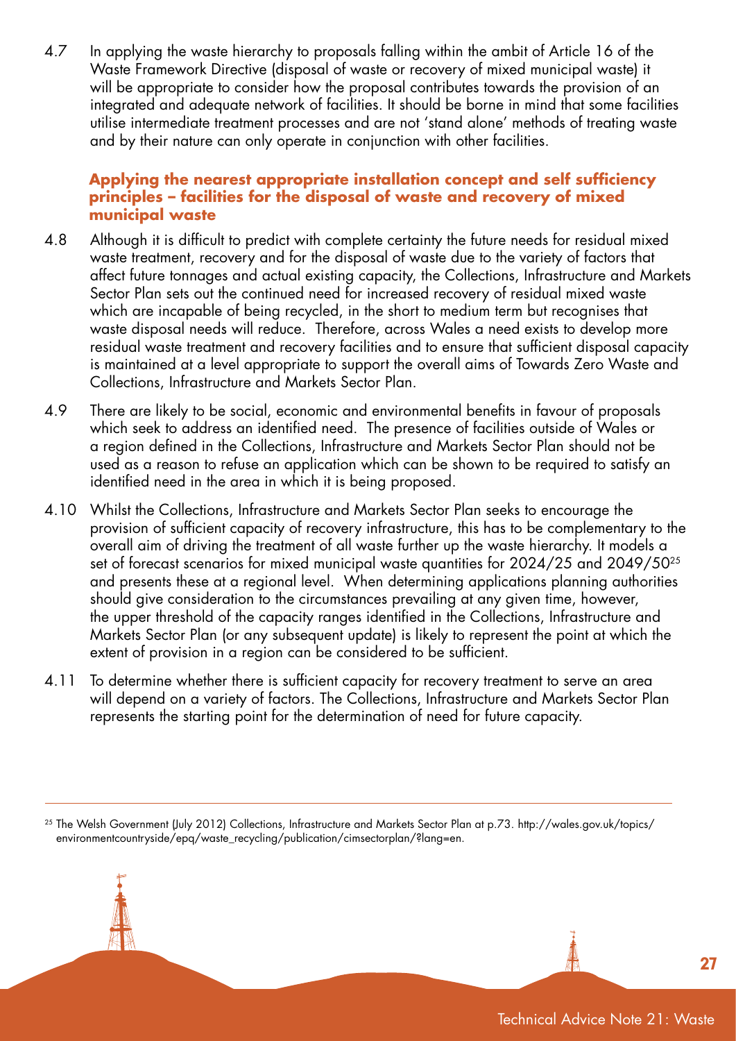4.7 In applying the waste hierarchy to proposals falling within the ambit of Article 16 of the Waste Framework Directive (disposal of waste or recovery of mixed municipal waste) it will be appropriate to consider how the proposal contributes towards the provision of an integrated and adequate network of facilities. It should be borne in mind that some facilities utilise intermediate treatment processes and are not 'stand alone' methods of treating waste and by their nature can only operate in conjunction with other facilities.

### Applying the nearest appropriate installation concept and self sufficiency principles – facilities for the disposal of waste and recovery of mixed municipal waste

4.8 Although it is difficult to predict with complete certainty the future needs for residual mixed waste treatment, recovery and for the disposal of waste due to the variety of factors that affect future tonnages and actual existing capacity, the Collections, Infrastructure and Markets Sector Plan sets out the continued need for increased recovery of residual mixed waste which are incapable of being recycled, in the short to medium term but recognises that waste disposal needs will reduce. Therefore, across Wales a need exists to develop more residual waste treatment and recovery facilities and to ensure that sufficient disposal capacity is maintained at a level appropriate to support the overall aims of Towards Zero Waste and Collections, Infrastructure and Markets Sector Plan.

4.9 There are likely to be social, economic and environmental benefits in favour of proposals which seek to address an identified need. The presence of facilities outside of Wales or a region defined in the Collections, Infrastructure and Markets Sector Plan should not be used as a reason to refuse an application which can be shown to be required to satisfy an identified need in the area in which it is being proposed.

4.10 Whilst the Collections, Infrastructure and Markets Sector Plan seeks to encourage the provision of sufficient capacity of recovery infrastructure, this has to be complementary to the overall aim of driving the treatment of all waste further up the waste hierarchy. It models a set of forecast scenarios for mixed municipal waste quantities for 2024/25 and 2049/50[25] and presents these at a regional level. When determining applications planning authorities should give consideration to the circumstances prevailing at any given time, however, the upper threshold of the capacity ranges identified in the Collections, Infrastructure and Markets Sector Plan (or any subsequent update) is likely to represent the point at which the extent of provision in a region can be considered to be sufficient.

4.11 To determine whether there is sufficient capacity for recovery treatment to serve an area will depend on a variety of factors. The Collections, Infrastructure and Markets Sector Plan represents the starting point for the determination of need for future capacity.

---

[25] The Welsh Government (July 2012) Collections, Infrastructure and Markets Sector Plan at p.73. http://wales.gov.uk/topics/environmentcountryside/epq/waste_recycling/publication/cimsectorplan/?lang=en.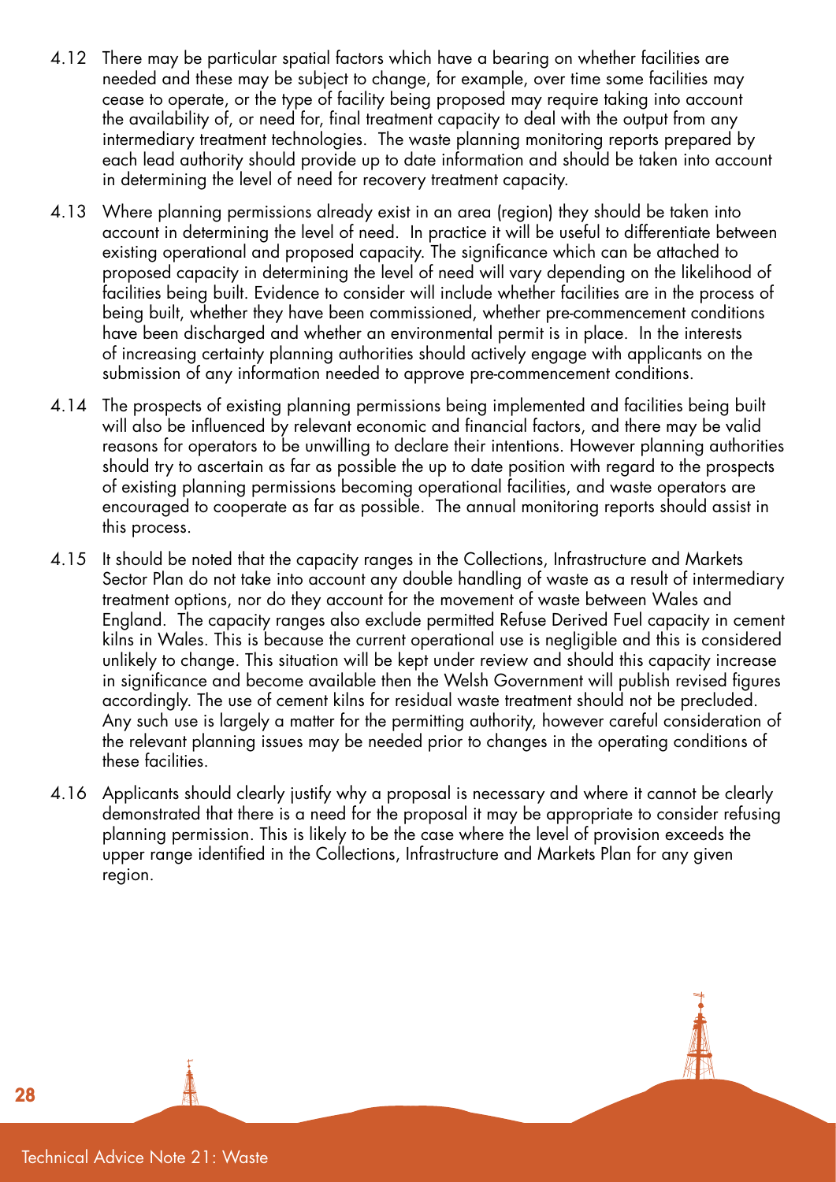4.12 There may be particular spatial factors which have a bearing on whether facilities are needed and these may be subject to change, for example, over time some facilities may cease to operate, or the type of facility being proposed may require taking into account the availability of, or need for, final treatment capacity to deal with the output from any intermediary treatment technologies. The waste planning monitoring reports prepared by each lead authority should provide up to date information and should be taken into account in determining the level of need for recovery treatment capacity.

4.13 Where planning permissions already exist in an area (region) they should be taken into account in determining the level of need. In practice it will be useful to differentiate between existing operational and proposed capacity. The significance which can be attached to proposed capacity in determining the level of need will vary depending on the likelihood of facilities being built. Evidence to consider will include whether facilities are in the process of being built, whether they have been commissioned, whether pre-commencement conditions have been discharged and whether an environmental permit is in place. In the interests of increasing certainty planning authorities should actively engage with applicants on the submission of any information needed to approve pre-commencement conditions.

4.14 The prospects of existing planning permissions being implemented and facilities being built will also be influenced by relevant economic and financial factors, and there may be valid reasons for operators to be unwilling to declare their intentions. However planning authorities should try to ascertain as far as possible the up to date position with regard to the prospects of existing planning permissions becoming operational facilities, and waste operators are encouraged to cooperate as far as possible. The annual monitoring reports should assist in this process.

4.15 It should be noted that the capacity ranges in the Collections, Infrastructure and Markets Sector Plan do not take into account any double handling of waste as a result of intermediary treatment options, nor do they account for the movement of waste between Wales and England. The capacity ranges also exclude permitted Refuse Derived Fuel capacity in cement kilns in Wales. This is because the current operational use is negligible and this is considered unlikely to change. This situation will be kept under review and should this capacity increase in significance and become available then the Welsh Government will publish revised figures accordingly. The use of cement kilns for residual waste treatment should not be precluded. Any such use is largely a matter for the permitting authority, however careful consideration of the relevant planning issues may be needed prior to changes in the operating conditions of these facilities.

4.16 Applicants should clearly justify why a proposal is necessary and where it cannot be clearly demonstrated that there is a need for the proposal it may be appropriate to consider refusing planning permission. This is likely to be the case where the level of provision exceeds the upper range identified in the Collections, Infrastructure and Markets Plan for any given region.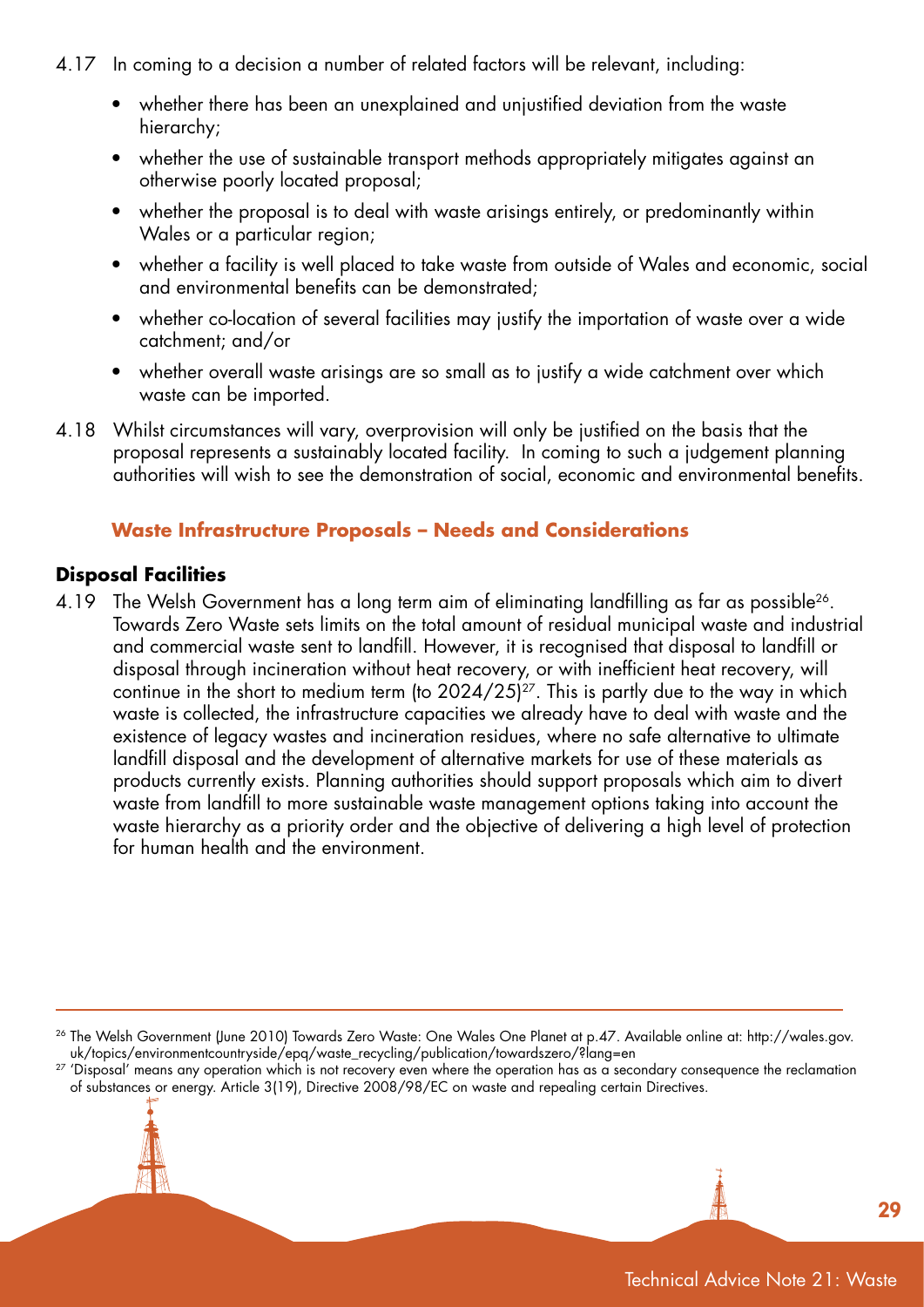4.17 In coming to a decision a number of related factors will be relevant, including:

- whether there has been an unexplained and unjustified deviation from the waste hierarchy;
- whether the use of sustainable transport methods appropriately mitigates against an otherwise poorly located proposal;
- whether the proposal is to deal with waste arisings entirely, or predominantly within Wales or a particular region;
- whether a facility is well placed to take waste from outside of Wales and economic, social and environmental benefits can be demonstrated;
- whether co-location of several facilities may justify the importation of waste over a wide catchment; and/or
- whether overall waste arisings are so small as to justify a wide catchment over which waste can be imported.

4.18 Whilst circumstances will vary, overprovision will only be justified on the basis that the proposal represents a sustainably located facility. In coming to such a judgement planning authorities will wish to see the demonstration of social, economic and environmental benefits.

## Waste Infrastructure Proposals – Needs and Considerations

### Disposal Facilities

4.19 The Welsh Government has a long term aim of eliminating landfilling as far as possible[26]. Towards Zero Waste sets limits on the total amount of residual municipal waste and industrial and commercial waste sent to landfill. However, it is recognised that disposal to landfill or disposal through incineration without heat recovery, or with inefficient heat recovery, will continue in the short to medium term (to 2024/25)[27]. This is partly due to the way in which waste is collected, the infrastructure capacities we already have to deal with waste and the existence of legacy wastes and incineration residues, where no safe alternative to ultimate landfill disposal and the development of alternative markets for use of these materials as products currently exists. Planning authorities should support proposals which aim to divert waste from landfill to more sustainable waste management options taking into account the waste hierarchy as a priority order and the objective of delivering a high level of protection for human health and the environment.

---

[26] The Welsh Government (June 2010) Towards Zero Waste: One Wales One Planet at p.47. Available online at: http://wales.gov.uk/topics/environmentcountryside/epq/waste_recycling/publication/towardszero/?lang=en

[27] 'Disposal' means any operation which is not recovery even where the operation has as a secondary consequence the reclamation of substances or energy. Article 3(19), Directive 2008/98/EC on waste and repealing certain Directives.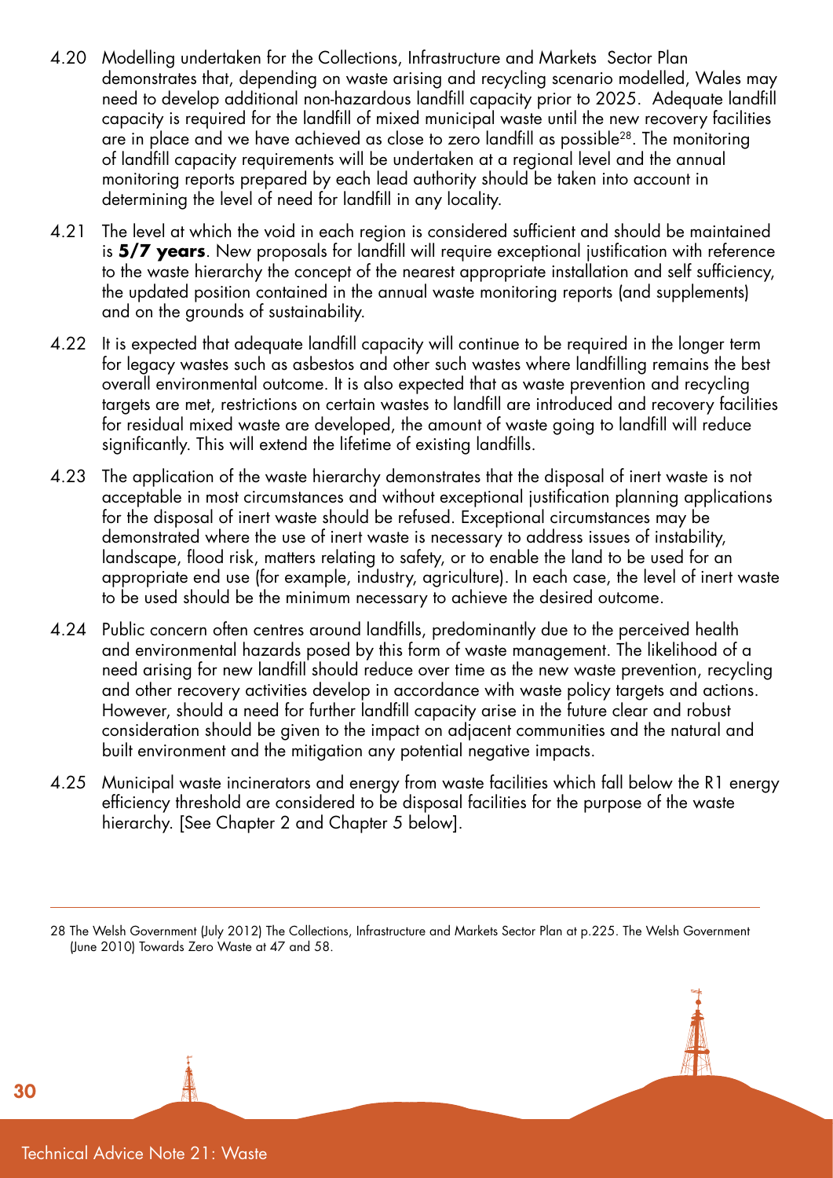4.20 Modelling undertaken for the Collections, Infrastructure and Markets Sector Plan demonstrates that, depending on waste arising and recycling scenario modelled, Wales may need to develop additional non-hazardous landfill capacity prior to 2025. Adequate landfill capacity is required for the landfill of mixed municipal waste until the new recovery facilities are in place and we have achieved as close to zero landfill as possible[28]. The monitoring of landfill capacity requirements will be undertaken at a regional level and the annual monitoring reports prepared by each lead authority should be taken into account in determining the level of need for landfill in any locality.

4.21 The level at which the void in each region is considered sufficient and should be maintained is **5/7 years**. New proposals for landfill will require exceptional justification with reference to the waste hierarchy the concept of the nearest appropriate installation and self sufficiency, the updated position contained in the annual waste monitoring reports (and supplements) and on the grounds of sustainability.

4.22 It is expected that adequate landfill capacity will continue to be required in the longer term for legacy wastes such as asbestos and other such wastes where landfilling remains the best overall environmental outcome. It is also expected that as waste prevention and recycling targets are met, restrictions on certain wastes to landfill are introduced and recovery facilities for residual mixed waste are developed, the amount of waste going to landfill will reduce significantly. This will extend the lifetime of existing landfills.

4.23 The application of the waste hierarchy demonstrates that the disposal of inert waste is not acceptable in most circumstances and without exceptional justification planning applications for the disposal of inert waste should be refused. Exceptional circumstances may be demonstrated where the use of inert waste is necessary to address issues of instability, landscape, flood risk, matters relating to safety, or to enable the land to be used for an appropriate end use (for example, industry, agriculture). In each case, the level of inert waste to be used should be the minimum necessary to achieve the desired outcome.

4.24 Public concern often centres around landfills, predominantly due to the perceived health and environmental hazards posed by this form of waste management. The likelihood of a need arising for new landfill should reduce over time as the new waste prevention, recycling and other recovery activities develop in accordance with waste policy targets and actions. However, should a need for further landfill capacity arise in the future clear and robust consideration should be given to the impact on adjacent communities and the natural and built environment and the mitigation any potential negative impacts.

4.25 Municipal waste incinerators and energy from waste facilities which fall below the R1 energy efficiency threshold are considered to be disposal facilities for the purpose of the waste hierarchy. [See Chapter 2 and Chapter 5 below].

---

28 The Welsh Government (July 2012) The Collections, Infrastructure and Markets Sector Plan at p.225. The Welsh Government (June 2010) Towards Zero Waste at 47 and 58.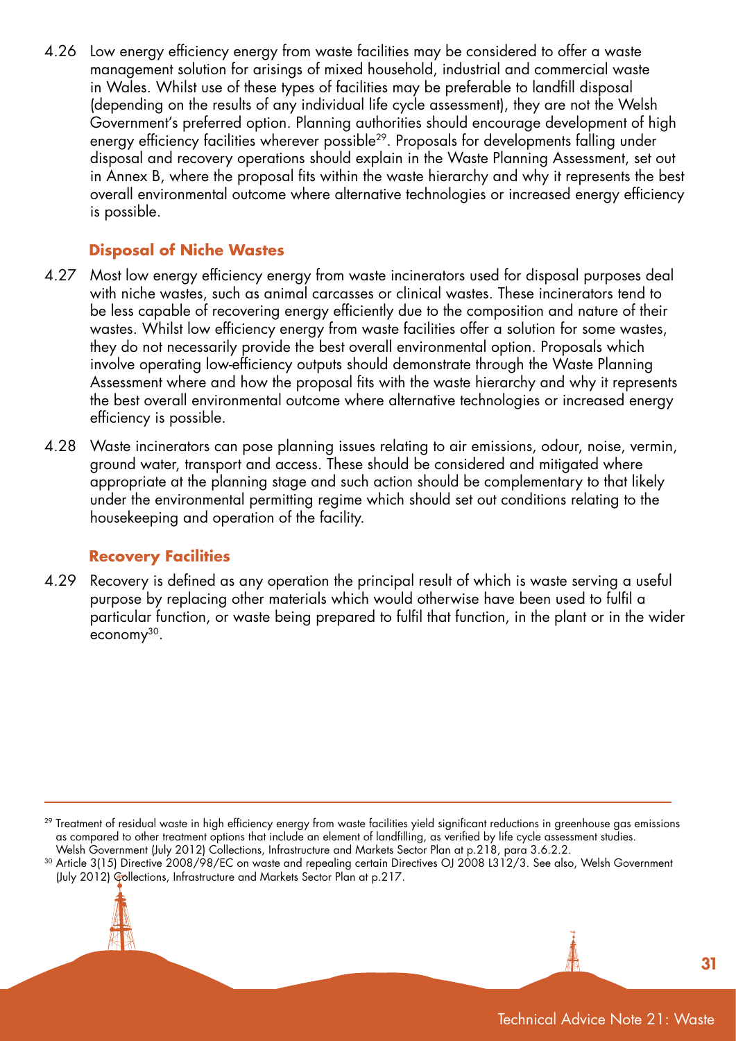4.26 Low energy efficiency energy from waste facilities may be considered to offer a waste management solution for arisings of mixed household, industrial and commercial waste in Wales. Whilst use of these types of facilities may be preferable to landfill disposal (depending on the results of any individual life cycle assessment), they are not the Welsh Government's preferred option. Planning authorities should encourage development of high energy efficiency facilities wherever possible[29]. Proposals for developments falling under disposal and recovery operations should explain in the Waste Planning Assessment, set out in Annex B, where the proposal fits within the waste hierarchy and why it represents the best overall environmental outcome where alternative technologies or increased energy efficiency is possible.

### Disposal of Niche Wastes

4.27 Most low energy efficiency energy from waste incinerators used for disposal purposes deal with niche wastes, such as animal carcasses or clinical wastes. These incinerators tend to be less capable of recovering energy efficiently due to the composition and nature of their wastes. Whilst low efficiency energy from waste facilities offer a solution for some wastes, they do not necessarily provide the best overall environmental option. Proposals which involve operating low-efficiency outputs should demonstrate through the Waste Planning Assessment where and how the proposal fits with the waste hierarchy and why it represents the best overall environmental outcome where alternative technologies or increased energy efficiency is possible.

4.28 Waste incinerators can pose planning issues relating to air emissions, odour, noise, vermin, ground water, transport and access. These should be considered and mitigated where appropriate at the planning stage and such action should be complementary to that likely under the environmental permitting regime which should set out conditions relating to the housekeeping and operation of the facility.

### Recovery Facilities

4.29 Recovery is defined as any operation the principal result of which is waste serving a useful purpose by replacing other materials which would otherwise have been used to fulfil a particular function, or waste being prepared to fulfil that function, in the plant or in the wider economy[30].

---

[29] Treatment of residual waste in high efficiency energy from waste facilities yield significant reductions in greenhouse gas emissions as compared to other treatment options that include an element of landfilling, as verified by life cycle assessment studies. Welsh Government (July 2012) Collections, Infrastructure and Markets Sector Plan at p.218, para 3.6.2.2.

[30] Article 3(15) Directive 2008/98/EC on waste and repealing certain Directives OJ 2008 L312/3. See also, Welsh Government (July 2012) Collections, Infrastructure and Markets Sector Plan at p.217.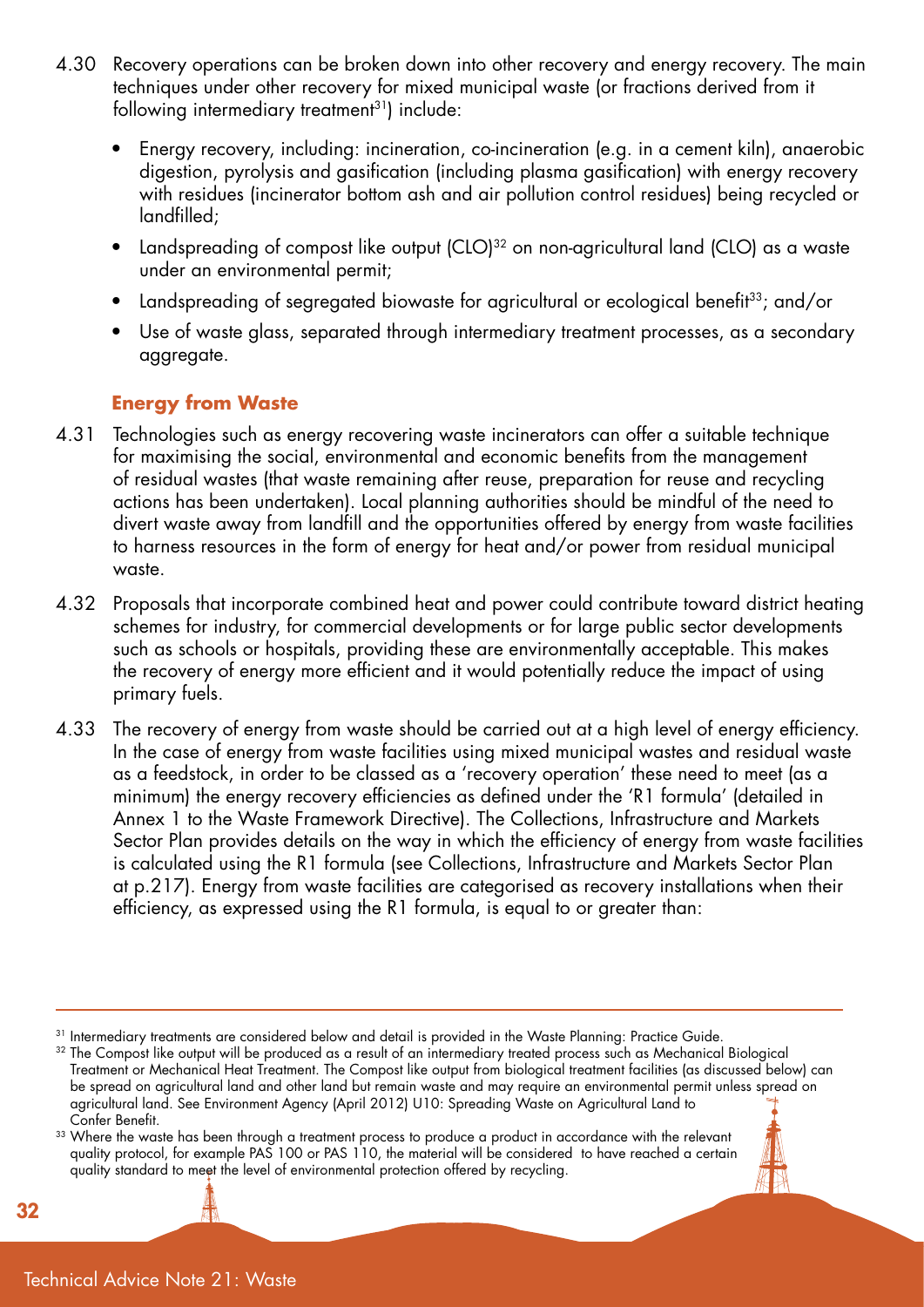4.30 Recovery operations can be broken down into other recovery and energy recovery. The main techniques under other recovery for mixed municipal waste (or fractions derived from it following intermediary treatment[31]) include:

- Energy recovery, including: incineration, co-incineration (e.g. in a cement kiln), anaerobic digestion, pyrolysis and gasification (including plasma gasification) with energy recovery with residues (incinerator bottom ash and air pollution control residues) being recycled or landfilled;
- Landspreading of compost like output (CLO)[32] on non-agricultural land (CLO) as a waste under an environmental permit;
- Landspreading of segregated biowaste for agricultural or ecological benefit[33]; and/or
- Use of waste glass, separated through intermediary treatment processes, as a secondary aggregate.

### Energy from Waste

4.31 Technologies such as energy recovering waste incinerators can offer a suitable technique for maximising the social, environmental and economic benefits from the management of residual wastes (that waste remaining after reuse, preparation for reuse and recycling actions has been undertaken). Local planning authorities should be mindful of the need to divert waste away from landfill and the opportunities offered by energy from waste facilities to harness resources in the form of energy for heat and/or power from residual municipal waste.

4.32 Proposals that incorporate combined heat and power could contribute toward district heating schemes for industry, for commercial developments or for large public sector developments such as schools or hospitals, providing these are environmentally acceptable. This makes the recovery of energy more efficient and it would potentially reduce the impact of using primary fuels.

4.33 The recovery of energy from waste should be carried out at a high level of energy efficiency. In the case of energy from waste facilities using mixed municipal wastes and residual waste as a feedstock, in order to be classed as a 'recovery operation' these need to meet (as a minimum) the energy recovery efficiencies as defined under the 'R1 formula' (detailed in Annex 1 to the Waste Framework Directive). The Collections, Infrastructure and Markets Sector Plan provides details on the way in which the efficiency of energy from waste facilities is calculated using the R1 formula (see Collections, Infrastructure and Markets Sector Plan at p.217). Energy from waste facilities are categorised as recovery installations when their efficiency, as expressed using the R1 formula, is equal to or greater than:

---

[31] Intermediary treatments are considered below and detail is provided in the Waste Planning: Practice Guide.

[32] The Compost like output will be produced as a result of an intermediary treated process such as Mechanical Biological Treatment or Mechanical Heat Treatment. The Compost like output from biological treatment facilities (as discussed below) can be spread on agricultural land and other land but remain waste and may require an environmental permit unless spread on agricultural land. See Environment Agency (April 2012) U10: Spreading Waste on Agricultural Land to Confer Benefit.

[33] Where the waste has been through a treatment process to produce a product in accordance with the relevant quality protocol, for example PAS 100 or PAS 110, the material will be considered to have reached a certain quality standard to meet the level of environmental protection offered by recycling.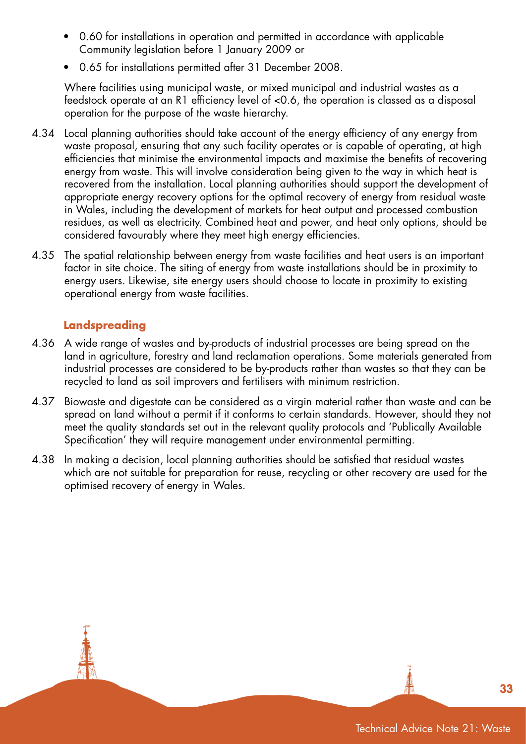- 0.60 for installations in operation and permitted in accordance with applicable Community legislation before 1 January 2009 or
- 0.65 for installations permitted after 31 December 2008.

Where facilities using municipal waste, or mixed municipal and industrial wastes as a feedstock operate at an R1 efficiency level of <0.6, the operation is classed as a disposal operation for the purpose of the waste hierarchy.

4.34 Local planning authorities should take account of the energy efficiency of any energy from waste proposal, ensuring that any such facility operates or is capable of operating, at high efficiencies that minimise the environmental impacts and maximise the benefits of recovering energy from waste. This will involve consideration being given to the way in which heat is recovered from the installation. Local planning authorities should support the development of appropriate energy recovery options for the optimal recovery of energy from residual waste in Wales, including the development of markets for heat output and processed combustion residues, as well as electricity. Combined heat and power, and heat only options, should be considered favourably where they meet high energy efficiencies.

4.35 The spatial relationship between energy from waste facilities and heat users is an important factor in site choice. The siting of energy from waste installations should be in proximity to energy users. Likewise, site energy users should choose to locate in proximity to existing operational energy from waste facilities.

### Landspreading

4.36 A wide range of wastes and by-products of industrial processes are being spread on the land in agriculture, forestry and land reclamation operations. Some materials generated from industrial processes are considered to be by-products rather than wastes so that they can be recycled to land as soil improvers and fertilisers with minimum restriction.

4.37 Biowaste and digestate can be considered as a virgin material rather than waste and can be spread on land without a permit if it conforms to certain standards. However, should they not meet the quality standards set out in the relevant quality protocols and 'Publically Available Specification' they will require management under environmental permitting.

4.38 In making a decision, local planning authorities should be satisfied that residual wastes which are not suitable for preparation for reuse, recycling or other recovery are used for the optimised recovery of energy in Wales.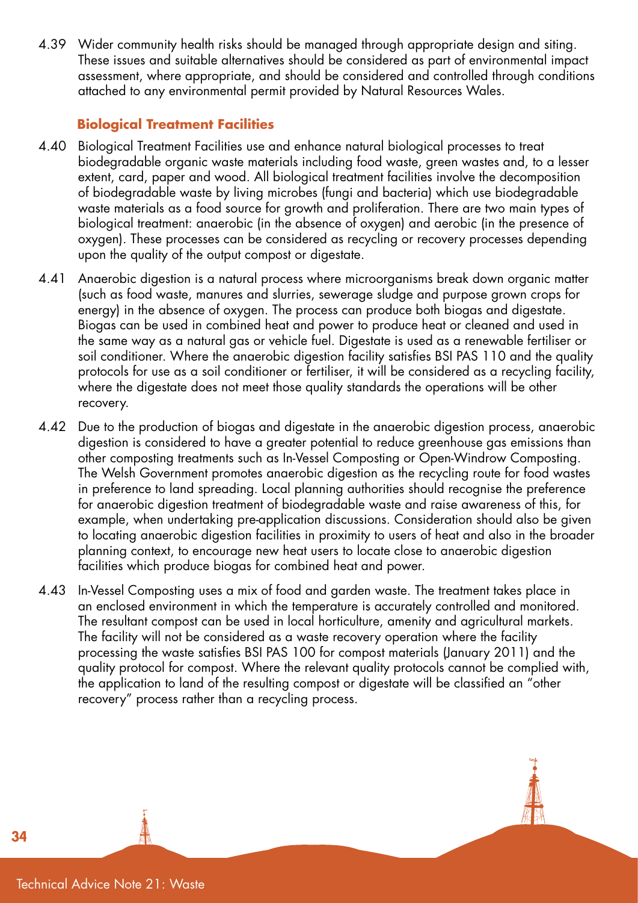4.39 Wider community health risks should be managed through appropriate design and siting. These issues and suitable alternatives should be considered as part of environmental impact assessment, where appropriate, and should be considered and controlled through conditions attached to any environmental permit provided by Natural Resources Wales.

### Biological Treatment Facilities

4.40 Biological Treatment Facilities use and enhance natural biological processes to treat biodegradable organic waste materials including food waste, green wastes and, to a lesser extent, card, paper and wood. All biological treatment facilities involve the decomposition of biodegradable waste by living microbes (fungi and bacteria) which use biodegradable waste materials as a food source for growth and proliferation. There are two main types of biological treatment: anaerobic (in the absence of oxygen) and aerobic (in the presence of oxygen). These processes can be considered as recycling or recovery processes depending upon the quality of the output compost or digestate.

4.41 Anaerobic digestion is a natural process where microorganisms break down organic matter (such as food waste, manures and slurries, sewerage sludge and purpose grown crops for energy) in the absence of oxygen. The process can produce both biogas and digestate. Biogas can be used in combined heat and power to produce heat or cleaned and used in the same way as a natural gas or vehicle fuel. Digestate is used as a renewable fertiliser or soil conditioner. Where the anaerobic digestion facility satisfies BSI PAS 110 and the quality protocols for use as a soil conditioner or fertiliser, it will be considered as a recycling facility, where the digestate does not meet those quality standards the operations will be other recovery.

4.42 Due to the production of biogas and digestate in the anaerobic digestion process, anaerobic digestion is considered to have a greater potential to reduce greenhouse gas emissions than other composting treatments such as In-Vessel Composting or Open-Windrow Composting. The Welsh Government promotes anaerobic digestion as the recycling route for food wastes in preference to land spreading. Local planning authorities should recognise the preference for anaerobic digestion treatment of biodegradable waste and raise awareness of this, for example, when undertaking pre-application discussions. Consideration should also be given to locating anaerobic digestion facilities in proximity to users of heat and also in the broader planning context, to encourage new heat users to locate close to anaerobic digestion facilities which produce biogas for combined heat and power.

4.43 In-Vessel Composting uses a mix of food and garden waste. The treatment takes place in an enclosed environment in which the temperature is accurately controlled and monitored. The resultant compost can be used in local horticulture, amenity and agricultural markets. The facility will not be considered as a waste recovery operation where the facility processing the waste satisfies BSI PAS 100 for compost materials (January 2011) and the quality protocol for compost. Where the relevant quality protocols cannot be complied with, the application to land of the resulting compost or digestate will be classified an "other recovery" process rather than a recycling process.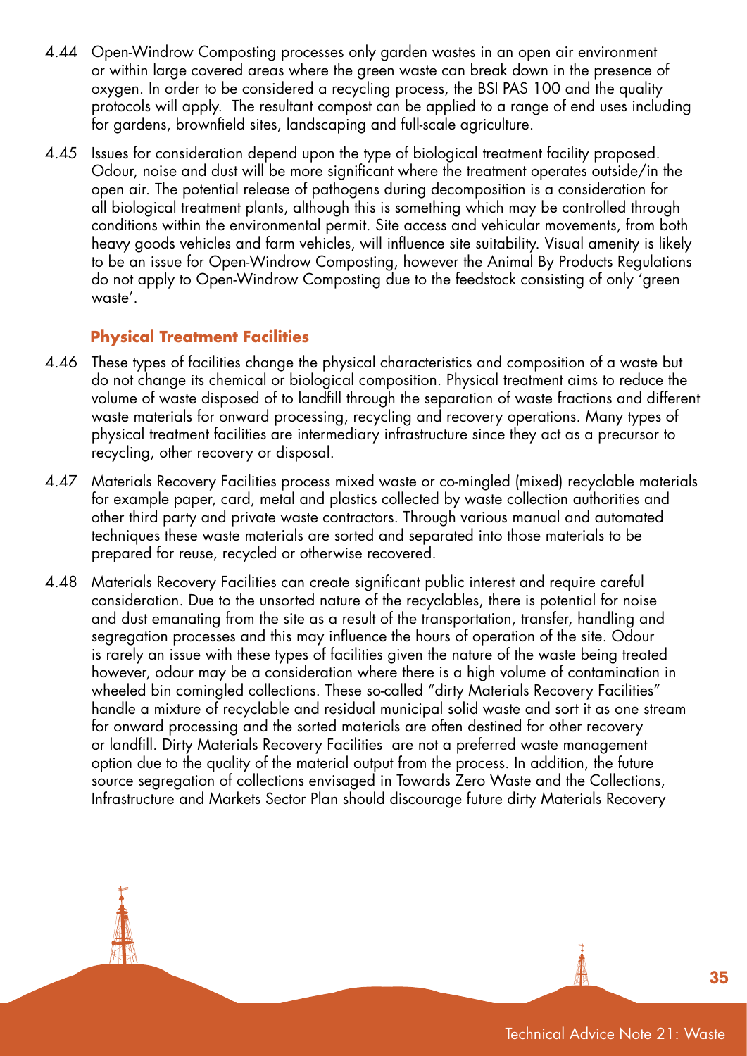4.44 Open-Windrow Composting processes only garden wastes in an open air environment or within large covered areas where the green waste can break down in the presence of oxygen. In order to be considered a recycling process, the BSI PAS 100 and the quality protocols will apply. The resultant compost can be applied to a range of end uses including for gardens, brownfield sites, landscaping and full-scale agriculture.

4.45 Issues for consideration depend upon the type of biological treatment facility proposed. Odour, noise and dust will be more significant where the treatment operates outside/in the open air. The potential release of pathogens during decomposition is a consideration for all biological treatment plants, although this is something which may be controlled through conditions within the environmental permit. Site access and vehicular movements, from both heavy goods vehicles and farm vehicles, will influence site suitability. Visual amenity is likely to be an issue for Open-Windrow Composting, however the Animal By Products Regulations do not apply to Open-Windrow Composting due to the feedstock consisting of only 'green waste'.

### Physical Treatment Facilities

4.46 These types of facilities change the physical characteristics and composition of a waste but do not change its chemical or biological composition. Physical treatment aims to reduce the volume of waste disposed of to landfill through the separation of waste fractions and different waste materials for onward processing, recycling and recovery operations. Many types of physical treatment facilities are intermediary infrastructure since they act as a precursor to recycling, other recovery or disposal.

4.47 Materials Recovery Facilities process mixed waste or co-mingled (mixed) recyclable materials for example paper, card, metal and plastics collected by waste collection authorities and other third party and private waste contractors. Through various manual and automated techniques these waste materials are sorted and separated into those materials to be prepared for reuse, recycled or otherwise recovered.

4.48 Materials Recovery Facilities can create significant public interest and require careful consideration. Due to the unsorted nature of the recyclables, there is potential for noise and dust emanating from the site as a result of the transportation, transfer, handling and segregation processes and this may influence the hours of operation of the site. Odour is rarely an issue with these types of facilities given the nature of the waste being treated however, odour may be a consideration where there is a high volume of contamination in wheeled bin comingled collections. These so-called "dirty Materials Recovery Facilities" handle a mixture of recyclable and residual municipal solid waste and sort it as one stream for onward processing and the sorted materials are often destined for other recovery or landfill. Dirty Materials Recovery Facilities are not a preferred waste management option due to the quality of the material output from the process. In addition, the future source segregation of collections envisaged in Towards Zero Waste and the Collections, Infrastructure and Markets Sector Plan should discourage future dirty Materials Recovery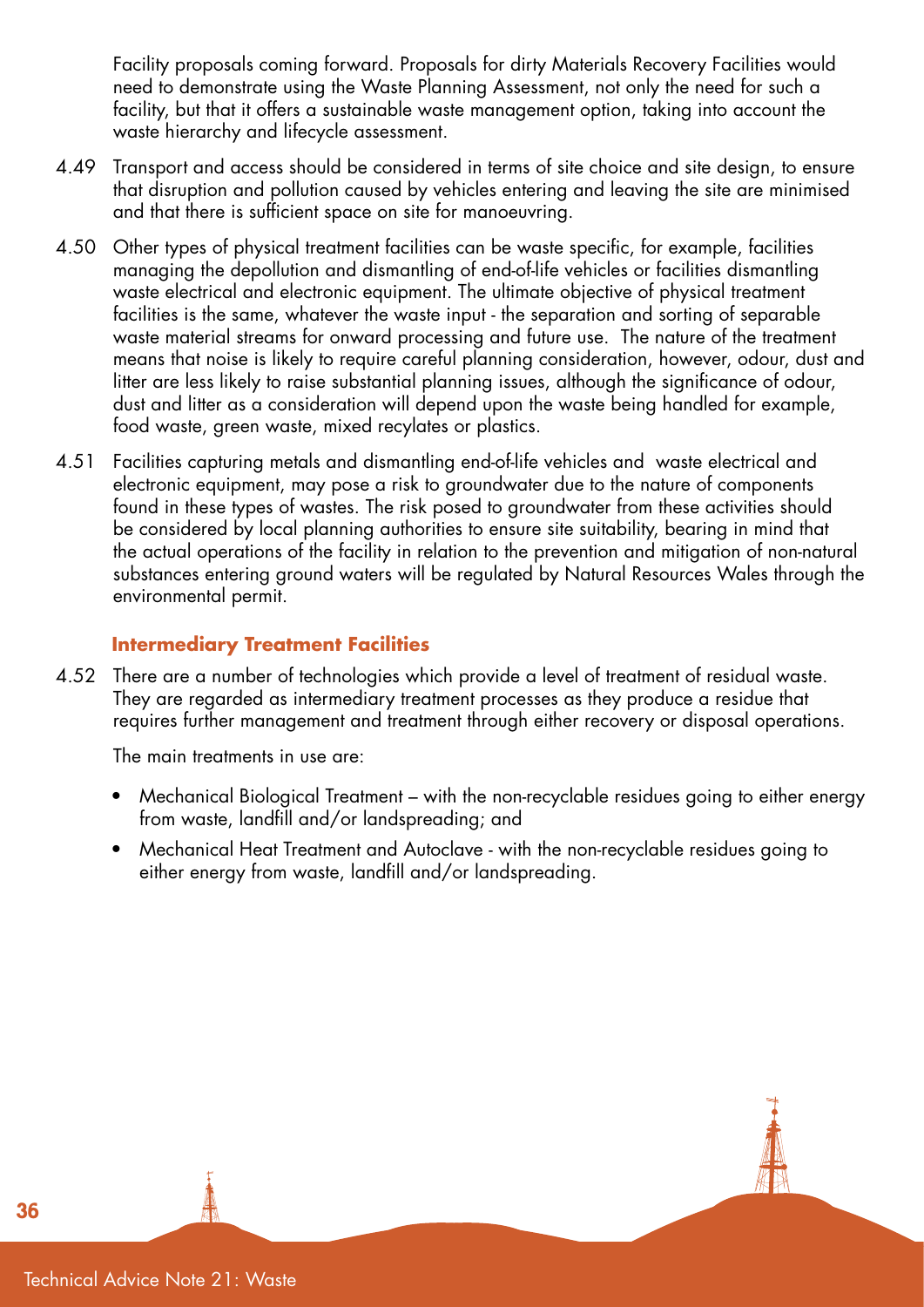Facility proposals coming forward. Proposals for dirty Materials Recovery Facilities would need to demonstrate using the Waste Planning Assessment, not only the need for such a facility, but that it offers a sustainable waste management option, taking into account the waste hierarchy and lifecycle assessment.

4.49 Transport and access should be considered in terms of site choice and site design, to ensure that disruption and pollution caused by vehicles entering and leaving the site are minimised and that there is sufficient space on site for manoeuvring.

4.50 Other types of physical treatment facilities can be waste specific, for example, facilities managing the depollution and dismantling of end-of-life vehicles or facilities dismantling waste electrical and electronic equipment. The ultimate objective of physical treatment facilities is the same, whatever the waste input - the separation and sorting of separable waste material streams for onward processing and future use. The nature of the treatment means that noise is likely to require careful planning consideration, however, odour, dust and litter are less likely to raise substantial planning issues, although the significance of odour, dust and litter as a consideration will depend upon the waste being handled for example, food waste, green waste, mixed recylates or plastics.

4.51 Facilities capturing metals and dismantling end-of-life vehicles and waste electrical and electronic equipment, may pose a risk to groundwater due to the nature of components found in these types of wastes. The risk posed to groundwater from these activities should be considered by local planning authorities to ensure site suitability, bearing in mind that the actual operations of the facility in relation to the prevention and mitigation of non-natural substances entering ground waters will be regulated by Natural Resources Wales through the environmental permit.

### Intermediary Treatment Facilities

4.52 There are a number of technologies which provide a level of treatment of residual waste. They are regarded as intermediary treatment processes as they produce a residue that requires further management and treatment through either recovery or disposal operations.

The main treatments in use are:

- Mechanical Biological Treatment – with the non-recyclable residues going to either energy from waste, landfill and/or landspreading; and
- Mechanical Heat Treatment and Autoclave - with the non-recyclable residues going to either energy from waste, landfill and/or landspreading.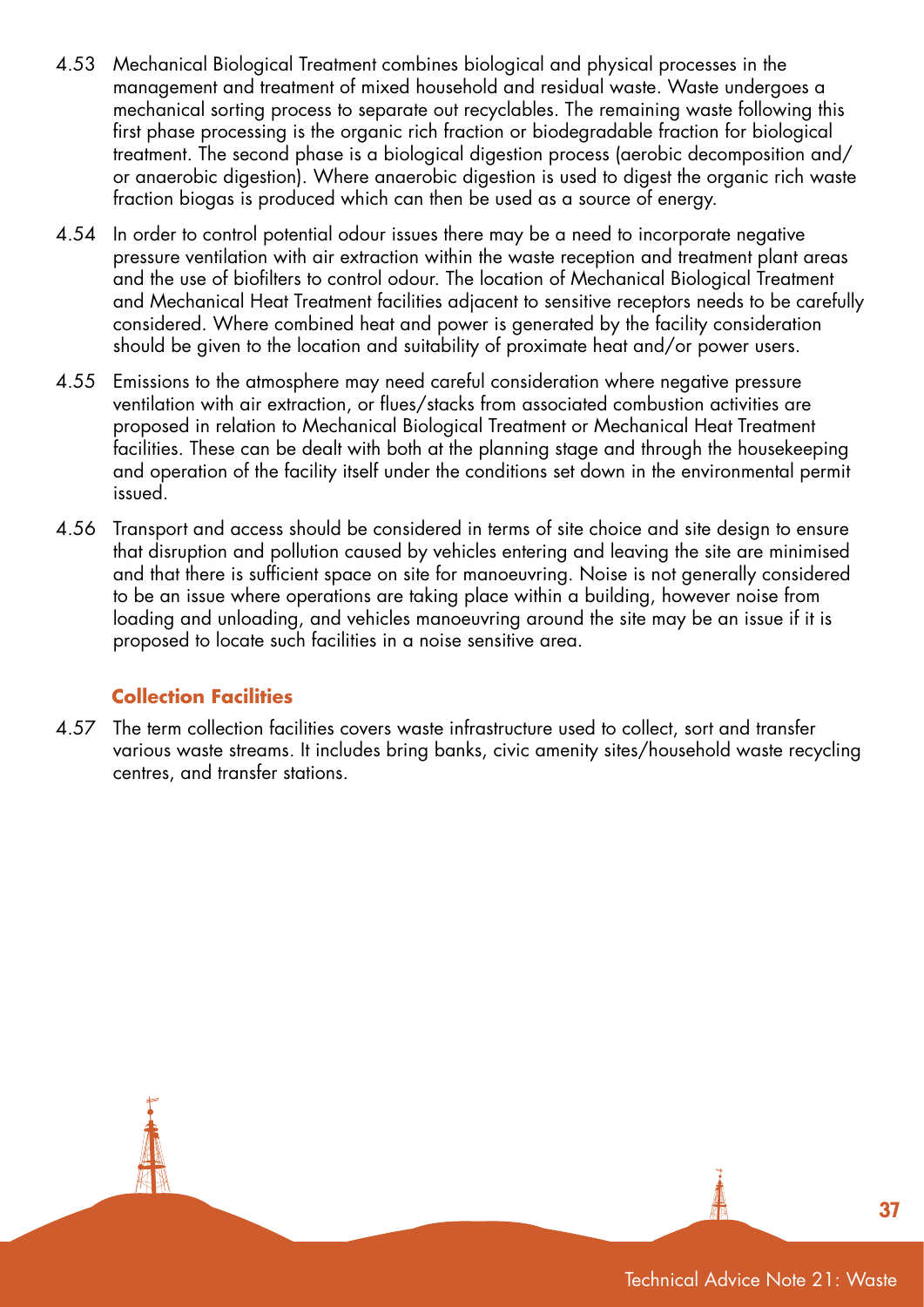4.53 Mechanical Biological Treatment combines biological and physical processes in the management and treatment of mixed household and residual waste. Waste undergoes a mechanical sorting process to separate out recyclables. The remaining waste following this first phase processing is the organic rich fraction or biodegradable fraction for biological treatment. The second phase is a biological digestion process (aerobic decomposition and/or anaerobic digestion). Where anaerobic digestion is used to digest the organic rich waste fraction biogas is produced which can then be used as a source of energy.

4.54 In order to control potential odour issues there may be a need to incorporate negative pressure ventilation with air extraction within the waste reception and treatment plant areas and the use of biofilters to control odour. The location of Mechanical Biological Treatment and Mechanical Heat Treatment facilities adjacent to sensitive receptors needs to be carefully considered. Where combined heat and power is generated by the facility consideration should be given to the location and suitability of proximate heat and/or power users.

4.55 Emissions to the atmosphere may need careful consideration where negative pressure ventilation with air extraction, or flues/stacks from associated combustion activities are proposed in relation to Mechanical Biological Treatment or Mechanical Heat Treatment facilities. These can be dealt with both at the planning stage and through the housekeeping and operation of the facility itself under the conditions set down in the environmental permit issued.

4.56 Transport and access should be considered in terms of site choice and site design to ensure that disruption and pollution caused by vehicles entering and leaving the site are minimised and that there is sufficient space on site for manoeuvring. Noise is not generally considered to be an issue where operations are taking place within a building, however noise from loading and unloading, and vehicles manoeuvring around the site may be an issue if it is proposed to locate such facilities in a noise sensitive area.

### Collection Facilities

4.57 The term collection facilities covers waste infrastructure used to collect, sort and transfer various waste streams. It includes bring banks, civic amenity sites/household waste recycling centres, and transfer stations.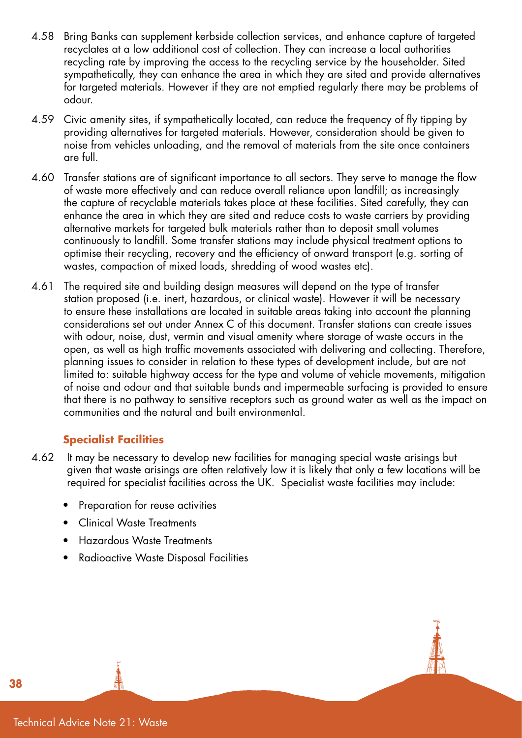4.58 Bring Banks can supplement kerbside collection services, and enhance capture of targeted recyclates at a low additional cost of collection. They can increase a local authorities recycling rate by improving the access to the recycling service by the householder. Sited sympathetically, they can enhance the area in which they are sited and provide alternatives for targeted materials. However if they are not emptied regularly there may be problems of odour.

4.59 Civic amenity sites, if sympathetically located, can reduce the frequency of fly tipping by providing alternatives for targeted materials. However, consideration should be given to noise from vehicles unloading, and the removal of materials from the site once containers are full.

4.60 Transfer stations are of significant importance to all sectors. They serve to manage the flow of waste more effectively and can reduce overall reliance upon landfill; as increasingly the capture of recyclable materials takes place at these facilities. Sited carefully, they can enhance the area in which they are sited and reduce costs to waste carriers by providing alternative markets for targeted bulk materials rather than to deposit small volumes continuously to landfill. Some transfer stations may include physical treatment options to optimise their recycling, recovery and the efficiency of onward transport (e.g. sorting of wastes, compaction of mixed loads, shredding of wood wastes etc).

4.61 The required site and building design measures will depend on the type of transfer station proposed (i.e. inert, hazardous, or clinical waste). However it will be necessary to ensure these installations are located in suitable areas taking into account the planning considerations set out under Annex C of this document. Transfer stations can create issues with odour, noise, dust, vermin and visual amenity where storage of waste occurs in the open, as well as high traffic movements associated with delivering and collecting. Therefore, planning issues to consider in relation to these types of development include, but are not limited to: suitable highway access for the type and volume of vehicle movements, mitigation of noise and odour and that suitable bunds and impermeable surfacing is provided to ensure that there is no pathway to sensitive receptors such as ground water as well as the impact on communities and the natural and built environmental.

### Specialist Facilities

4.62 It may be necessary to develop new facilities for managing special waste arisings but given that waste arisings are often relatively low it is likely that only a few locations will be required for specialist facilities across the UK. Specialist waste facilities may include:

- Preparation for reuse activities
- Clinical Waste Treatments
- Hazardous Waste Treatments
- Radioactive Waste Disposal Facilities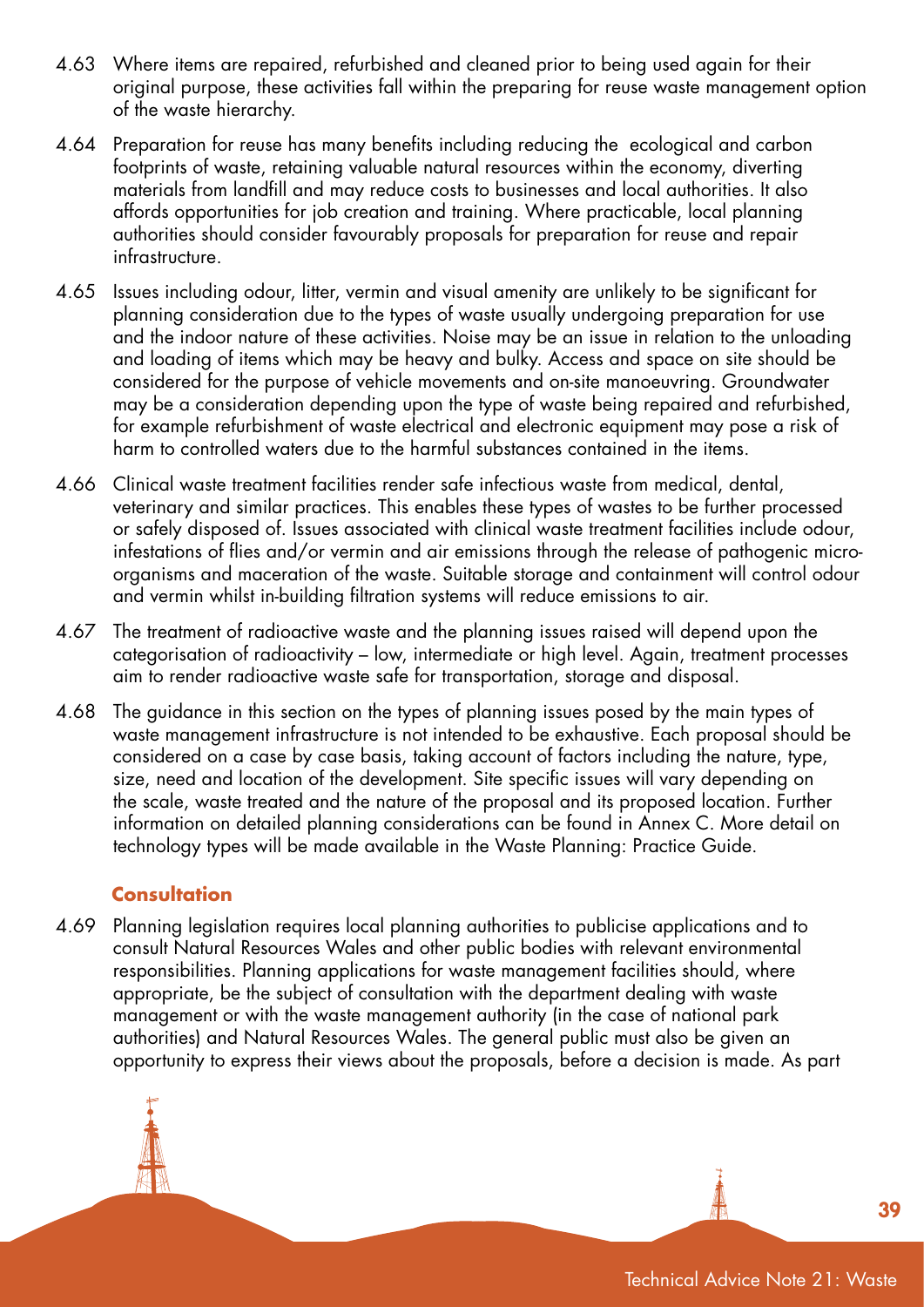4.63 Where items are repaired, refurbished and cleaned prior to being used again for their original purpose, these activities fall within the preparing for reuse waste management option of the waste hierarchy.

4.64 Preparation for reuse has many benefits including reducing the ecological and carbon footprints of waste, retaining valuable natural resources within the economy, diverting materials from landfill and may reduce costs to businesses and local authorities. It also affords opportunities for job creation and training. Where practicable, local planning authorities should consider favourably proposals for preparation for reuse and repair infrastructure.

4.65 Issues including odour, litter, vermin and visual amenity are unlikely to be significant for planning consideration due to the types of waste usually undergoing preparation for use and the indoor nature of these activities. Noise may be an issue in relation to the unloading and loading of items which may be heavy and bulky. Access and space on site should be considered for the purpose of vehicle movements and on-site manoeuvring. Groundwater may be a consideration depending upon the type of waste being repaired and refurbished, for example refurbishment of waste electrical and electronic equipment may pose a risk of harm to controlled waters due to the harmful substances contained in the items.

4.66 Clinical waste treatment facilities render safe infectious waste from medical, dental, veterinary and similar practices. This enables these types of wastes to be further processed or safely disposed of. Issues associated with clinical waste treatment facilities include odour, infestations of flies and/or vermin and air emissions through the release of pathogenic micro-organisms and maceration of the waste. Suitable storage and containment will control odour and vermin whilst in-building filtration systems will reduce emissions to air.

4.67 The treatment of radioactive waste and the planning issues raised will depend upon the categorisation of radioactivity – low, intermediate or high level. Again, treatment processes aim to render radioactive waste safe for transportation, storage and disposal.

4.68 The guidance in this section on the types of planning issues posed by the main types of waste management infrastructure is not intended to be exhaustive. Each proposal should be considered on a case by case basis, taking account of factors including the nature, type, size, need and location of the development. Site specific issues will vary depending on the scale, waste treated and the nature of the proposal and its proposed location. Further information on detailed planning considerations can be found in Annex C. More detail on technology types will be made available in the Waste Planning: Practice Guide.

### Consultation

4.69 Planning legislation requires local planning authorities to publicise applications and to consult Natural Resources Wales and other public bodies with relevant environmental responsibilities. Planning applications for waste management facilities should, where appropriate, be the subject of consultation with the department dealing with waste management or with the waste management authority (in the case of national park authorities) and Natural Resources Wales. The general public must also be given an opportunity to express their views about the proposals, before a decision is made. As part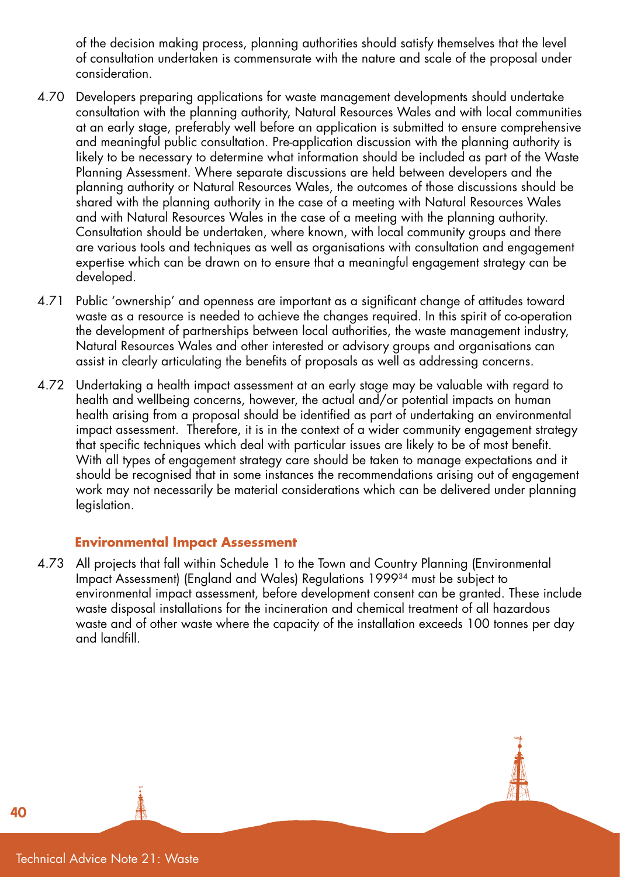of the decision making process, planning authorities should satisfy themselves that the level of consultation undertaken is commensurate with the nature and scale of the proposal under consideration.

4.70 Developers preparing applications for waste management developments should undertake consultation with the planning authority, Natural Resources Wales and with local communities at an early stage, preferably well before an application is submitted to ensure comprehensive and meaningful public consultation. Pre-application discussion with the planning authority is likely to be necessary to determine what information should be included as part of the Waste Planning Assessment. Where separate discussions are held between developers and the planning authority or Natural Resources Wales, the outcomes of those discussions should be shared with the planning authority in the case of a meeting with Natural Resources Wales and with Natural Resources Wales in the case of a meeting with the planning authority. Consultation should be undertaken, where known, with local community groups and there are various tools and techniques as well as organisations with consultation and engagement expertise which can be drawn on to ensure that a meaningful engagement strategy can be developed.

4.71 Public 'ownership' and openness are important as a significant change of attitudes toward waste as a resource is needed to achieve the changes required. In this spirit of co-operation the development of partnerships between local authorities, the waste management industry, Natural Resources Wales and other interested or advisory groups and organisations can assist in clearly articulating the benefits of proposals as well as addressing concerns.

4.72 Undertaking a health impact assessment at an early stage may be valuable with regard to health and wellbeing concerns, however, the actual and/or potential impacts on human health arising from a proposal should be identified as part of undertaking an environmental impact assessment. Therefore, it is in the context of a wider community engagement strategy that specific techniques which deal with particular issues are likely to be of most benefit. With all types of engagement strategy care should be taken to manage expectations and it should be recognised that in some instances the recommendations arising out of engagement work may not necessarily be material considerations which can be delivered under planning legislation.

### Environmental Impact Assessment

4.73 All projects that fall within Schedule 1 to the Town and Country Planning (Environmental Impact Assessment) (England and Wales) Regulations 1999[34] must be subject to environmental impact assessment, before development consent can be granted. These include waste disposal installations for the incineration and chemical treatment of all hazardous waste and of other waste where the capacity of the installation exceeds 100 tonnes per day and landfill.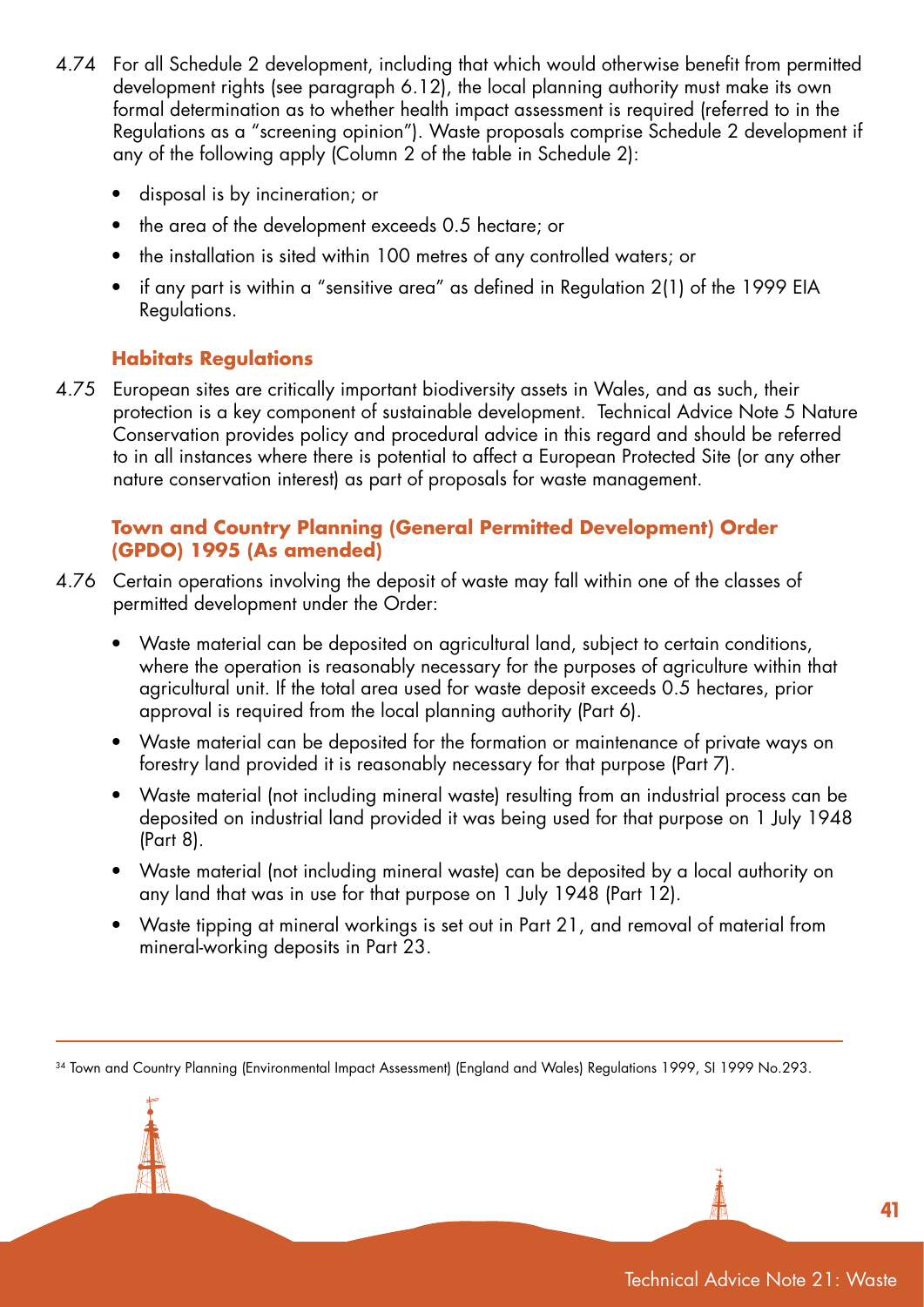4.74 For all Schedule 2 development, including that which would otherwise benefit from permitted development rights (see paragraph 6.12), the local planning authority must make its own formal determination as to whether health impact assessment is required (referred to in the Regulations as a "screening opinion"). Waste proposals comprise Schedule 2 development if any of the following apply (Column 2 of the table in Schedule 2):

- disposal is by incineration; or
- the area of the development exceeds 0.5 hectare; or
- the installation is sited within 100 metres of any controlled waters; or
- if any part is within a "sensitive area" as defined in Regulation 2(1) of the 1999 EIA Regulations.

### Habitats Regulations

4.75 European sites are critically important biodiversity assets in Wales, and as such, their protection is a key component of sustainable development. Technical Advice Note 5 Nature Conservation provides policy and procedural advice in this regard and should be referred to in all instances where there is potential to affect a European Protected Site (or any other nature conservation interest) as part of proposals for waste management.

### Town and Country Planning (General Permitted Development) Order (GPDO) 1995 (As amended)

4.76 Certain operations involving the deposit of waste may fall within one of the classes of permitted development under the Order:

- Waste material can be deposited on agricultural land, subject to certain conditions, where the operation is reasonably necessary for the purposes of agriculture within that agricultural unit. If the total area used for waste deposit exceeds 0.5 hectares, prior approval is required from the local planning authority (Part 6).
- Waste material can be deposited for the formation or maintenance of private ways on forestry land provided it is reasonably necessary for that purpose (Part 7).
- Waste material (not including mineral waste) resulting from an industrial process can be deposited on industrial land provided it was being used for that purpose on 1 July 1948 (Part 8).
- Waste material (not including mineral waste) can be deposited by a local authority on any land that was in use for that purpose on 1 July 1948 (Part 12).
- Waste tipping at mineral workings is set out in Part 21, and removal of material from mineral-working deposits in Part 23.

---

[34] Town and Country Planning (Environmental Impact Assessment) (England and Wales) Regulations 1999, SI 1999 No.293.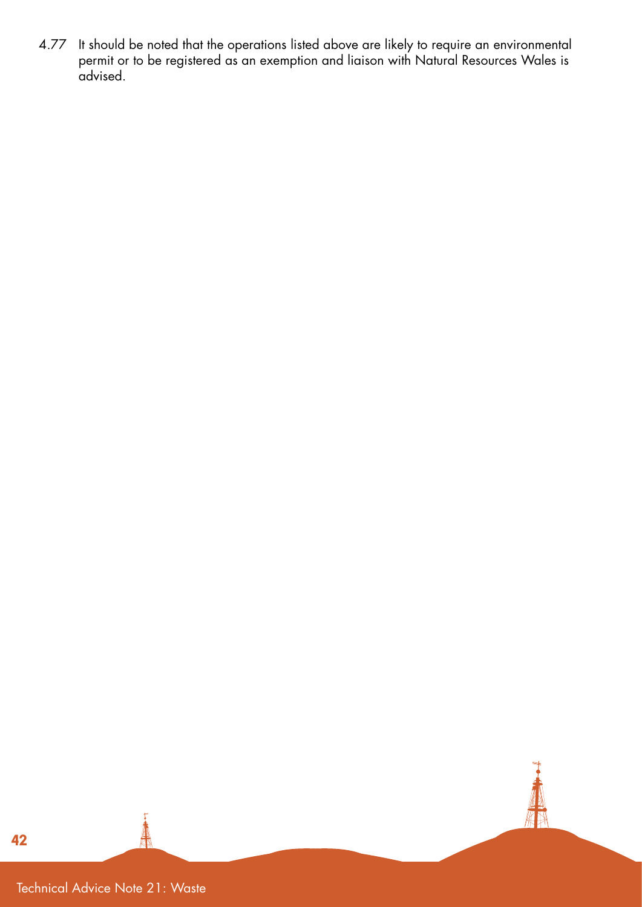4.77 It should be noted that the operations listed above are likely to require an environmental permit or to be registered as an exemption and liaison with Natural Resources Wales is advised.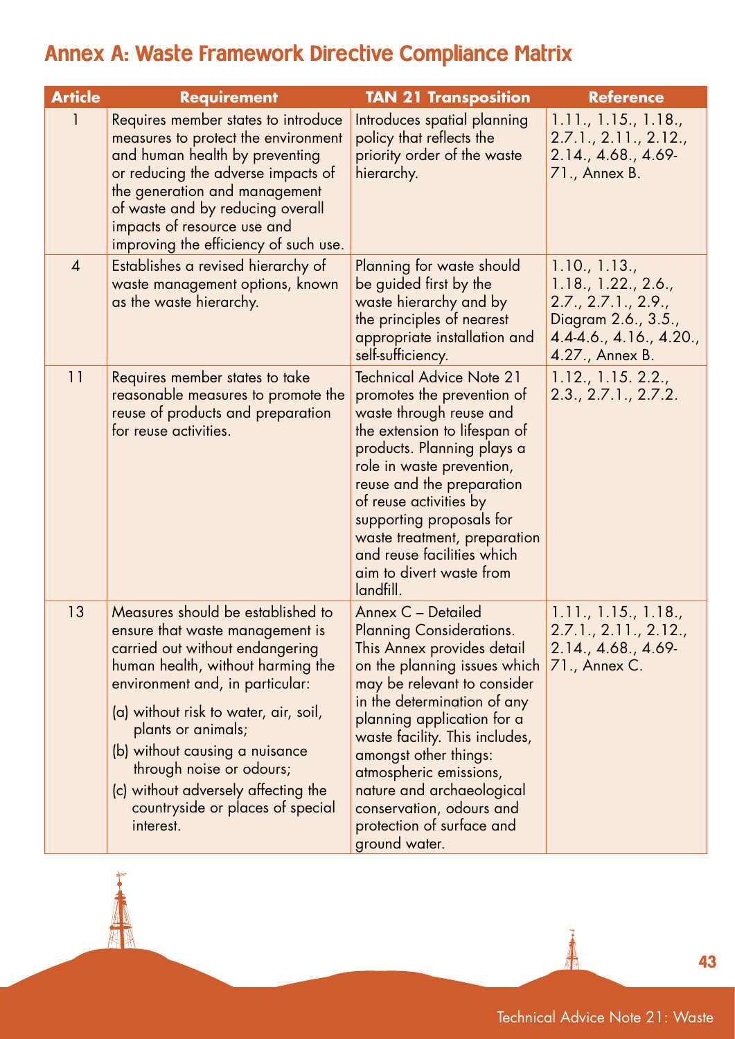# Annex A: Waste Framework Directive Compliance Matrix

| Article | Requirement | TAN 21 Transposition | Reference |
|---|---|---|---|
| 1 | Requires member states to introduce measures to protect the environment and human health by preventing or reducing the adverse impacts of the generation and management of waste and by reducing overall impacts of resource use and improving the efficiency of such use. | Introduces spatial planning policy that reflects the priority order of the waste hierarchy. | 1.11., 1.15., 1.18., 2.7.1., 2.11., 2.12., 2.14., 4.68., 4.69-71., Annex B. |
| 4 | Establishes a revised hierarchy of waste management options, known as the waste hierarchy. | Planning for waste should be guided first by the waste hierarchy and by the principles of nearest appropriate installation and self-sufficiency. | 1.10., 1.13., 1.18., 1.22., 2.6., 2.7., 2.7.1., 2.9., Diagram 2.6., 3.5., 4.4-4.6., 4.16., 4.20., 4.27., Annex B. |
| 11 | Requires member states to take reasonable measures to promote the reuse of products and preparation for reuse activities. | Technical Advice Note 21 promotes the prevention of waste through reuse and the extension to lifespan of products. Planning plays a role in waste prevention, reuse and the preparation of reuse activities by supporting proposals for waste treatment, preparation and reuse facilities which aim to divert waste from landfill. | 1.12., 1.15. 2.2., 2.3., 2.7.1., 2.7.2. |
| 13 | Measures should be established to ensure that waste management is carried out without endangering human health, without harming the environment and, in particular:<br>(a) without risk to water, air, soil, plants or animals;<br>(b) without causing a nuisance through noise or odours;<br>(c) without adversely affecting the countryside or places of special interest. | Annex C – Detailed Planning Considerations. This Annex provides detail on the planning issues which may be relevant to consider in the determination of any planning application for a waste facility. This includes, amongst other things: atmospheric emissions, nature and archaeological conservation, odours and protection of surface and ground water. | 1.11., 1.15., 1.18., 2.7.1., 2.11., 2.12., 2.14., 4.68., 4.69-71., Annex C. |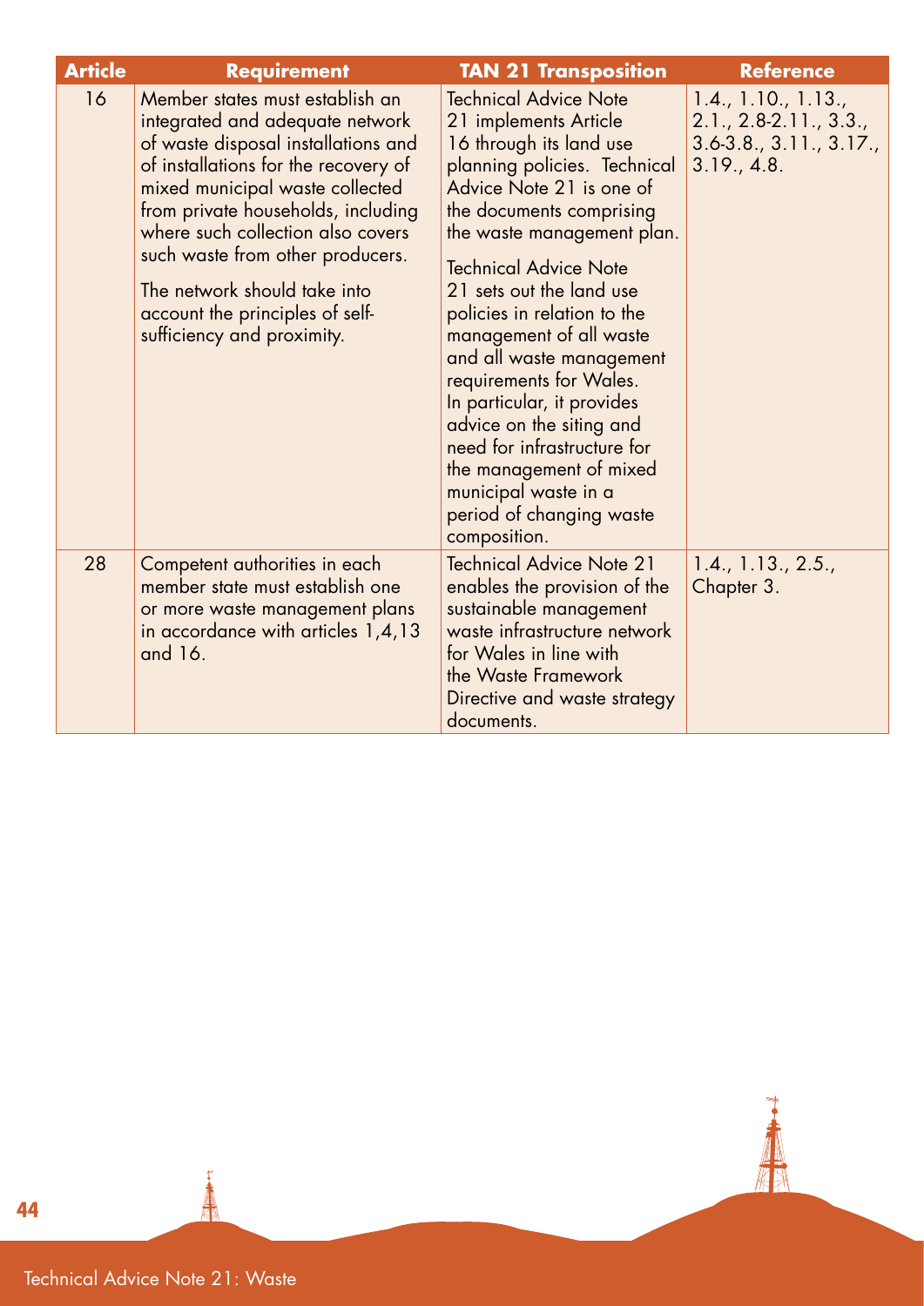| Article | Requirement | TAN 21 Transposition | Reference |
|---|---|---|---|
| 16 | Member states must establish an integrated and adequate network of waste disposal installations and of installations for the recovery of mixed municipal waste collected from private households, including where such collection also covers such waste from other producers.<br><br>The network should take into account the principles of self-sufficiency and proximity. | Technical Advice Note 21 implements Article 16 through its land use planning policies. Technical Advice Note 21 is one of the documents comprising the waste management plan.<br><br>Technical Advice Note 21 sets out the land use policies in relation to the management of all waste and all waste management requirements for Wales. In particular, it provides advice on the siting and need for infrastructure for the management of mixed municipal waste in a period of changing waste composition. | 1.4., 1.10., 1.13., 2.1., 2.8-2.11., 3.3., 3.6-3.8., 3.11., 3.17., 3.19., 4.8. |
| 28 | Competent authorities in each member state must establish one or more waste management plans in accordance with articles 1,4,13 and 16. | Technical Advice Note 21 enables the provision of the sustainable management waste infrastructure network for Wales in line with the Waste Framework Directive and waste strategy documents. | 1.4., 1.13., 2.5., Chapter 3. |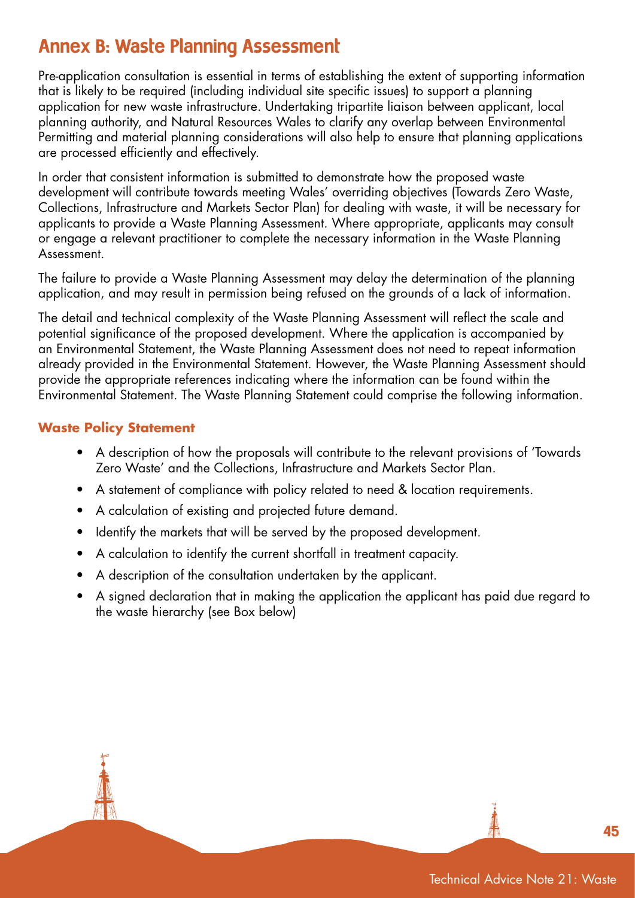# Annex B: Waste Planning Assessment

Pre-application consultation is essential in terms of establishing the extent of supporting information that is likely to be required (including individual site specific issues) to support a planning application for new waste infrastructure. Undertaking tripartite liaison between applicant, local planning authority, and Natural Resources Wales to clarify any overlap between Environmental Permitting and material planning considerations will also help to ensure that planning applications are processed efficiently and effectively.

In order that consistent information is submitted to demonstrate how the proposed waste development will contribute towards meeting Wales' overriding objectives (Towards Zero Waste, Collections, Infrastructure and Markets Sector Plan) for dealing with waste, it will be necessary for applicants to provide a Waste Planning Assessment. Where appropriate, applicants may consult or engage a relevant practitioner to complete the necessary information in the Waste Planning Assessment.

The failure to provide a Waste Planning Assessment may delay the determination of the planning application, and may result in permission being refused on the grounds of a lack of information.

The detail and technical complexity of the Waste Planning Assessment will reflect the scale and potential significance of the proposed development. Where the application is accompanied by an Environmental Statement, the Waste Planning Assessment does not need to repeat information already provided in the Environmental Statement. However, the Waste Planning Assessment should provide the appropriate references indicating where the information can be found within the Environmental Statement. The Waste Planning Statement could comprise the following information.

### Waste Policy Statement

- A description of how the proposals will contribute to the relevant provisions of 'Towards Zero Waste' and the Collections, Infrastructure and Markets Sector Plan.
- A statement of compliance with policy related to need & location requirements.
- A calculation of existing and projected future demand.
- Identify the markets that will be served by the proposed development.
- A calculation to identify the current shortfall in treatment capacity.
- A description of the consultation undertaken by the applicant.
- A signed declaration that in making the application the applicant has paid due regard to the waste hierarchy (see Box below)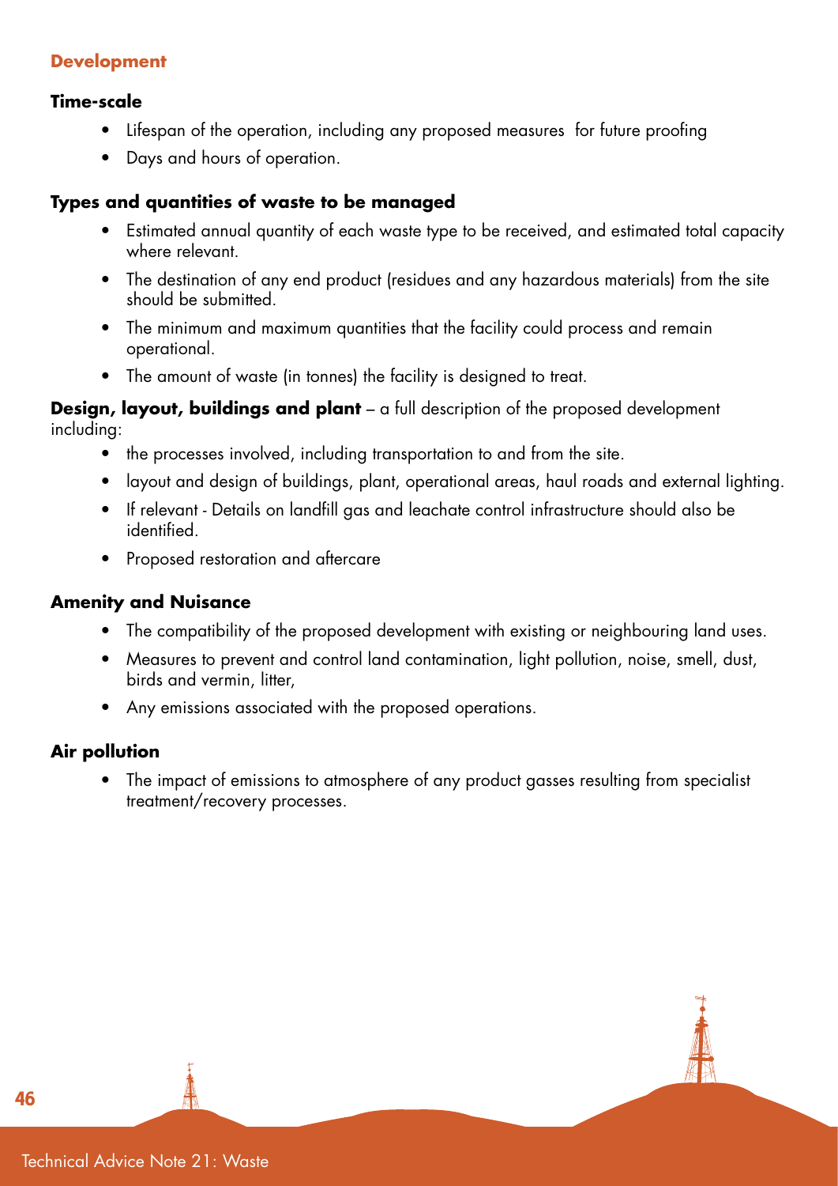## Development

### Time-scale

- Lifespan of the operation, including any proposed measures  for future proofing
- Days and hours of operation.

### Types and quantities of waste to be managed

- Estimated annual quantity of each waste type to be received, and estimated total capacity where relevant.
- The destination of any end product (residues and any hazardous materials) from the site should be submitted.
- The minimum and maximum quantities that the facility could process and remain operational.
- The amount of waste (in tonnes) the facility is designed to treat.

**Design, layout, buildings and plant** – a full description of the proposed development including:

- the processes involved, including transportation to and from the site.
- layout and design of buildings, plant, operational areas, haul roads and external lighting.
- If relevant - Details on landfill gas and leachate control infrastructure should also be identified.
- Proposed restoration and aftercare

### Amenity and Nuisance

- The compatibility of the proposed development with existing or neighbouring land uses.
- Measures to prevent and control land contamination, light pollution, noise, smell, dust, birds and vermin, litter,
- Any emissions associated with the proposed operations.

### Air pollution

- The impact of emissions to atmosphere of any product gasses resulting from specialist treatment/recovery processes.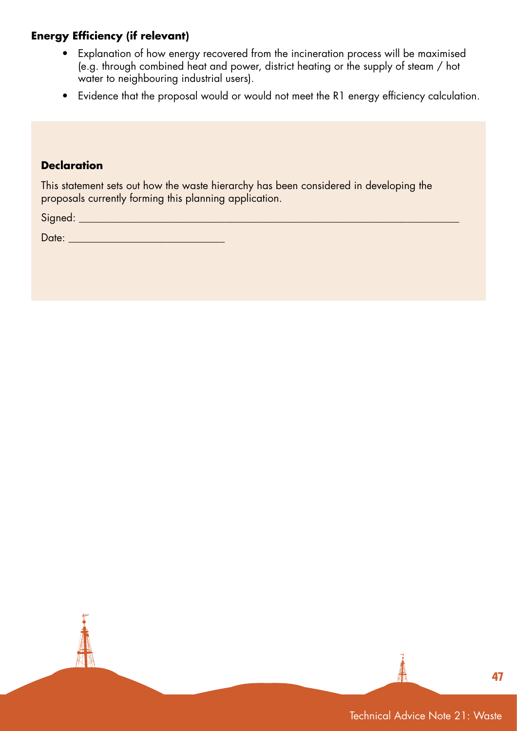**Energy Efficiency (if relevant)**

- Explanation of how energy recovered from the incineration process will be maximised (e.g. through combined heat and power, district heating or the supply of steam / hot water to neighbouring industrial users).
- Evidence that the proposal would or would not meet the R1 energy efficiency calculation.

**Declaration**

This statement sets out how the waste hierarchy has been considered in developing the proposals currently forming this planning application.

Signed: ___________________________________________________________________

Date: ___________________________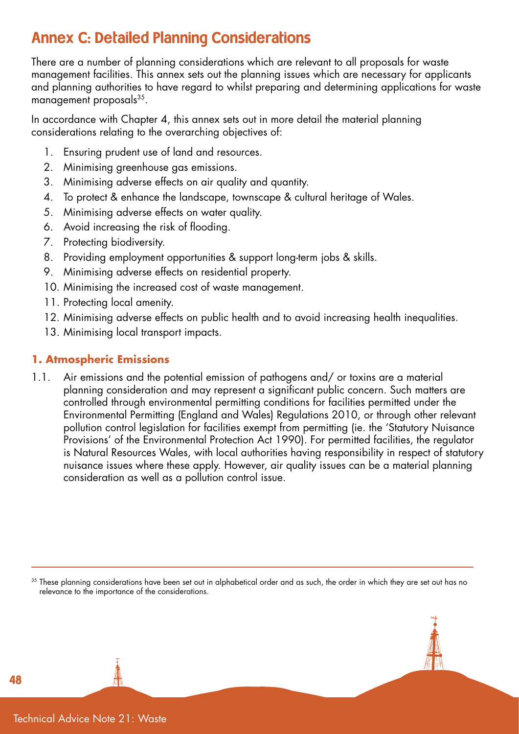# Annex C: Detailed Planning Considerations

There are a number of planning considerations which are relevant to all proposals for waste management facilities. This annex sets out the planning issues which are necessary for applicants and planning authorities to have regard to whilst preparing and determining applications for waste management proposals[35].

In accordance with Chapter 4, this annex sets out in more detail the material planning considerations relating to the overarching objectives of:

1. Ensuring prudent use of land and resources.
2. Minimising greenhouse gas emissions.
3. Minimising adverse effects on air quality and quantity.
4. To protect & enhance the landscape, townscape & cultural heritage of Wales.
5. Minimising adverse effects on water quality.
6. Avoid increasing the risk of flooding.
7. Protecting biodiversity.
8. Providing employment opportunities & support long-term jobs & skills.
9. Minimising adverse effects on residential property.
10. Minimising the increased cost of waste management.
11. Protecting local amenity.
12. Minimising adverse effects on public health and to avoid increasing health inequalities.
13. Minimising local transport impacts.

### 1. Atmospheric Emissions

1.1. Air emissions and the potential emission of pathogens and/ or toxins are a material planning consideration and may represent a significant public concern. Such matters are controlled through environmental permitting conditions for facilities permitted under the Environmental Permitting (England and Wales) Regulations 2010, or through other relevant pollution control legislation for facilities exempt from permitting (ie. the 'Statutory Nuisance Provisions' of the Environmental Protection Act 1990). For permitted facilities, the regulator is Natural Resources Wales, with local authorities having responsibility in respect of statutory nuisance issues where these apply. However, air quality issues can be a material planning consideration as well as a pollution control issue.

---

[35] These planning considerations have been set out in alphabetical order and as such, the order in which they are set out has no relevance to the importance of the considerations.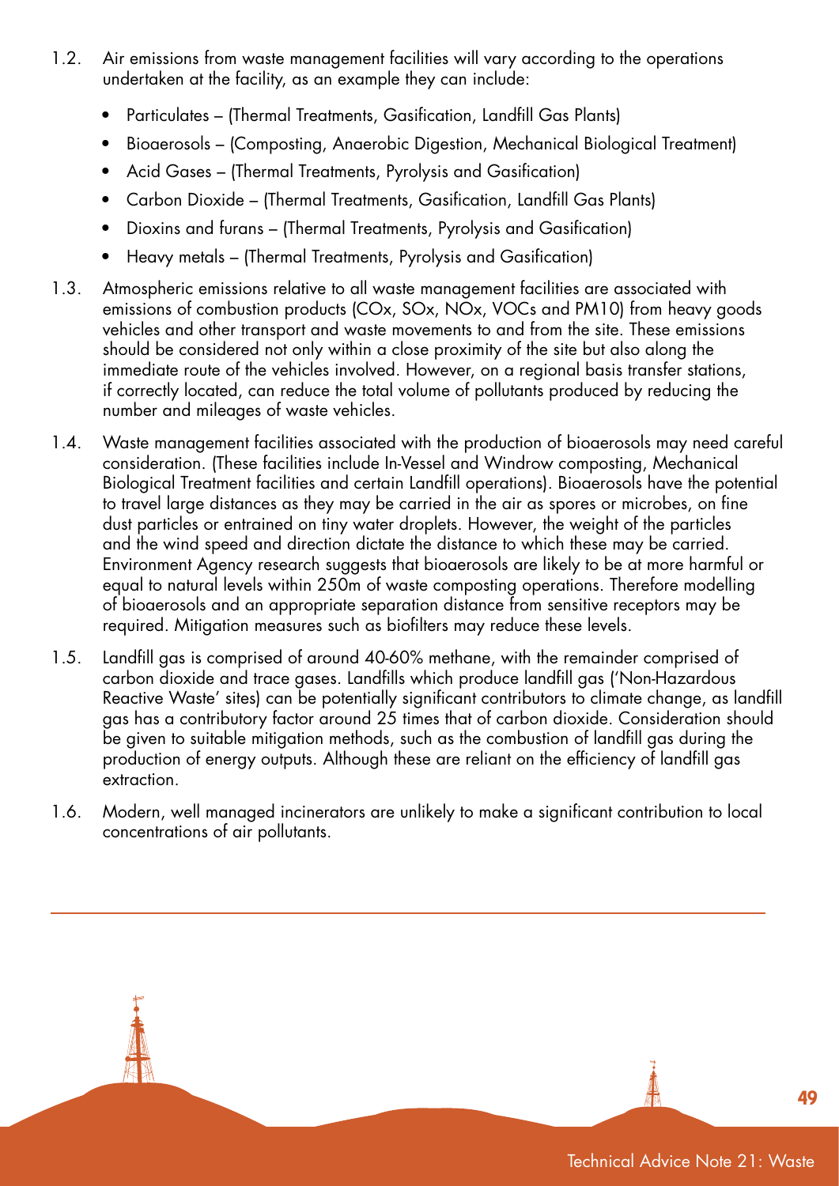1.2. Air emissions from waste management facilities will vary according to the operations undertaken at the facility, as an example they can include:

- Particulates – (Thermal Treatments, Gasification, Landfill Gas Plants)
- Bioaerosols – (Composting, Anaerobic Digestion, Mechanical Biological Treatment)
- Acid Gases – (Thermal Treatments, Pyrolysis and Gasification)
- Carbon Dioxide – (Thermal Treatments, Gasification, Landfill Gas Plants)
- Dioxins and furans – (Thermal Treatments, Pyrolysis and Gasification)
- Heavy metals – (Thermal Treatments, Pyrolysis and Gasification)

1.3. Atmospheric emissions relative to all waste management facilities are associated with emissions of combustion products ($CO_x$, $SO_x$, $NO_x$, VOCs and $PM_{10}$) from heavy goods vehicles and other transport and waste movements to and from the site. These emissions should be considered not only within a close proximity of the site but also along the immediate route of the vehicles involved. However, on a regional basis transfer stations, if correctly located, can reduce the total volume of pollutants produced by reducing the number and mileages of waste vehicles.

1.4. Waste management facilities associated with the production of bioaerosols may need careful consideration. (These facilities include In-Vessel and Windrow composting, Mechanical Biological Treatment facilities and certain Landfill operations). Bioaerosols have the potential to travel large distances as they may be carried in the air as spores or microbes, on fine dust particles or entrained on tiny water droplets. However, the weight of the particles and the wind speed and direction dictate the distance to which these may be carried. Environment Agency research suggests that bioaerosols are likely to be at more harmful or equal to natural levels within 250m of waste composting operations. Therefore modelling of bioaerosols and an appropriate separation distance from sensitive receptors may be required. Mitigation measures such as biofilters may reduce these levels.

1.5. Landfill gas is comprised of around 40-60% methane, with the remainder comprised of carbon dioxide and trace gases. Landfills which produce landfill gas ('Non-Hazardous Reactive Waste' sites) can be potentially significant contributors to climate change, as landfill gas has a contributory factor around 25 times that of carbon dioxide. Consideration should be given to suitable mitigation methods, such as the combustion of landfill gas during the production of energy outputs. Although these are reliant on the efficiency of landfill gas extraction.

1.6. Modern, well managed incinerators are unlikely to make a significant contribution to local concentrations of air pollutants.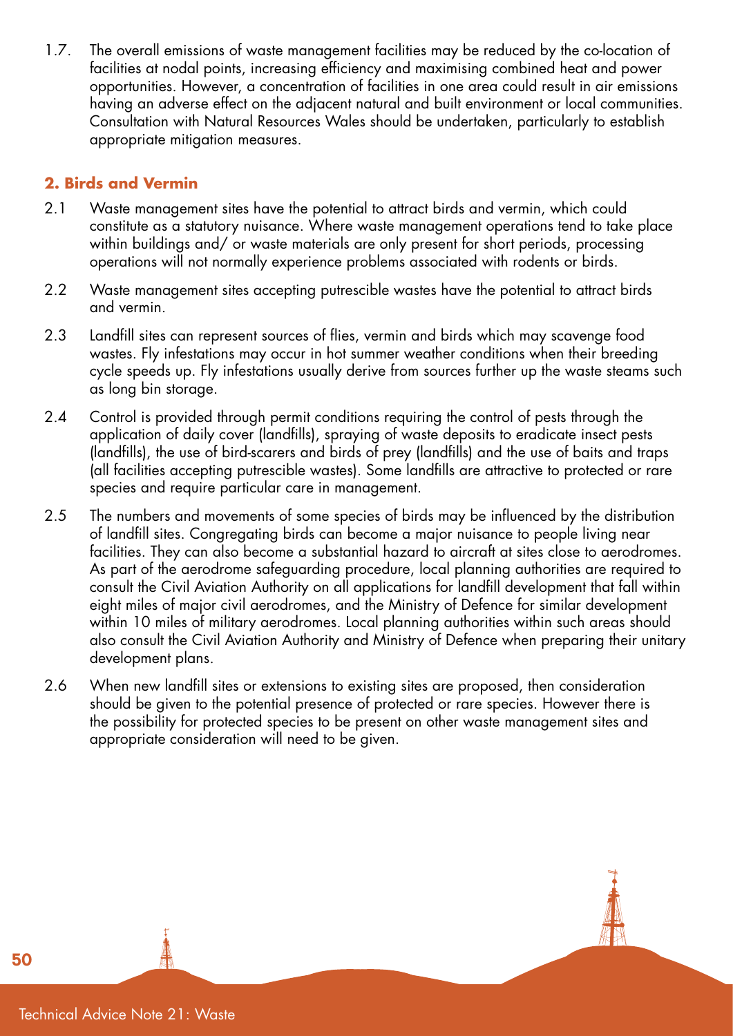1.7. The overall emissions of waste management facilities may be reduced by the co-location of facilities at nodal points, increasing efficiency and maximising combined heat and power opportunities. However, a concentration of facilities in one area could result in air emissions having an adverse effect on the adjacent natural and built environment or local communities. Consultation with Natural Resources Wales should be undertaken, particularly to establish appropriate mitigation measures.

### 2. Birds and Vermin

2.1 Waste management sites have the potential to attract birds and vermin, which could constitute as a statutory nuisance. Where waste management operations tend to take place within buildings and/ or waste materials are only present for short periods, processing operations will not normally experience problems associated with rodents or birds.

2.2 Waste management sites accepting putrescible wastes have the potential to attract birds and vermin.

2.3 Landfill sites can represent sources of flies, vermin and birds which may scavenge food wastes. Fly infestations may occur in hot summer weather conditions when their breeding cycle speeds up. Fly infestations usually derive from sources further up the waste steams such as long bin storage.

2.4 Control is provided through permit conditions requiring the control of pests through the application of daily cover (landfills), spraying of waste deposits to eradicate insect pests (landfills), the use of bird-scarers and birds of prey (landfills) and the use of baits and traps (all facilities accepting putrescible wastes). Some landfills are attractive to protected or rare species and require particular care in management.

2.5 The numbers and movements of some species of birds may be influenced by the distribution of landfill sites. Congregating birds can become a major nuisance to people living near facilities. They can also become a substantial hazard to aircraft at sites close to aerodromes. As part of the aerodrome safeguarding procedure, local planning authorities are required to consult the Civil Aviation Authority on all applications for landfill development that fall within eight miles of major civil aerodromes, and the Ministry of Defence for similar development within 10 miles of military aerodromes. Local planning authorities within such areas should also consult the Civil Aviation Authority and Ministry of Defence when preparing their unitary development plans.

2.6 When new landfill sites or extensions to existing sites are proposed, then consideration should be given to the potential presence of protected or rare species. However there is the possibility for protected species to be present on other waste management sites and appropriate consideration will need to be given.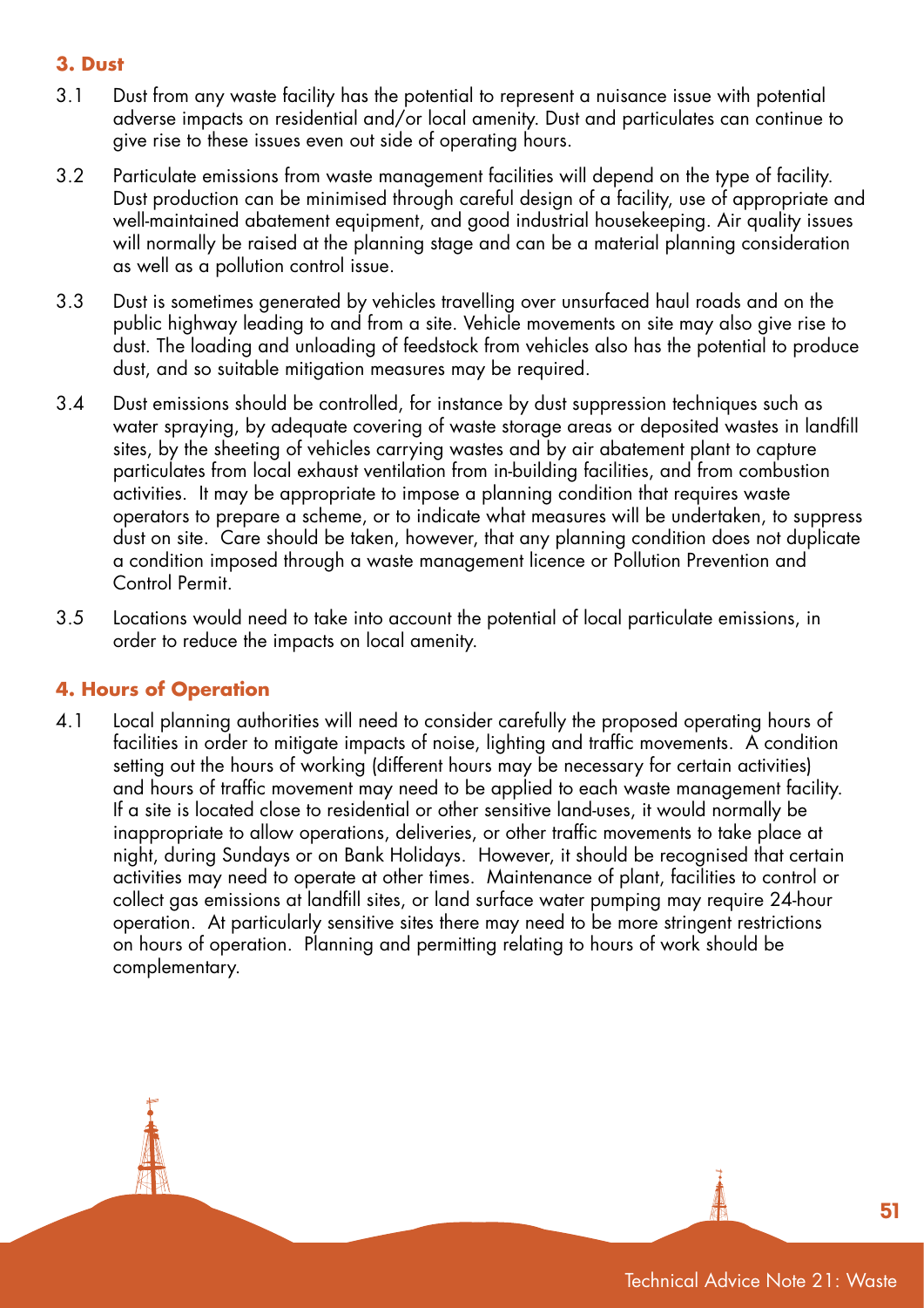### 3. Dust

3.1 Dust from any waste facility has the potential to represent a nuisance issue with potential adverse impacts on residential and/or local amenity. Dust and particulates can continue to give rise to these issues even out side of operating hours.

3.2 Particulate emissions from waste management facilities will depend on the type of facility. Dust production can be minimised through careful design of a facility, use of appropriate and well-maintained abatement equipment, and good industrial housekeeping. Air quality issues will normally be raised at the planning stage and can be a material planning consideration as well as a pollution control issue.

3.3 Dust is sometimes generated by vehicles travelling over unsurfaced haul roads and on the public highway leading to and from a site. Vehicle movements on site may also give rise to dust. The loading and unloading of feedstock from vehicles also has the potential to produce dust, and so suitable mitigation measures may be required.

3.4 Dust emissions should be controlled, for instance by dust suppression techniques such as water spraying, by adequate covering of waste storage areas or deposited wastes in landfill sites, by the sheeting of vehicles carrying wastes and by air abatement plant to capture particulates from local exhaust ventilation from in-building facilities, and from combustion activities. It may be appropriate to impose a planning condition that requires waste operators to prepare a scheme, or to indicate what measures will be undertaken, to suppress dust on site. Care should be taken, however, that any planning condition does not duplicate a condition imposed through a waste management licence or Pollution Prevention and Control Permit.

3.5 Locations would need to take into account the potential of local particulate emissions, in order to reduce the impacts on local amenity.

### 4. Hours of Operation

4.1 Local planning authorities will need to consider carefully the proposed operating hours of facilities in order to mitigate impacts of noise, lighting and traffic movements. A condition setting out the hours of working (different hours may be necessary for certain activities) and hours of traffic movement may need to be applied to each waste management facility. If a site is located close to residential or other sensitive land-uses, it would normally be inappropriate to allow operations, deliveries, or other traffic movements to take place at night, during Sundays or on Bank Holidays. However, it should be recognised that certain activities may need to operate at other times. Maintenance of plant, facilities to control or collect gas emissions at landfill sites, or land surface water pumping may require 24-hour operation. At particularly sensitive sites there may need to be more stringent restrictions on hours of operation. Planning and permitting relating to hours of work should be complementary.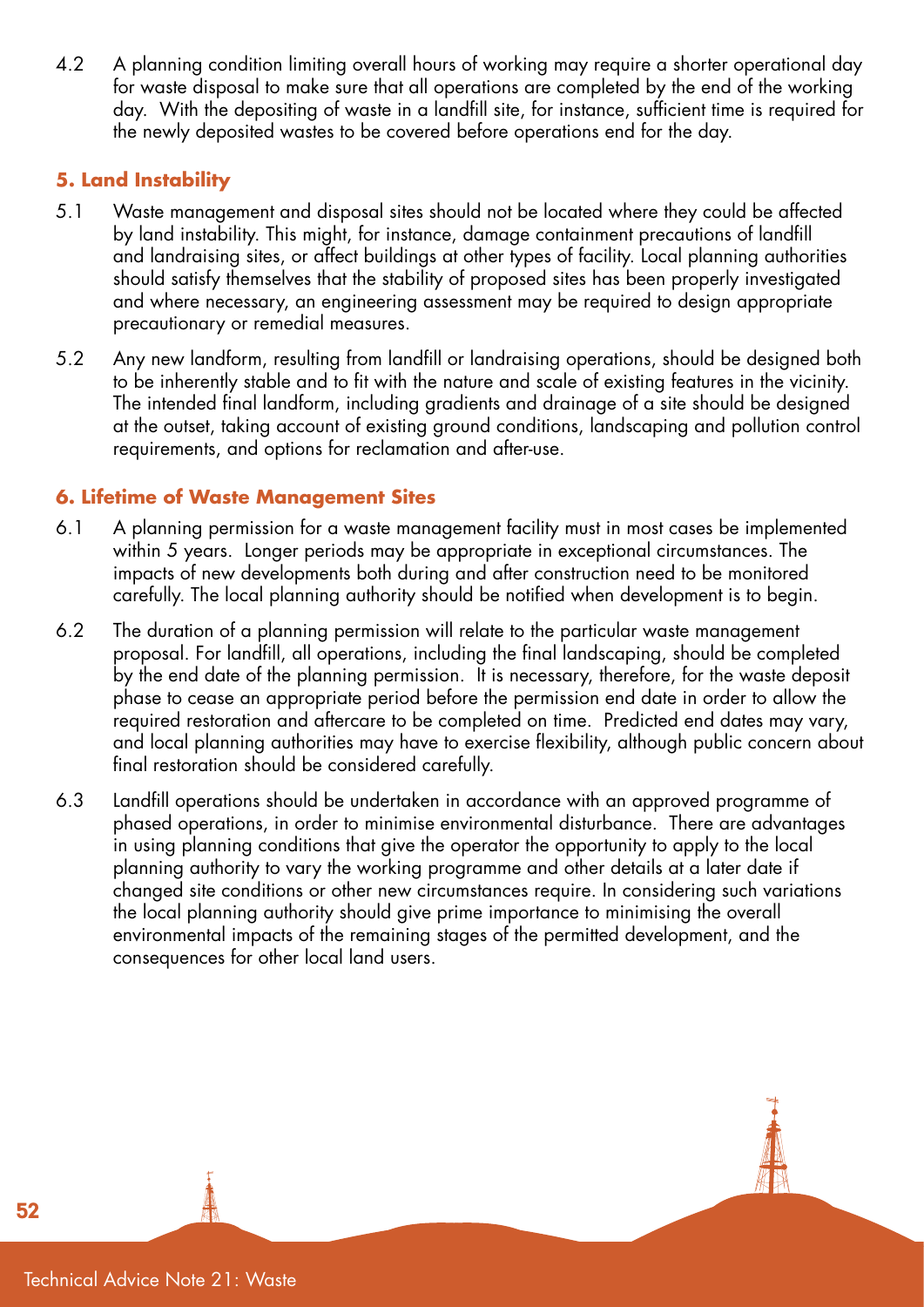4.2 A planning condition limiting overall hours of working may require a shorter operational day for waste disposal to make sure that all operations are completed by the end of the working day. With the depositing of waste in a landfill site, for instance, sufficient time is required for the newly deposited wastes to be covered before operations end for the day.

### 5. Land Instability

5.1 Waste management and disposal sites should not be located where they could be affected by land instability. This might, for instance, damage containment precautions of landfill and landraising sites, or affect buildings at other types of facility. Local planning authorities should satisfy themselves that the stability of proposed sites has been properly investigated and where necessary, an engineering assessment may be required to design appropriate precautionary or remedial measures.

5.2 Any new landform, resulting from landfill or landraising operations, should be designed both to be inherently stable and to fit with the nature and scale of existing features in the vicinity. The intended final landform, including gradients and drainage of a site should be designed at the outset, taking account of existing ground conditions, landscaping and pollution control requirements, and options for reclamation and after-use.

### 6. Lifetime of Waste Management Sites

6.1 A planning permission for a waste management facility must in most cases be implemented within 5 years. Longer periods may be appropriate in exceptional circumstances. The impacts of new developments both during and after construction need to be monitored carefully. The local planning authority should be notified when development is to begin.

6.2 The duration of a planning permission will relate to the particular waste management proposal. For landfill, all operations, including the final landscaping, should be completed by the end date of the planning permission. It is necessary, therefore, for the waste deposit phase to cease an appropriate period before the permission end date in order to allow the required restoration and aftercare to be completed on time. Predicted end dates may vary, and local planning authorities may have to exercise flexibility, although public concern about final restoration should be considered carefully.

6.3 Landfill operations should be undertaken in accordance with an approved programme of phased operations, in order to minimise environmental disturbance. There are advantages in using planning conditions that give the operator the opportunity to apply to the local planning authority to vary the working programme and other details at a later date if changed site conditions or other new circumstances require. In considering such variations the local planning authority should give prime importance to minimising the overall environmental impacts of the remaining stages of the permitted development, and the consequences for other local land users.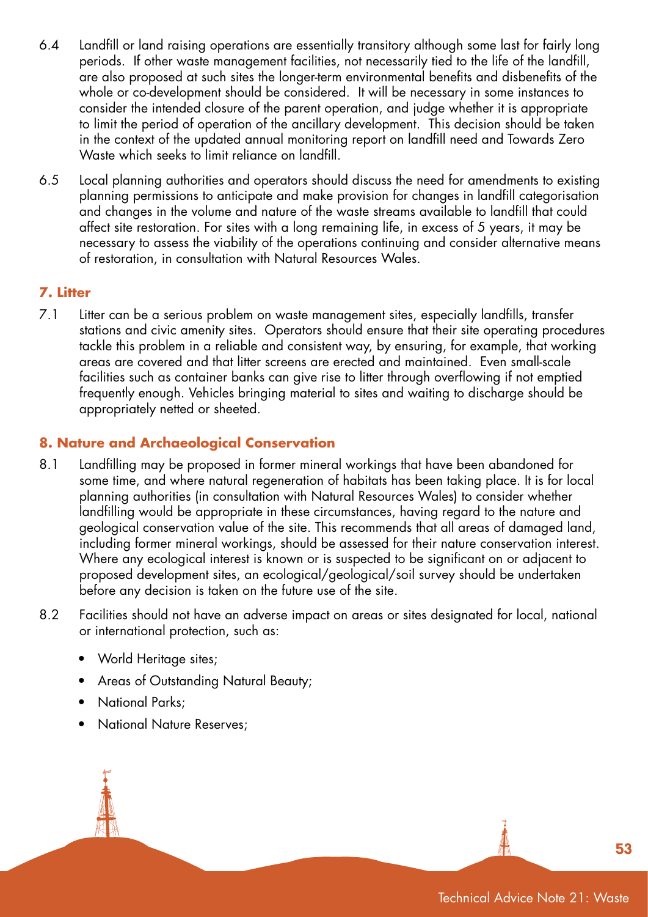6.4 Landfill or land raising operations are essentially transitory although some last for fairly long periods. If other waste management facilities, not necessarily tied to the life of the landfill, are also proposed at such sites the longer-term environmental benefits and disbenefits of the whole or co-development should be considered. It will be necessary in some instances to consider the intended closure of the parent operation, and judge whether it is appropriate to limit the period of operation of the ancillary development. This decision should be taken in the context of the updated annual monitoring report on landfill need and Towards Zero Waste which seeks to limit reliance on landfill.

6.5 Local planning authorities and operators should discuss the need for amendments to existing planning permissions to anticipate and make provision for changes in landfill categorisation and changes in the volume and nature of the waste streams available to landfill that could affect site restoration. For sites with a long remaining life, in excess of 5 years, it may be necessary to assess the viability of the operations continuing and consider alternative means of restoration, in consultation with Natural Resources Wales.

## 7. Litter

7.1 Litter can be a serious problem on waste management sites, especially landfills, transfer stations and civic amenity sites. Operators should ensure that their site operating procedures tackle this problem in a reliable and consistent way, by ensuring, for example, that working areas are covered and that litter screens are erected and maintained. Even small-scale facilities such as container banks can give rise to litter through overflowing if not emptied frequently enough. Vehicles bringing material to sites and waiting to discharge should be appropriately netted or sheeted.

## 8. Nature and Archaeological Conservation

8.1 Landfilling may be proposed in former mineral workings that have been abandoned for some time, and where natural regeneration of habitats has been taking place. It is for local planning authorities (in consultation with Natural Resources Wales) to consider whether landfilling would be appropriate in these circumstances, having regard to the nature and geological conservation value of the site. This recommends that all areas of damaged land, including former mineral workings, should be assessed for their nature conservation interest. Where any ecological interest is known or is suspected to be significant on or adjacent to proposed development sites, an ecological/geological/soil survey should be undertaken before any decision is taken on the future use of the site.

8.2 Facilities should not have an adverse impact on areas or sites designated for local, national or international protection, such as:

- World Heritage sites;
- Areas of Outstanding Natural Beauty;
- National Parks;
- National Nature Reserves;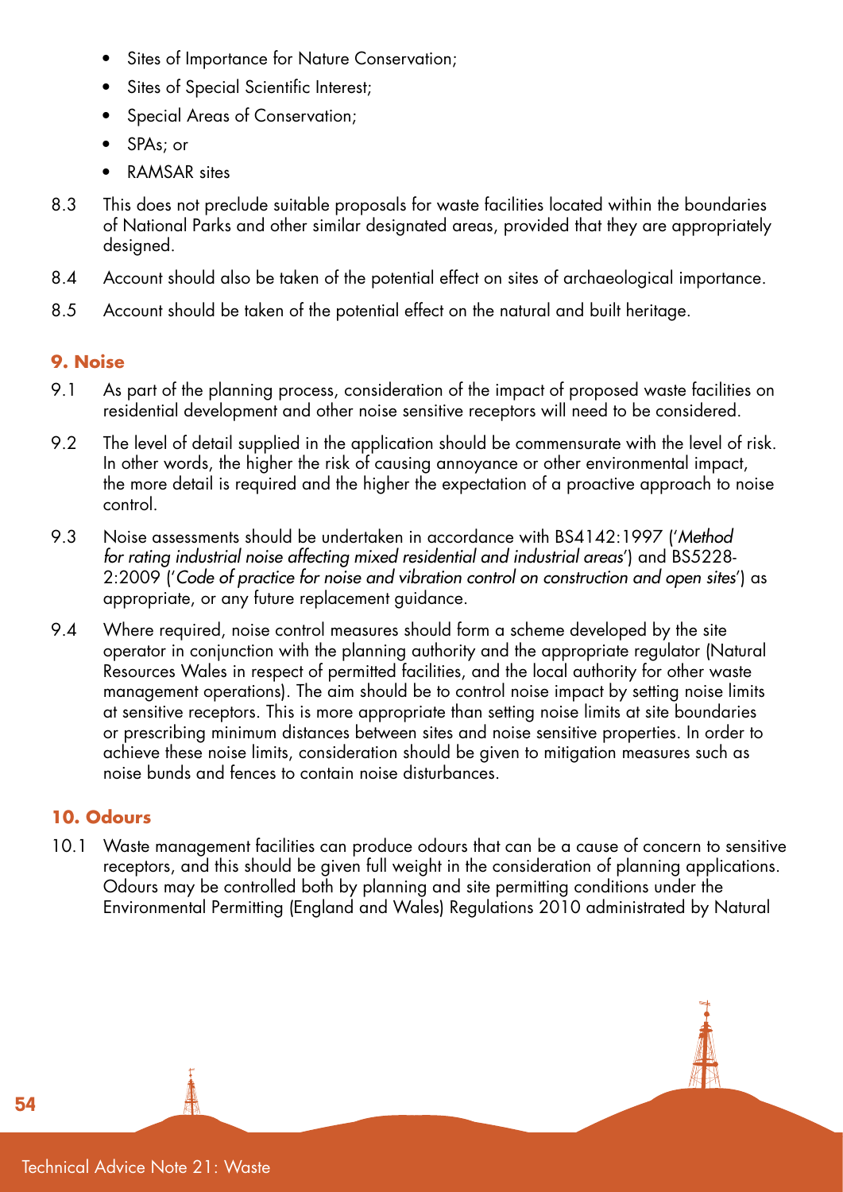- Sites of Importance for Nature Conservation;
- Sites of Special Scientific Interest;
- Special Areas of Conservation;
- SPAs; or
- RAMSAR sites

8.3 This does not preclude suitable proposals for waste facilities located within the boundaries of National Parks and other similar designated areas, provided that they are appropriately designed.

8.4 Account should also be taken of the potential effect on sites of archaeological importance.

8.5 Account should be taken of the potential effect on the natural and built heritage.

## 9. Noise

9.1 As part of the planning process, consideration of the impact of proposed waste facilities on residential development and other noise sensitive receptors will need to be considered.

9.2 The level of detail supplied in the application should be commensurate with the level of risk. In other words, the higher the risk of causing annoyance or other environmental impact, the more detail is required and the higher the expectation of a proactive approach to noise control.

9.3 Noise assessments should be undertaken in accordance with BS4142:1997 ('*Method for rating industrial noise affecting mixed residential and industrial areas*') and BS5228-2:2009 ('*Code of practice for noise and vibration control on construction and open sites*') as appropriate, or any future replacement guidance.

9.4 Where required, noise control measures should form a scheme developed by the site operator in conjunction with the planning authority and the appropriate regulator (Natural Resources Wales in respect of permitted facilities, and the local authority for other waste management operations). The aim should be to control noise impact by setting noise limits at sensitive receptors. This is more appropriate than setting noise limits at site boundaries or prescribing minimum distances between sites and noise sensitive properties. In order to achieve these noise limits, consideration should be given to mitigation measures such as noise bunds and fences to contain noise disturbances.

## 10. Odours

10.1 Waste management facilities can produce odours that can be a cause of concern to sensitive receptors, and this should be given full weight in the consideration of planning applications. Odours may be controlled both by planning and site permitting conditions under the Environmental Permitting (England and Wales) Regulations 2010 administrated by Natural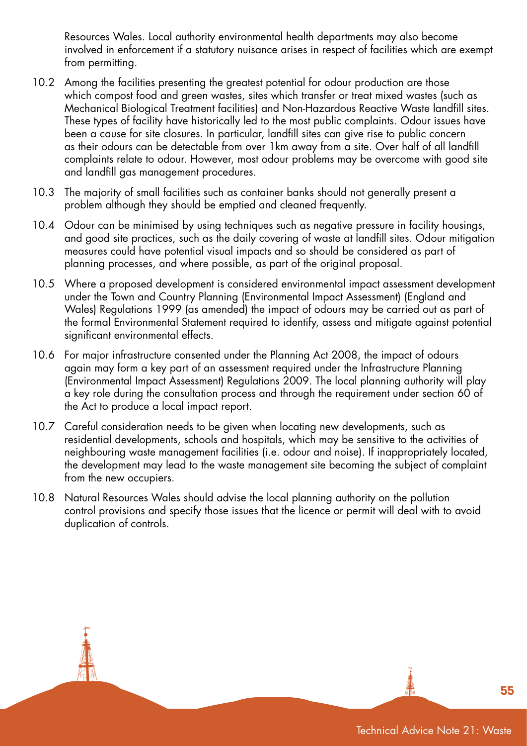Resources Wales. Local authority environmental health departments may also become involved in enforcement if a statutory nuisance arises in respect of facilities which are exempt from permitting.

10.2 Among the facilities presenting the greatest potential for odour production are those which compost food and green wastes, sites which transfer or treat mixed wastes (such as Mechanical Biological Treatment facilities) and Non-Hazardous Reactive Waste landfill sites. These types of facility have historically led to the most public complaints. Odour issues have been a cause for site closures. In particular, landfill sites can give rise to public concern as their odours can be detectable from over 1km away from a site. Over half of all landfill complaints relate to odour. However, most odour problems may be overcome with good site and landfill gas management procedures.

10.3 The majority of small facilities such as container banks should not generally present a problem although they should be emptied and cleaned frequently.

10.4 Odour can be minimised by using techniques such as negative pressure in facility housings, and good site practices, such as the daily covering of waste at landfill sites. Odour mitigation measures could have potential visual impacts and so should be considered as part of planning processes, and where possible, as part of the original proposal.

10.5 Where a proposed development is considered environmental impact assessment development under the Town and Country Planning (Environmental Impact Assessment) (England and Wales) Regulations 1999 (as amended) the impact of odours may be carried out as part of the formal Environmental Statement required to identify, assess and mitigate against potential significant environmental effects.

10.6 For major infrastructure consented under the Planning Act 2008, the impact of odours again may form a key part of an assessment required under the Infrastructure Planning (Environmental Impact Assessment) Regulations 2009. The local planning authority will play a key role during the consultation process and through the requirement under section 60 of the Act to produce a local impact report.

10.7 Careful consideration needs to be given when locating new developments, such as residential developments, schools and hospitals, which may be sensitive to the activities of neighbouring waste management facilities (i.e. odour and noise). If inappropriately located, the development may lead to the waste management site becoming the subject of complaint from the new occupiers.

10.8 Natural Resources Wales should advise the local planning authority on the pollution control provisions and specify those issues that the licence or permit will deal with to avoid duplication of controls.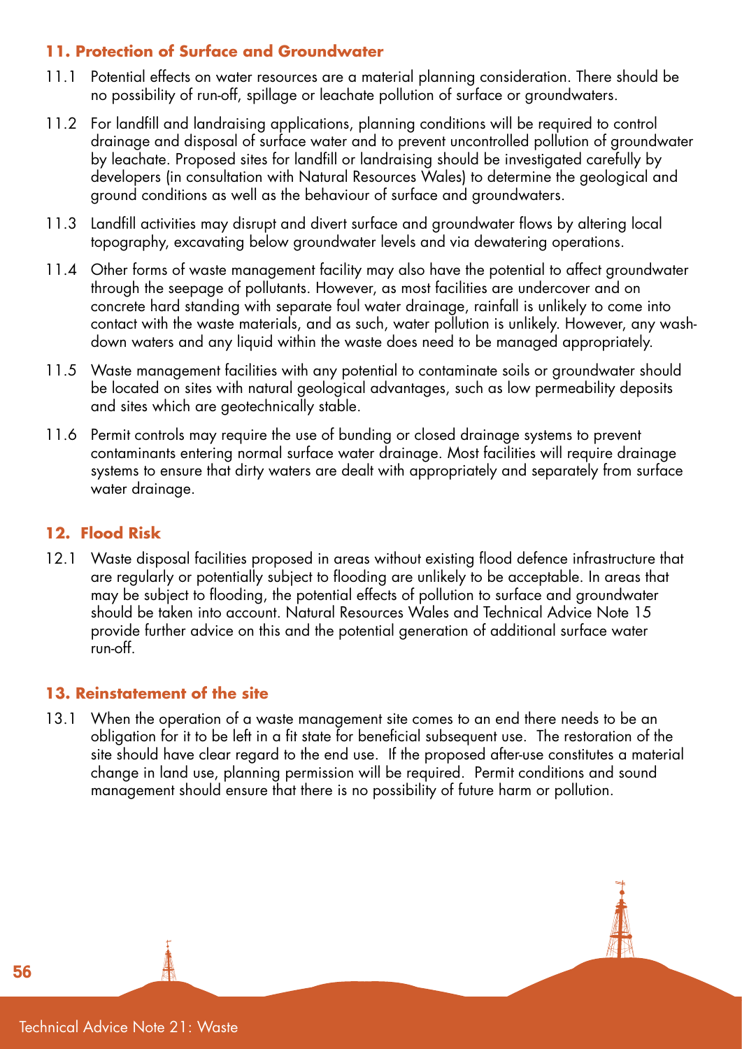### 11. Protection of Surface and Groundwater

11.1 Potential effects on water resources are a material planning consideration. There should be no possibility of run-off, spillage or leachate pollution of surface or groundwaters.

11.2 For landfill and landraising applications, planning conditions will be required to control drainage and disposal of surface water and to prevent uncontrolled pollution of groundwater by leachate. Proposed sites for landfill or landraising should be investigated carefully by developers (in consultation with Natural Resources Wales) to determine the geological and ground conditions as well as the behaviour of surface and groundwaters.

11.3 Landfill activities may disrupt and divert surface and groundwater flows by altering local topography, excavating below groundwater levels and via dewatering operations.

11.4 Other forms of waste management facility may also have the potential to affect groundwater through the seepage of pollutants. However, as most facilities are undercover and on concrete hard standing with separate foul water drainage, rainfall is unlikely to come into contact with the waste materials, and as such, water pollution is unlikely. However, any wash-down waters and any liquid within the waste does need to be managed appropriately.

11.5 Waste management facilities with any potential to contaminate soils or groundwater should be located on sites with natural geological advantages, such as low permeability deposits and sites which are geotechnically stable.

11.6 Permit controls may require the use of bunding or closed drainage systems to prevent contaminants entering normal surface water drainage. Most facilities will require drainage systems to ensure that dirty waters are dealt with appropriately and separately from surface water drainage.

### 12. Flood Risk

12.1 Waste disposal facilities proposed in areas without existing flood defence infrastructure that are regularly or potentially subject to flooding are unlikely to be acceptable. In areas that may be subject to flooding, the potential effects of pollution to surface and groundwater should be taken into account. Natural Resources Wales and Technical Advice Note 15 provide further advice on this and the potential generation of additional surface water run-off.

### 13. Reinstatement of the site

13.1 When the operation of a waste management site comes to an end there needs to be an obligation for it to be left in a fit state for beneficial subsequent use. The restoration of the site should have clear regard to the end use. If the proposed after-use constitutes a material change in land use, planning permission will be required. Permit conditions and sound management should ensure that there is no possibility of future harm or pollution.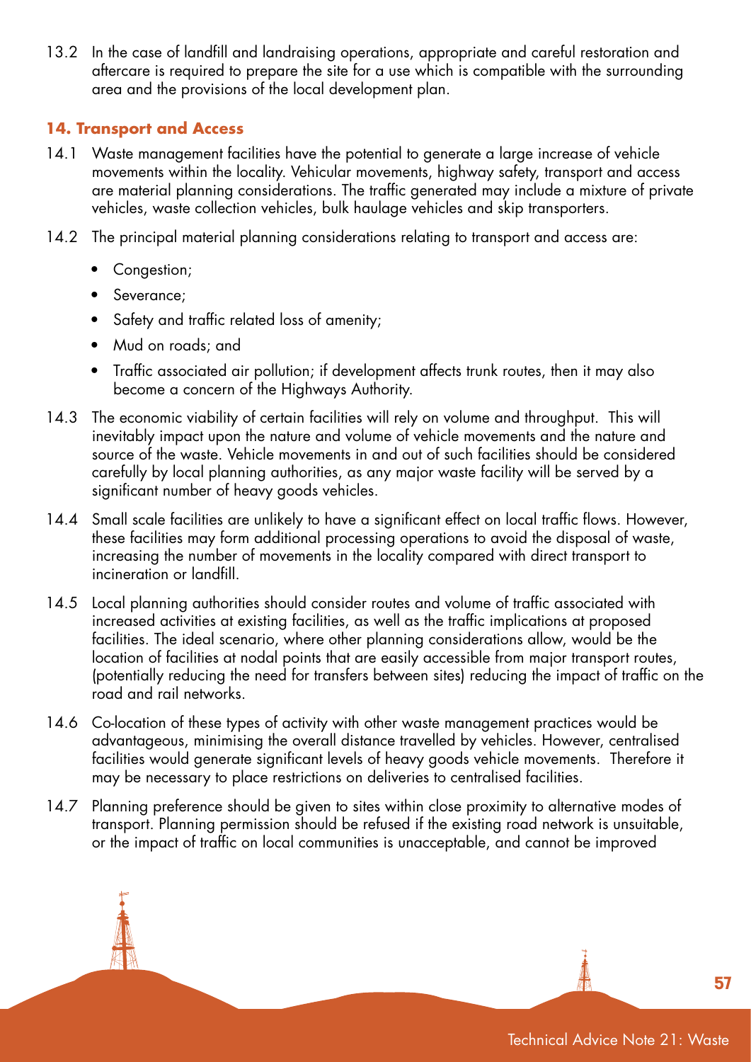13.2 In the case of landfill and landraising operations, appropriate and careful restoration and aftercare is required to prepare the site for a use which is compatible with the surrounding area and the provisions of the local development plan.

### 14. Transport and Access

14.1 Waste management facilities have the potential to generate a large increase of vehicle movements within the locality. Vehicular movements, highway safety, transport and access are material planning considerations. The traffic generated may include a mixture of private vehicles, waste collection vehicles, bulk haulage vehicles and skip transporters.

14.2 The principal material planning considerations relating to transport and access are:

- Congestion;
- Severance;
- Safety and traffic related loss of amenity;
- Mud on roads; and
- Traffic associated air pollution; if development affects trunk routes, then it may also become a concern of the Highways Authority.

14.3 The economic viability of certain facilities will rely on volume and throughput. This will inevitably impact upon the nature and volume of vehicle movements and the nature and source of the waste. Vehicle movements in and out of such facilities should be considered carefully by local planning authorities, as any major waste facility will be served by a significant number of heavy goods vehicles.

14.4 Small scale facilities are unlikely to have a significant effect on local traffic flows. However, these facilities may form additional processing operations to avoid the disposal of waste, increasing the number of movements in the locality compared with direct transport to incineration or landfill.

14.5 Local planning authorities should consider routes and volume of traffic associated with increased activities at existing facilities, as well as the traffic implications at proposed facilities. The ideal scenario, where other planning considerations allow, would be the location of facilities at nodal points that are easily accessible from major transport routes, (potentially reducing the need for transfers between sites) reducing the impact of traffic on the road and rail networks.

14.6 Co-location of these types of activity with other waste management practices would be advantageous, minimising the overall distance travelled by vehicles. However, centralised facilities would generate significant levels of heavy goods vehicle movements. Therefore it may be necessary to place restrictions on deliveries to centralised facilities.

14.7 Planning preference should be given to sites within close proximity to alternative modes of transport. Planning permission should be refused if the existing road network is unsuitable, or the impact of traffic on local communities is unacceptable, and cannot be improved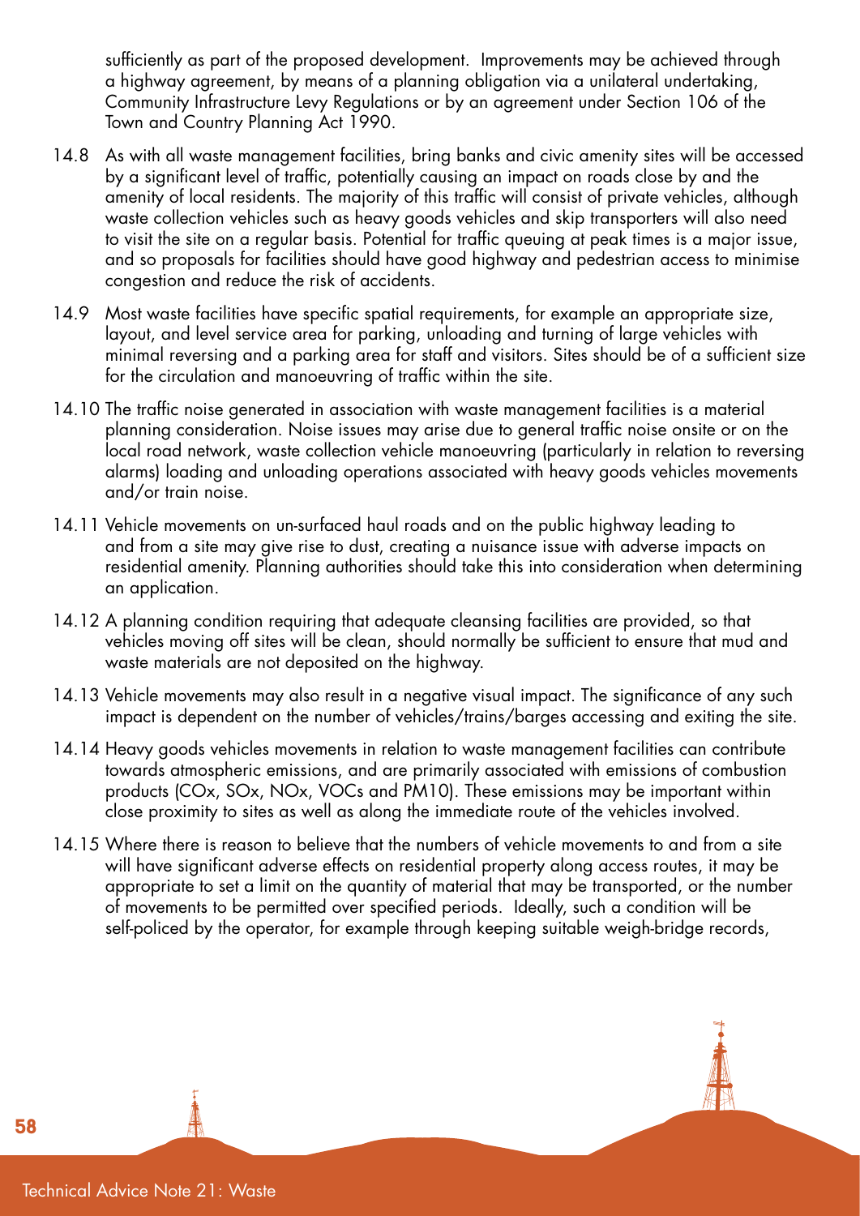sufficiently as part of the proposed development. Improvements may be achieved through a highway agreement, by means of a planning obligation via a unilateral undertaking, Community Infrastructure Levy Regulations or by an agreement under Section 106 of the Town and Country Planning Act 1990.

14.8 As with all waste management facilities, bring banks and civic amenity sites will be accessed by a significant level of traffic, potentially causing an impact on roads close by and the amenity of local residents. The majority of this traffic will consist of private vehicles, although waste collection vehicles such as heavy goods vehicles and skip transporters will also need to visit the site on a regular basis. Potential for traffic queuing at peak times is a major issue, and so proposals for facilities should have good highway and pedestrian access to minimise congestion and reduce the risk of accidents.

14.9 Most waste facilities have specific spatial requirements, for example an appropriate size, layout, and level service area for parking, unloading and turning of large vehicles with minimal reversing and a parking area for staff and visitors. Sites should be of a sufficient size for the circulation and manoeuvring of traffic within the site.

14.10 The traffic noise generated in association with waste management facilities is a material planning consideration. Noise issues may arise due to general traffic noise onsite or on the local road network, waste collection vehicle manoeuvring (particularly in relation to reversing alarms) loading and unloading operations associated with heavy goods vehicles movements and/or train noise.

14.11 Vehicle movements on un-surfaced haul roads and on the public highway leading to and from a site may give rise to dust, creating a nuisance issue with adverse impacts on residential amenity. Planning authorities should take this into consideration when determining an application.

14.12 A planning condition requiring that adequate cleansing facilities are provided, so that vehicles moving off sites will be clean, should normally be sufficient to ensure that mud and waste materials are not deposited on the highway.

14.13 Vehicle movements may also result in a negative visual impact. The significance of any such impact is dependent on the number of vehicles/trains/barges accessing and exiting the site.

14.14 Heavy goods vehicles movements in relation to waste management facilities can contribute towards atmospheric emissions, and are primarily associated with emissions of combustion products ($CO_x$, $SO_x$, $NO_x$, VOCs and $PM_{10}$). These emissions may be important within close proximity to sites as well as along the immediate route of the vehicles involved.

14.15 Where there is reason to believe that the numbers of vehicle movements to and from a site will have significant adverse effects on residential property along access routes, it may be appropriate to set a limit on the quantity of material that may be transported, or the number of movements to be permitted over specified periods. Ideally, such a condition will be self-policed by the operator, for example through keeping suitable weigh-bridge records,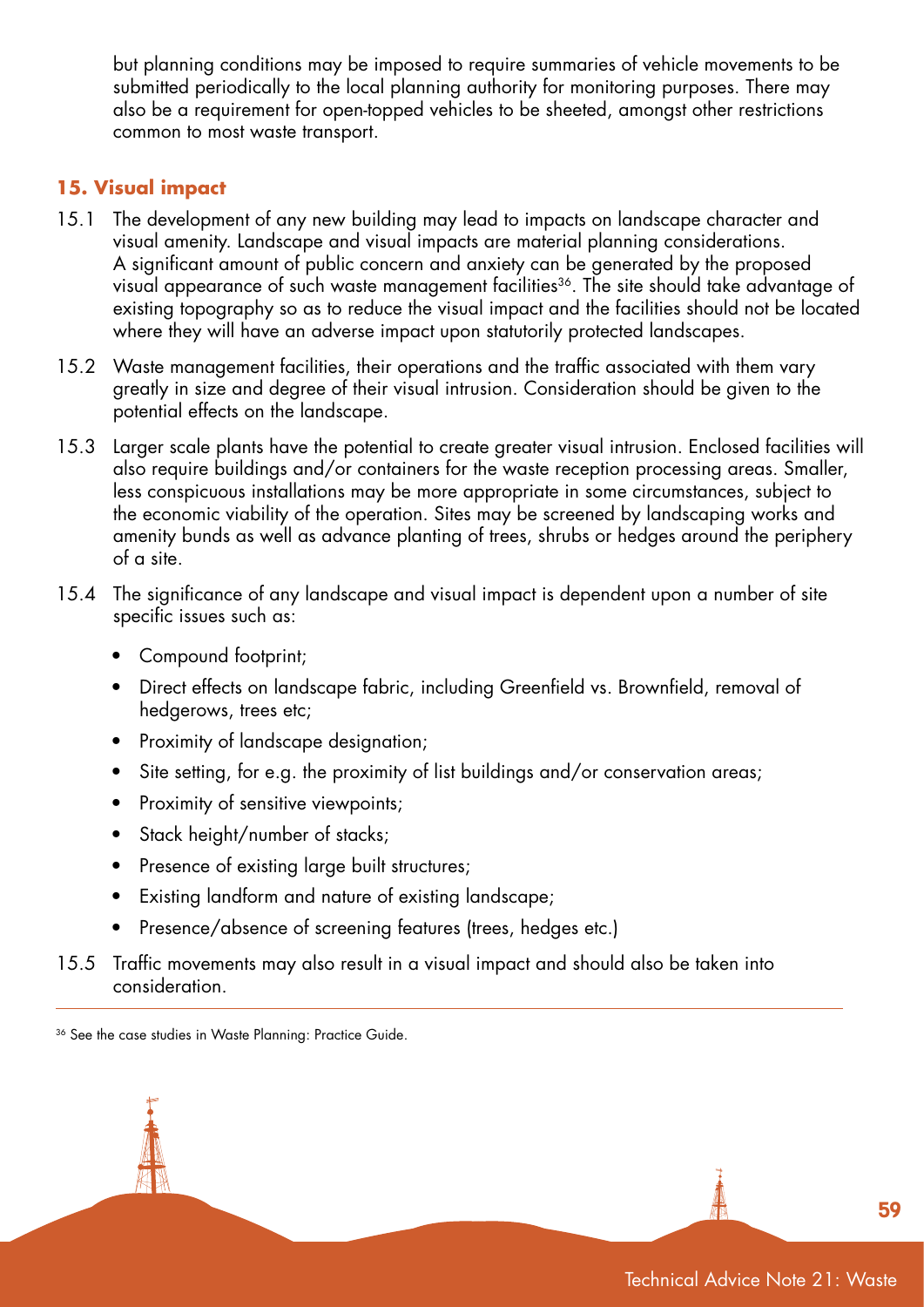but planning conditions may be imposed to require summaries of vehicle movements to be submitted periodically to the local planning authority for monitoring purposes. There may also be a requirement for open-topped vehicles to be sheeted, amongst other restrictions common to most waste transport.

### 15. Visual impact

15.1 The development of any new building may lead to impacts on landscape character and visual amenity. Landscape and visual impacts are material planning considerations. A significant amount of public concern and anxiety can be generated by the proposed visual appearance of such waste management facilities[36]. The site should take advantage of existing topography so as to reduce the visual impact and the facilities should not be located where they will have an adverse impact upon statutorily protected landscapes.

15.2 Waste management facilities, their operations and the traffic associated with them vary greatly in size and degree of their visual intrusion. Consideration should be given to the potential effects on the landscape.

15.3 Larger scale plants have the potential to create greater visual intrusion. Enclosed facilities will also require buildings and/or containers for the waste reception processing areas. Smaller, less conspicuous installations may be more appropriate in some circumstances, subject to the economic viability of the operation. Sites may be screened by landscaping works and amenity bunds as well as advance planting of trees, shrubs or hedges around the periphery of a site.

15.4 The significance of any landscape and visual impact is dependent upon a number of site specific issues such as:

- Compound footprint;
- Direct effects on landscape fabric, including Greenfield vs. Brownfield, removal of hedgerows, trees etc;
- Proximity of landscape designation;
- Site setting, for e.g. the proximity of list buildings and/or conservation areas;
- Proximity of sensitive viewpoints;
- Stack height/number of stacks;
- Presence of existing large built structures;
- Existing landform and nature of existing landscape;
- Presence/absence of screening features (trees, hedges etc.)

15.5 Traffic movements may also result in a visual impact and should also be taken into consideration.

[36] See the case studies in Waste Planning: Practice Guide.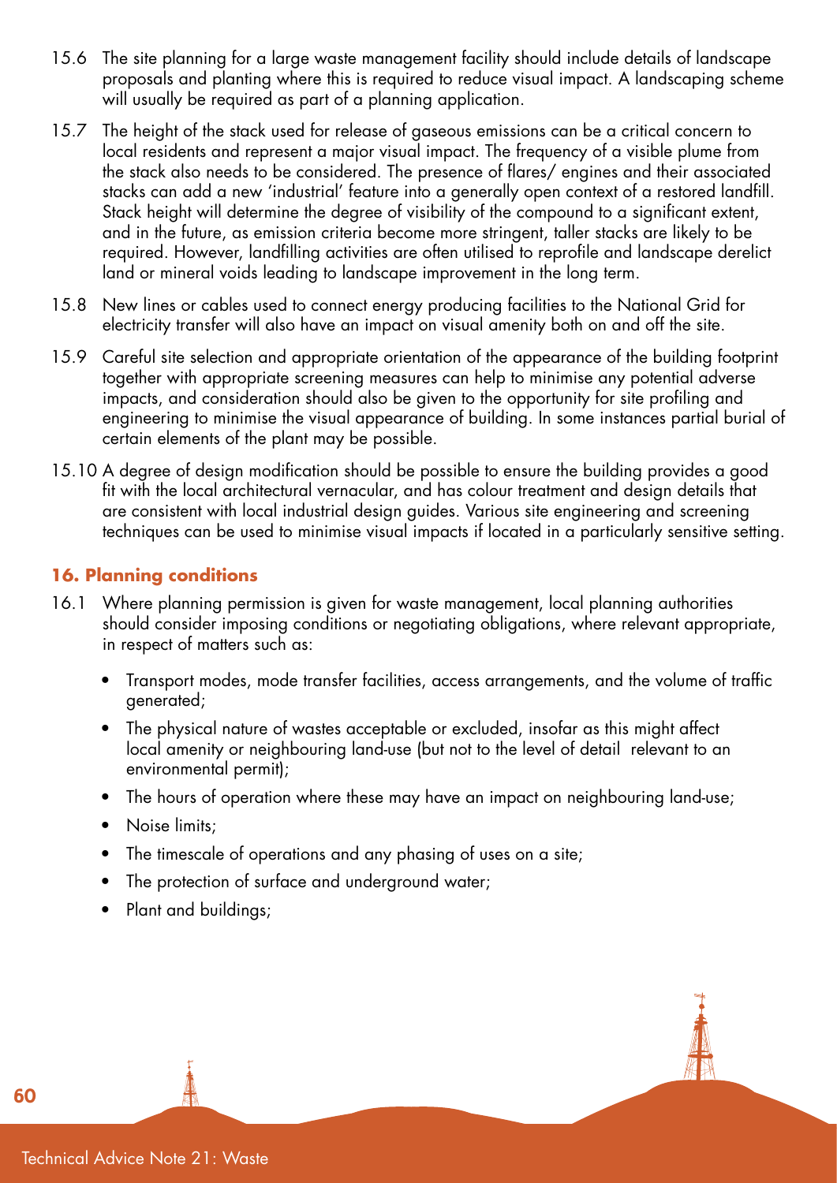15.6 The site planning for a large waste management facility should include details of landscape proposals and planting where this is required to reduce visual impact. A landscaping scheme will usually be required as part of a planning application.

15.7 The height of the stack used for release of gaseous emissions can be a critical concern to local residents and represent a major visual impact. The frequency of a visible plume from the stack also needs to be considered. The presence of flares/ engines and their associated stacks can add a new 'industrial' feature into a generally open context of a restored landfill. Stack height will determine the degree of visibility of the compound to a significant extent, and in the future, as emission criteria become more stringent, taller stacks are likely to be required. However, landfilling activities are often utilised to reprofile and landscape derelict land or mineral voids leading to landscape improvement in the long term.

15.8 New lines or cables used to connect energy producing facilities to the National Grid for electricity transfer will also have an impact on visual amenity both on and off the site.

15.9 Careful site selection and appropriate orientation of the appearance of the building footprint together with appropriate screening measures can help to minimise any potential adverse impacts, and consideration should also be given to the opportunity for site profiling and engineering to minimise the visual appearance of building. In some instances partial burial of certain elements of the plant may be possible.

15.10 A degree of design modification should be possible to ensure the building provides a good fit with the local architectural vernacular, and has colour treatment and design details that are consistent with local industrial design guides. Various site engineering and screening techniques can be used to minimise visual impacts if located in a particularly sensitive setting.

## 16. Planning conditions

16.1 Where planning permission is given for waste management, local planning authorities should consider imposing conditions or negotiating obligations, where relevant appropriate, in respect of matters such as:

- Transport modes, mode transfer facilities, access arrangements, and the volume of traffic generated;
- The physical nature of wastes acceptable or excluded, insofar as this might affect local amenity or neighbouring land-use (but not to the level of detail relevant to an environmental permit);
- The hours of operation where these may have an impact on neighbouring land-use;
- Noise limits;
- The timescale of operations and any phasing of uses on a site;
- The protection of surface and underground water;
- Plant and buildings;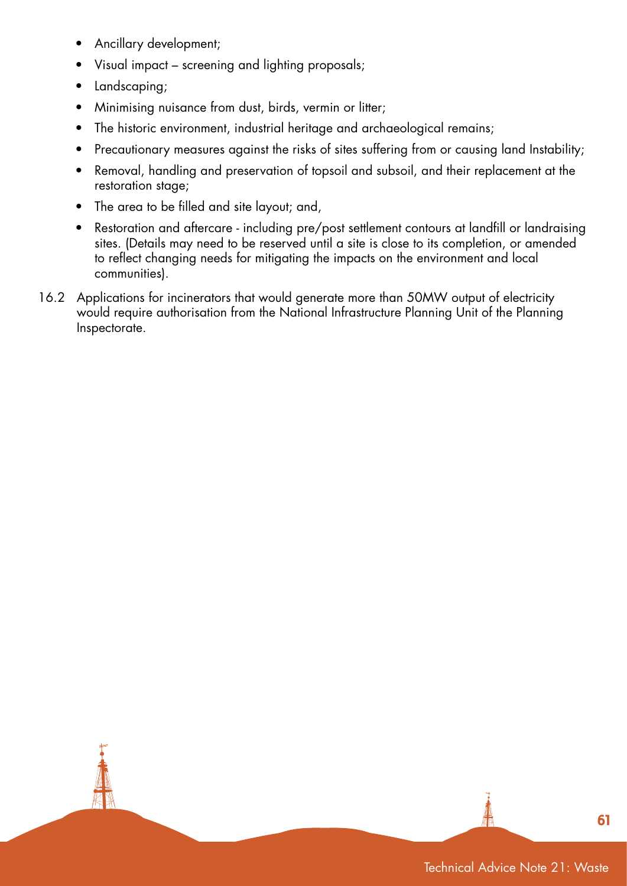- Ancillary development;
- Visual impact – screening and lighting proposals;
- Landscaping;
- Minimising nuisance from dust, birds, vermin or litter;
- The historic environment, industrial heritage and archaeological remains;
- Precautionary measures against the risks of sites suffering from or causing land Instability;
- Removal, handling and preservation of topsoil and subsoil, and their replacement at the restoration stage;
- The area to be filled and site layout; and,
- Restoration and aftercare - including pre/post settlement contours at landfill or landraising sites. (Details may need to be reserved until a site is close to its completion, or amended to reflect changing needs for mitigating the impacts on the environment and local communities).

16.2 Applications for incinerators that would generate more than 50MW output of electricity would require authorisation from the National Infrastructure Planning Unit of the Planning Inspectorate.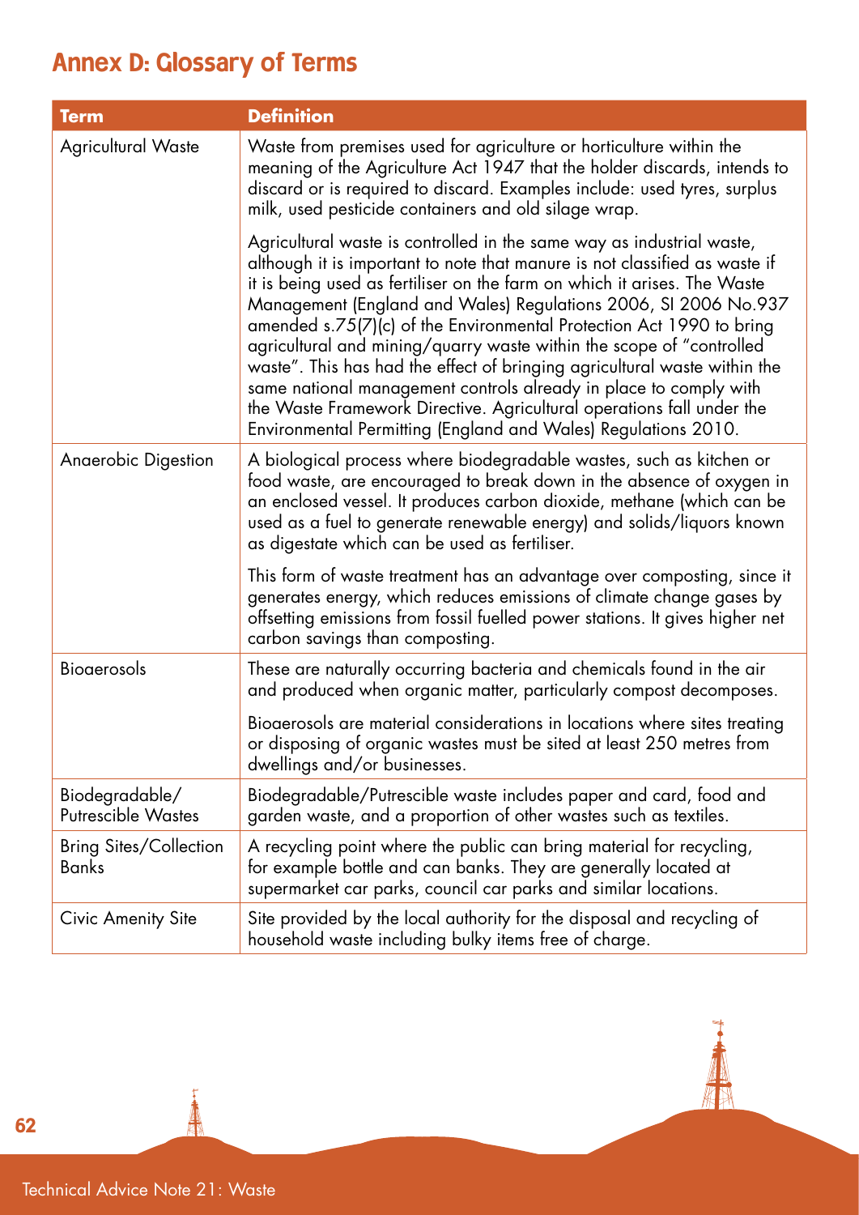## Annex D: Glossary of Terms

| Term | Definition |
|---|---|
| Agricultural Waste | Waste from premises used for agriculture or horticulture within the meaning of the Agriculture Act 1947 that the holder discards, intends to discard or is required to discard. Examples include: used tyres, surplus milk, used pesticide containers and old silage wrap.<br><br>Agricultural waste is controlled in the same way as industrial waste, although it is important to note that manure is not classified as waste if it is being used as fertiliser on the farm on which it arises. The Waste Management (England and Wales) Regulations 2006, SI 2006 No.937 amended s.75(7)(c) of the Environmental Protection Act 1990 to bring agricultural and mining/quarry waste within the scope of "controlled waste". This has had the effect of bringing agricultural waste within the same national management controls already in place to comply with the Waste Framework Directive. Agricultural operations fall under the Environmental Permitting (England and Wales) Regulations 2010. |
| Anaerobic Digestion | A biological process where biodegradable wastes, such as kitchen or food waste, are encouraged to break down in the absence of oxygen in an enclosed vessel. It produces carbon dioxide, methane (which can be used as a fuel to generate renewable energy) and solids/liquors known as digestate which can be used as fertiliser.<br><br>This form of waste treatment has an advantage over composting, since it generates energy, which reduces emissions of climate change gases by offsetting emissions from fossil fuelled power stations. It gives higher net carbon savings than composting. |
| Bioaerosols | These are naturally occurring bacteria and chemicals found in the air and produced when organic matter, particularly compost decomposes.<br><br>Bioaerosols are material considerations in locations where sites treating or disposing of organic wastes must be sited at least 250 metres from dwellings and/or businesses. |
| Biodegradable/ Putrescible Wastes | Biodegradable/Putrescible waste includes paper and card, food and garden waste, and a proportion of other wastes such as textiles. |
| Bring Sites/Collection Banks | A recycling point where the public can bring material for recycling, for example bottle and can banks. They are generally located at supermarket car parks, council car parks and similar locations. |
| Civic Amenity Site | Site provided by the local authority for the disposal and recycling of household waste including bulky items free of charge. |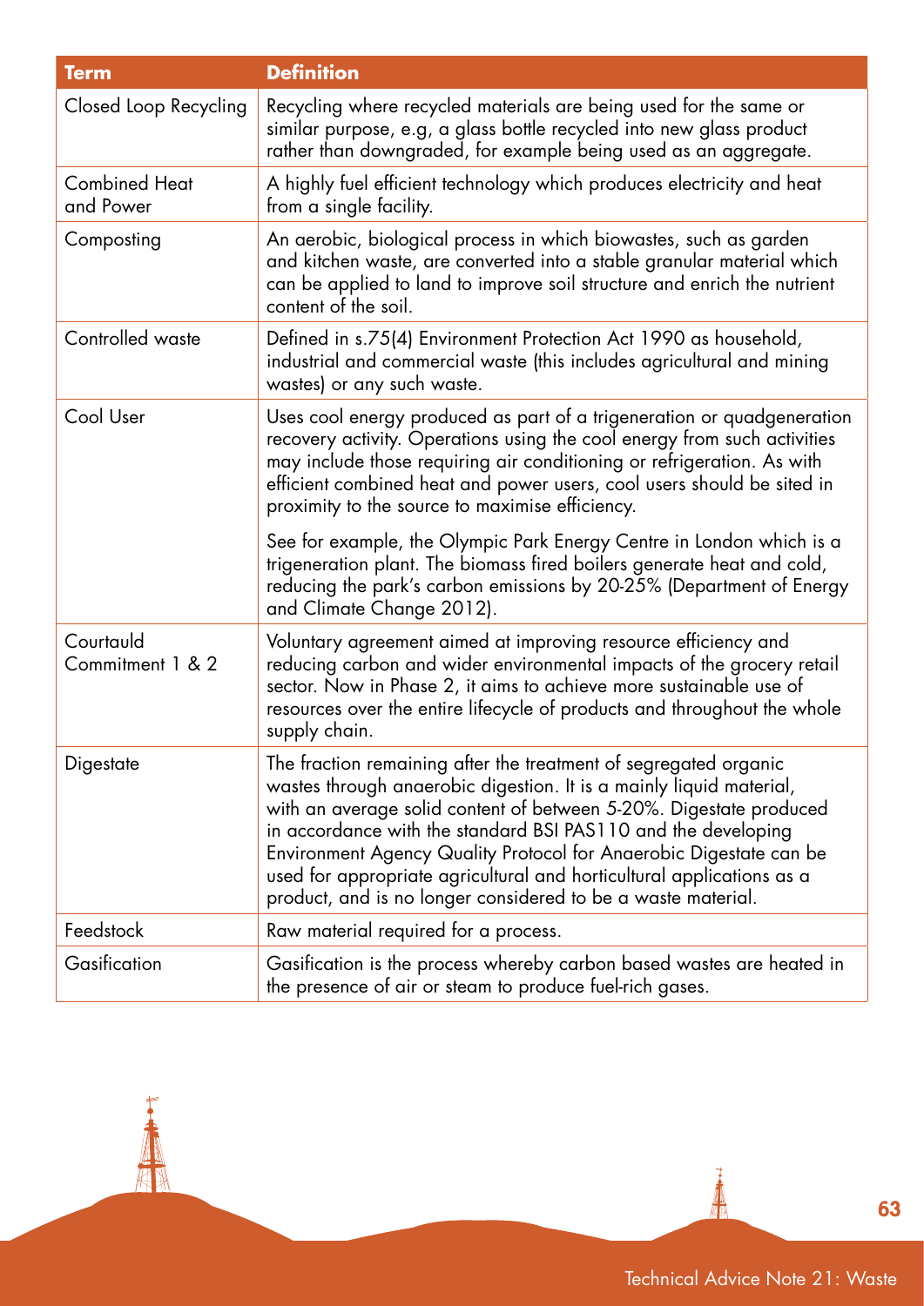| Term | Definition |
| --- | --- |
| Closed Loop Recycling | Recycling where recycled materials are being used for the same or similar purpose, e.g, a glass bottle recycled into new glass product rather than downgraded, for example being used as an aggregate. |
| Combined Heat and Power | A highly fuel efficient technology which produces electricity and heat from a single facility. |
| Composting | An aerobic, biological process in which biowastes, such as garden and kitchen waste, are converted into a stable granular material which can be applied to land to improve soil structure and enrich the nutrient content of the soil. |
| Controlled waste | Defined in s.75(4) Environment Protection Act 1990 as household, industrial and commercial waste (this includes agricultural and mining wastes) or any such waste. |
| Cool User | Uses cool energy produced as part of a trigeneration or quadgeneration recovery activity. Operations using the cool energy from such activities may include those requiring air conditioning or refrigeration. As with efficient combined heat and power users, cool users should be sited in proximity to the source to maximise efficiency.<br><br>See for example, the Olympic Park Energy Centre in London which is a trigeneration plant. The biomass fired boilers generate heat and cold, reducing the park's carbon emissions by 20-25% (Department of Energy and Climate Change 2012). |
| Courtauld Commitment 1 & 2 | Voluntary agreement aimed at improving resource efficiency and reducing carbon and wider environmental impacts of the grocery retail sector. Now in Phase 2, it aims to achieve more sustainable use of resources over the entire lifecycle of products and throughout the whole supply chain. |
| Digestate | The fraction remaining after the treatment of segregated organic wastes through anaerobic digestion. It is a mainly liquid material, with an average solid content of between 5-20%. Digestate produced in accordance with the standard BSI PAS110 and the developing Environment Agency Quality Protocol for Anaerobic Digestate can be used for appropriate agricultural and horticultural applications as a product, and is no longer considered to be a waste material. |
| Feedstock | Raw material required for a process. |
| Gasification | Gasification is the process whereby carbon based wastes are heated in the presence of air or steam to produce fuel-rich gases. |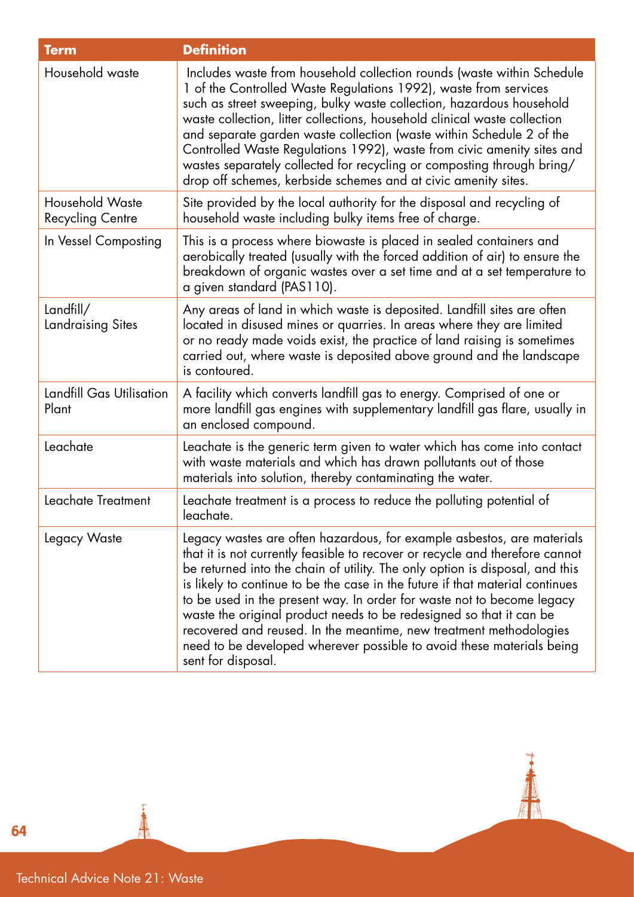| Term | Definition |
|---|---|
| Household waste | Includes waste from household collection rounds (waste within Schedule 1 of the Controlled Waste Regulations 1992), waste from services such as street sweeping, bulky waste collection, hazardous household waste collection, litter collections, household clinical waste collection and separate garden waste collection (waste within Schedule 2 of the Controlled Waste Regulations 1992), waste from civic amenity sites and wastes separately collected for recycling or composting through bring/drop off schemes, kerbside schemes and at civic amenity sites. |
| Household Waste Recycling Centre | Site provided by the local authority for the disposal and recycling of household waste including bulky items free of charge. |
| In Vessel Composting | This is a process where biowaste is placed in sealed containers and aerobically treated (usually with the forced addition of air) to ensure the breakdown of organic wastes over a set time and at a set temperature to a given standard (PAS110). |
| Landfill/ Landraising Sites | Any areas of land in which waste is deposited. Landfill sites are often located in disused mines or quarries. In areas where they are limited or no ready made voids exist, the practice of land raising is sometimes carried out, where waste is deposited above ground and the landscape is contoured. |
| Landfill Gas Utilisation Plant | A facility which converts landfill gas to energy. Comprised of one or more landfill gas engines with supplementary landfill gas flare, usually in an enclosed compound. |
| Leachate | Leachate is the generic term given to water which has come into contact with waste materials and which has drawn pollutants out of those materials into solution, thereby contaminating the water. |
| Leachate Treatment | Leachate treatment is a process to reduce the polluting potential of leachate. |
| Legacy Waste | Legacy wastes are often hazardous, for example asbestos, are materials that it is not currently feasible to recover or recycle and therefore cannot be returned into the chain of utility. The only option is disposal, and this is likely to continue to be the case in the future if that material continues to be used in the present way. In order for waste not to become legacy waste the original product needs to be redesigned so that it can be recovered and reused. In the meantime, new treatment methodologies need to be developed wherever possible to avoid these materials being sent for disposal. |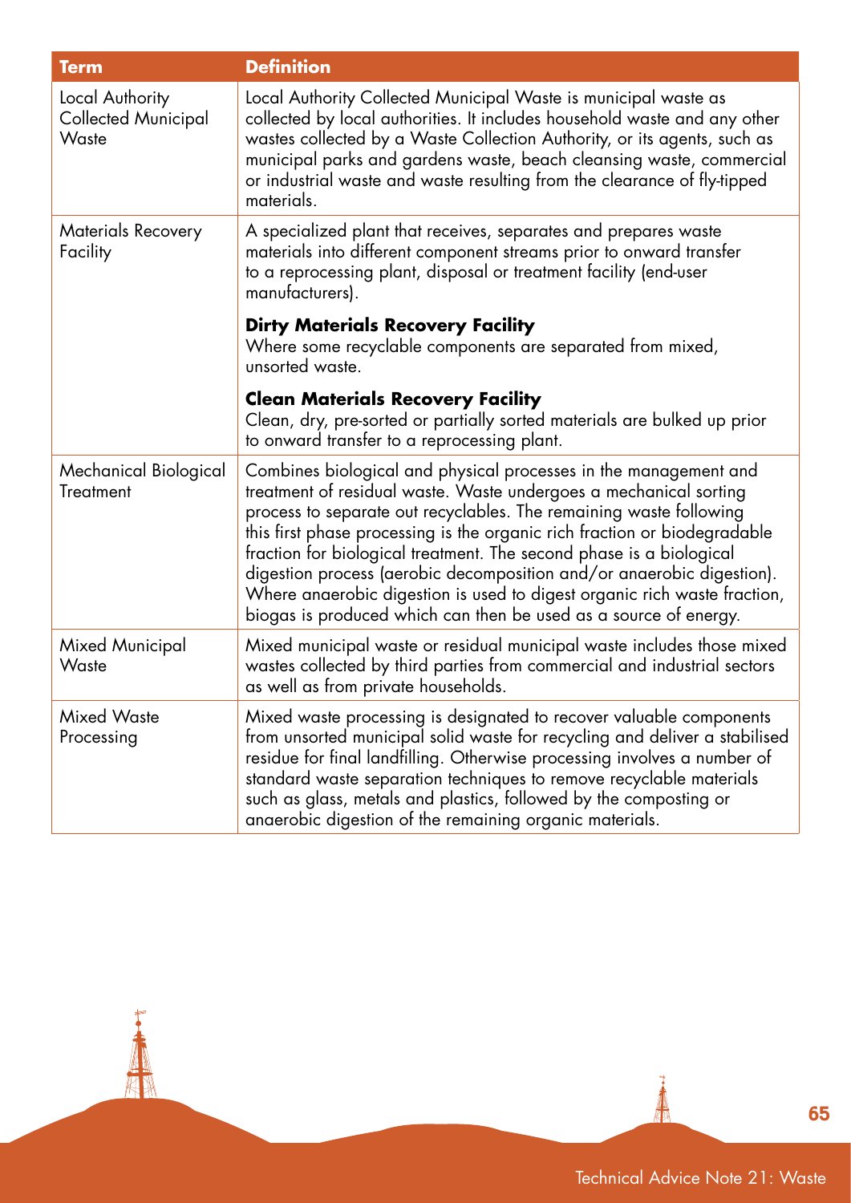| Term | Definition |
|---|---|
| Local Authority Collected Municipal Waste | Local Authority Collected Municipal Waste is municipal waste as collected by local authorities. It includes household waste and any other wastes collected by a Waste Collection Authority, or its agents, such as municipal parks and gardens waste, beach cleansing waste, commercial or industrial waste and waste resulting from the clearance of fly-tipped materials. |
| Materials Recovery Facility | A specialized plant that receives, separates and prepares waste materials into different component streams prior to onward transfer to a reprocessing plant, disposal or treatment facility (end-user manufacturers).<br><br>**Dirty Materials Recovery Facility**<br>Where some recyclable components are separated from mixed, unsorted waste.<br><br>**Clean Materials Recovery Facility**<br>Clean, dry, pre-sorted or partially sorted materials are bulked up prior to onward transfer to a reprocessing plant. |
| Mechanical Biological Treatment | Combines biological and physical processes in the management and treatment of residual waste. Waste undergoes a mechanical sorting process to separate out recyclables. The remaining waste following this first phase processing is the organic rich fraction or biodegradable fraction for biological treatment. The second phase is a biological digestion process (aerobic decomposition and/or anaerobic digestion). Where anaerobic digestion is used to digest organic rich waste fraction, biogas is produced which can then be used as a source of energy. |
| Mixed Municipal Waste | Mixed municipal waste or residual municipal waste includes those mixed wastes collected by third parties from commercial and industrial sectors as well as from private households. |
| Mixed Waste Processing | Mixed waste processing is designated to recover valuable components from unsorted municipal solid waste for recycling and deliver a stabilised residue for final landfilling. Otherwise processing involves a number of standard waste separation techniques to remove recyclable materials such as glass, metals and plastics, followed by the composting or anaerobic digestion of the remaining organic materials. |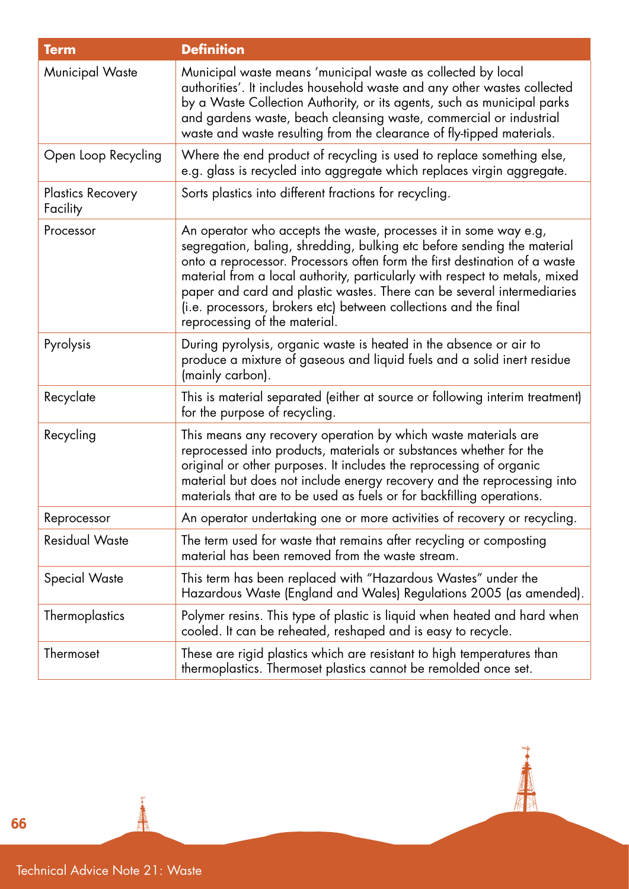| Term | Definition |
|---|---|
| Municipal Waste | Municipal waste means 'municipal waste as collected by local authorities'. It includes household waste and any other wastes collected by a Waste Collection Authority, or its agents, such as municipal parks and gardens waste, beach cleansing waste, commercial or industrial waste and waste resulting from the clearance of fly-tipped materials. |
| Open Loop Recycling | Where the end product of recycling is used to replace something else, e.g. glass is recycled into aggregate which replaces virgin aggregate. |
| Plastics Recovery Facility | Sorts plastics into different fractions for recycling. |
| Processor | An operator who accepts the waste, processes it in some way e.g, segregation, baling, shredding, bulking etc before sending the material onto a reprocessor. Processors often form the first destination of a waste material from a local authority, particularly with respect to metals, mixed paper and card and plastic wastes. There can be several intermediaries (i.e. processors, brokers etc) between collections and the final reprocessing of the material. |
| Pyrolysis | During pyrolysis, organic waste is heated in the absence or air to produce a mixture of gaseous and liquid fuels and a solid inert residue (mainly carbon). |
| Recyclate | This is material separated (either at source or following interim treatment) for the purpose of recycling. |
| Recycling | This means any recovery operation by which waste materials are reprocessed into products, materials or substances whether for the original or other purposes. It includes the reprocessing of organic material but does not include energy recovery and the reprocessing into materials that are to be used as fuels or for backfilling operations. |
| Reprocessor | An operator undertaking one or more activities of recovery or recycling. |
| Residual Waste | The term used for waste that remains after recycling or composting material has been removed from the waste stream. |
| Special Waste | This term has been replaced with "Hazardous Wastes" under the Hazardous Waste (England and Wales) Regulations 2005 (as amended). |
| Thermoplastics | Polymer resins. This type of plastic is liquid when heated and hard when cooled. It can be reheated, reshaped and is easy to recycle. |
| Thermoset | These are rigid plastics which are resistant to high temperatures than thermoplastics. Thermoset plastics cannot be remolded once set. |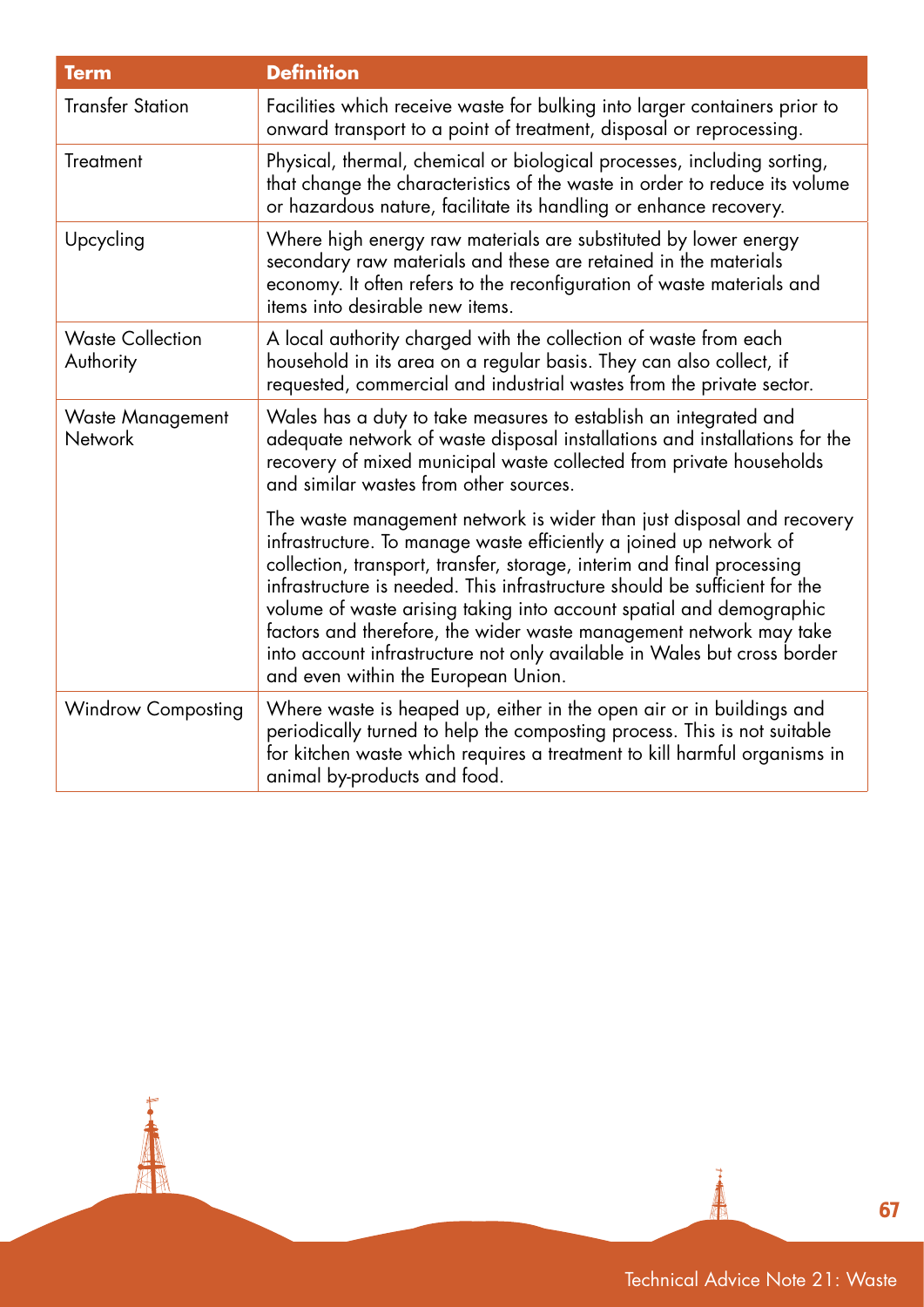| Term | Definition |
| --- | --- |
| Transfer Station | Facilities which receive waste for bulking into larger containers prior to onward transport to a point of treatment, disposal or reprocessing. |
| Treatment | Physical, thermal, chemical or biological processes, including sorting, that change the characteristics of the waste in order to reduce its volume or hazardous nature, facilitate its handling or enhance recovery. |
| Upcycling | Where high energy raw materials are substituted by lower energy secondary raw materials and these are retained in the materials economy. It often refers to the reconfiguration of waste materials and items into desirable new items. |
| Waste Collection Authority | A local authority charged with the collection of waste from each household in its area on a regular basis. They can also collect, if requested, commercial and industrial wastes from the private sector. |
| Waste Management Network | Wales has a duty to take measures to establish an integrated and adequate network of waste disposal installations and installations for the recovery of mixed municipal waste collected from private households and similar wastes from other sources.<br><br>The waste management network is wider than just disposal and recovery infrastructure. To manage waste efficiently a joined up network of collection, transport, transfer, storage, interim and final processing infrastructure is needed. This infrastructure should be sufficient for the volume of waste arising taking into account spatial and demographic factors and therefore, the wider waste management network may take into account infrastructure not only available in Wales but cross border and even within the European Union. |
| Windrow Composting | Where waste is heaped up, either in the open air or in buildings and periodically turned to help the composting process. This is not suitable for kitchen waste which requires a treatment to kill harmful organisms in animal by-products and food. |